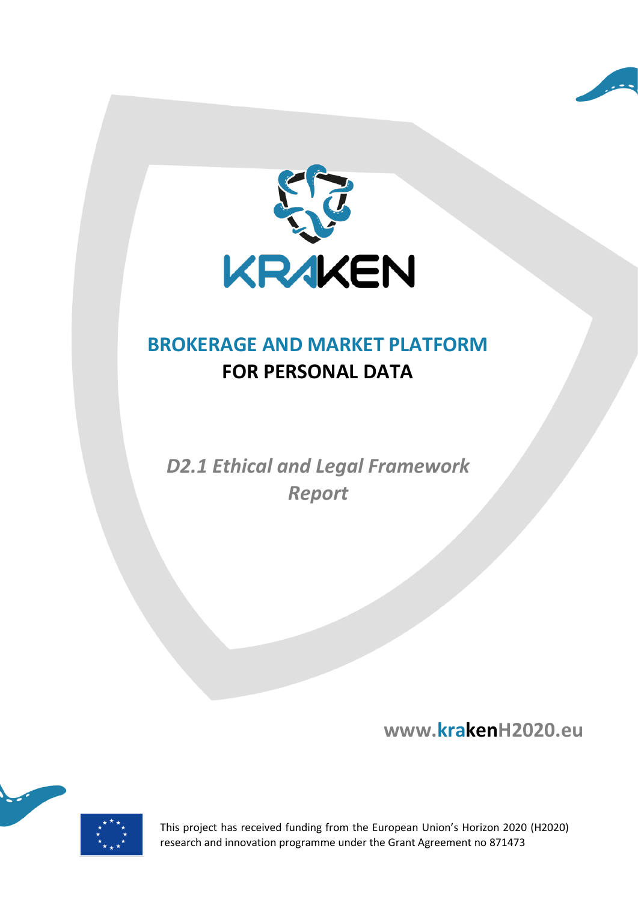# KRAKEN

## BROKERAGE AND MARKET PLATFORM FOR PERSONAL DATA

*D2.1 Ethical and Legal Framework Report*

**www.krakenH2020.eu**

This project has received funding from the European Union's Horizon 2020 (H2020) research and innovation programme under the Grant Agreement no 871473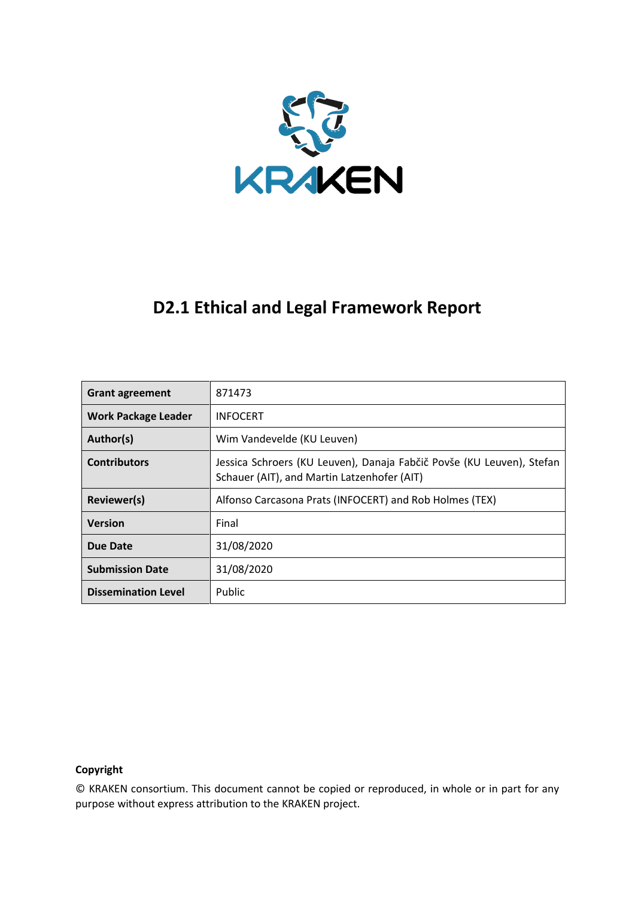# D2.1 Ethical and Legal Framework Report

| Grant agreement | 871473 |
| --- | --- |
| Work Package Leader | INFOCERT |
| Author(s) | Wim Vandevelde (KU Leuven) |
| Contributors | Jessica Schroers (KU Leuven), Danaja Fabčič Povše (KU Leuven), Stefan Schauer (AIT), and Martin Latzenhofer (AIT) |
| Reviewer(s) | Alfonso Carcasona Prats (INFOCERT) and Rob Holmes (TEX) |
| Version | Final |
| Due Date | 31/08/2020 |
| Submission Date | 31/08/2020 |
| Dissemination Level | Public |

**Copyright**

© KRAKEN consortium. This document cannot be copied or reproduced, in whole or in part for any purpose without express attribution to the KRAKEN project.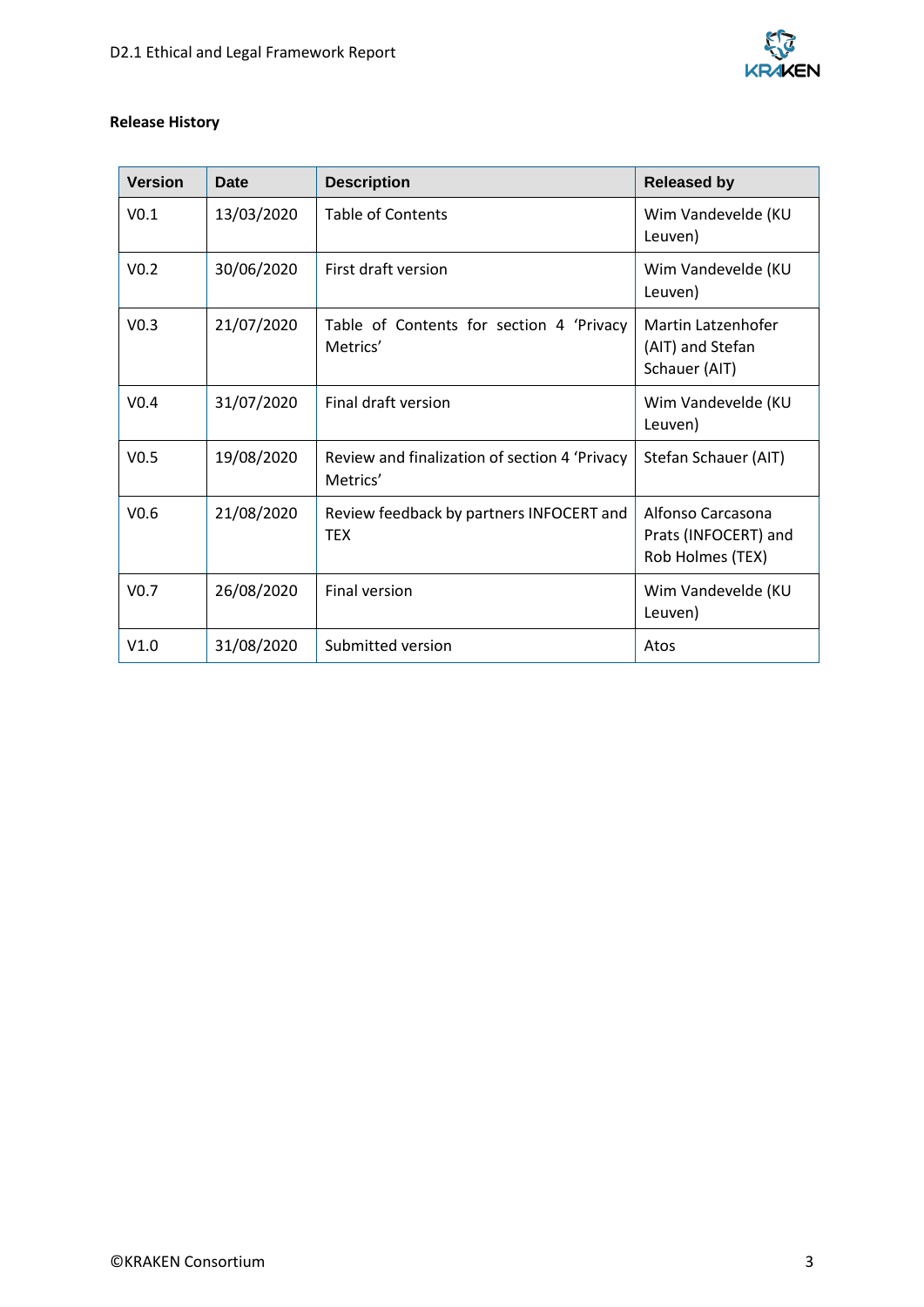**Release History**

| Version | Date | Description | Released by |
| --- | --- | --- | --- |
| V0.1 | 13/03/2020 | Table of Contents | Wim Vandevelde (KU Leuven) |
| V0.2 | 30/06/2020 | First draft version | Wim Vandevelde (KU Leuven) |
| V0.3 | 21/07/2020 | Table of Contents for section 4 'Privacy Metrics' | Martin Latzenhofer (AIT) and Stefan Schauer (AIT) |
| V0.4 | 31/07/2020 | Final draft version | Wim Vandevelde (KU Leuven) |
| V0.5 | 19/08/2020 | Review and finalization of section 4 'Privacy Metrics' | Stefan Schauer (AIT) |
| V0.6 | 21/08/2020 | Review feedback by partners INFOCERT and TEX | Alfonso Carcasona Prats (INFOCERT) and Rob Holmes (TEX) |
| V0.7 | 26/08/2020 | Final version | Wim Vandevelde (KU Leuven) |
| V1.0 | 31/08/2020 | Submitted version | Atos |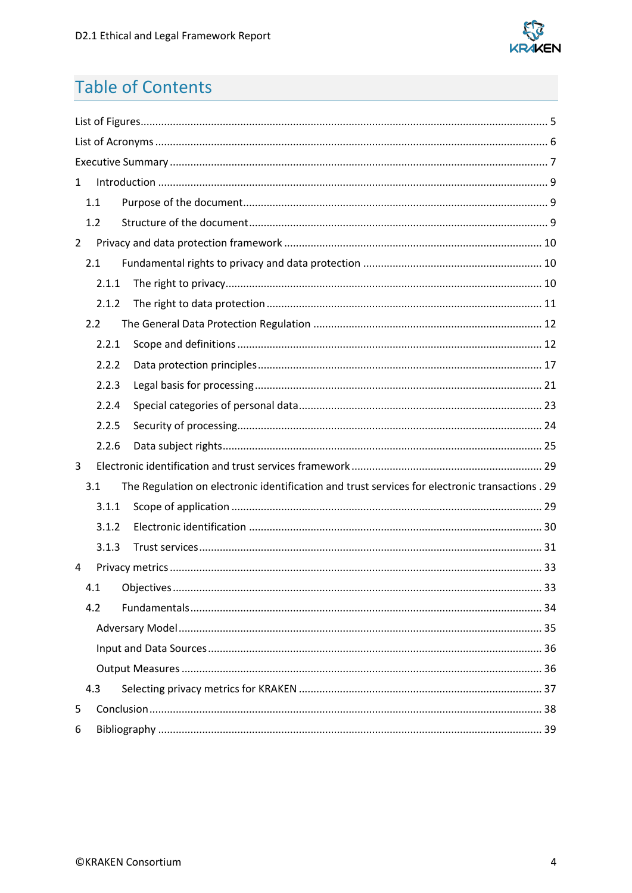# Table of Contents

List of Figures ........................................................................................................................................ 5

List of Acronyms ...................................................................................................................................... 6

Executive Summary .................................................................................................................................. 7

1 Introduction ......................................................................................................................................... 9

  1.1 Purpose of the document................................................................................................................. 9

  1.2 Structure of the document................................................................................................................ 9

2 Privacy and data protection framework .............................................................................................. 10

  2.1 Fundamental rights to privacy and data protection ......................................................................... 10

    2.1.1 The right to privacy.................................................................................................................... 10

    2.1.2 The right to data protection ....................................................................................................... 11

  2.2 The General Data Protection Regulation ......................................................................................... 12

    2.2.1 Scope and definitions ................................................................................................................ 12

    2.2.2 Data protection principles.......................................................................................................... 17

    2.2.3 Legal basis for processing........................................................................................................... 21

    2.2.4 Special categories of personal data............................................................................................. 23

    2.2.5 Security of processing................................................................................................................. 24

    2.2.6 Data subject rights...................................................................................................................... 25

3 Electronic identification and trust services framework ....................................................................... 29

  3.1 The Regulation on electronic identification and trust services for electronic transactions . 29

    3.1.1 Scope of application .................................................................................................................. 29

    3.1.2 Electronic identification ............................................................................................................. 30

    3.1.3 Trust services.............................................................................................................................. 31

4 Privacy metrics ..................................................................................................................................... 33

  4.1 Objectives......................................................................................................................................... 33

  4.2 Fundamentals.................................................................................................................................... 34

    Adversary Model.................................................................................................................................. 35

    Input and Data Sources........................................................................................................................ 36

    Output Measures ................................................................................................................................. 36

  4.3 Selecting privacy metrics for KRAKEN ............................................................................................. 37

5 Conclusion............................................................................................................................................. 38

6 Bibliography ......................................................................................................................................... 39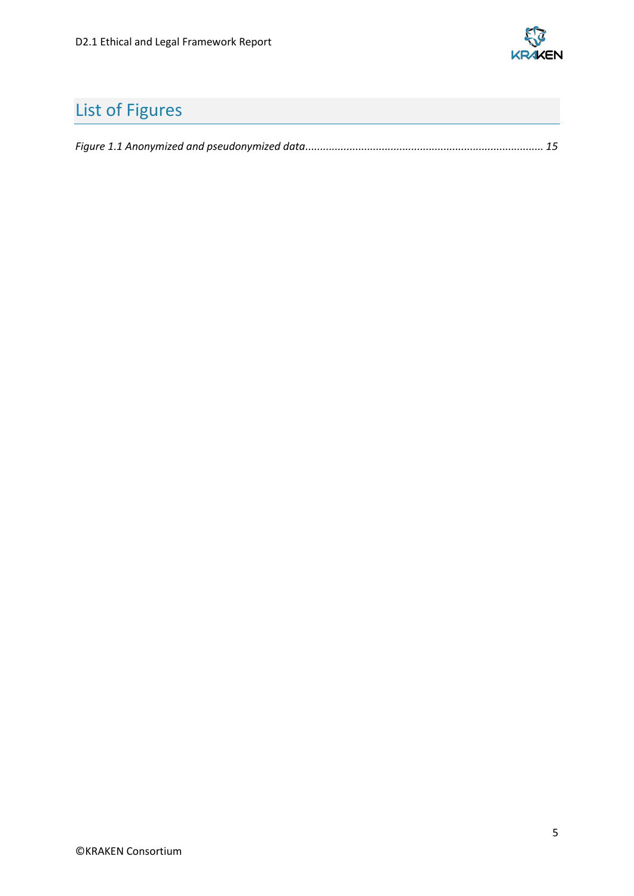# List of Figures

*Figure 1.1 Anonymized and pseudonymized data................................................................................ 15*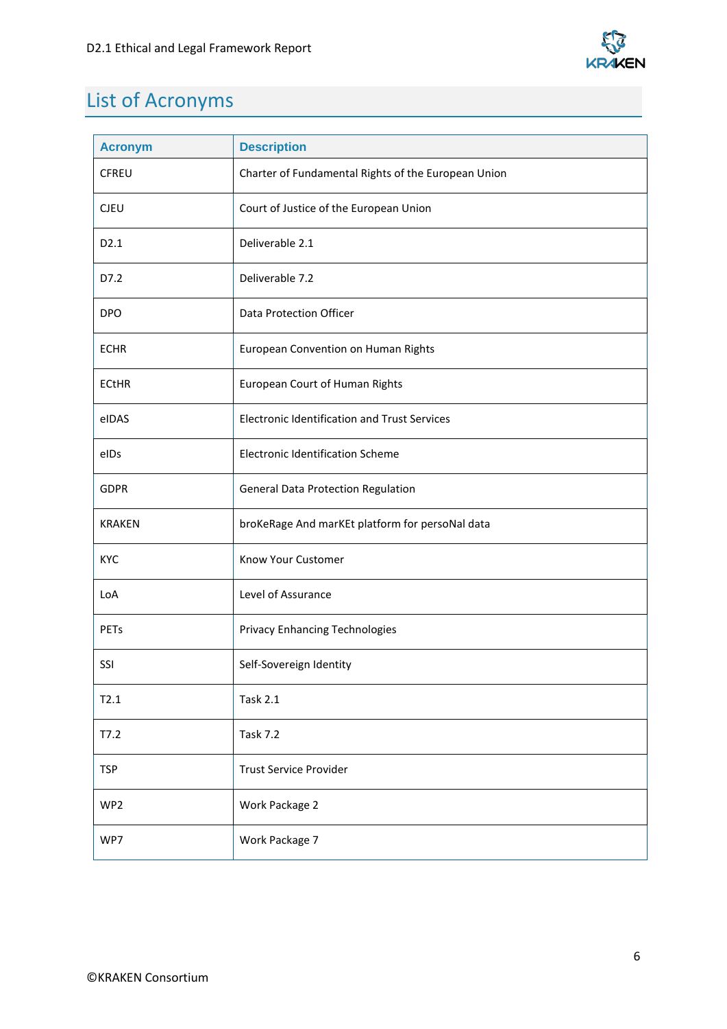## List of Acronyms

| Acronym | Description |
|---|---|
| CFREU | Charter of Fundamental Rights of the European Union |
| CJEU | Court of Justice of the European Union |
| D2.1 | Deliverable 2.1 |
| D7.2 | Deliverable 7.2 |
| DPO | Data Protection Officer |
| ECHR | European Convention on Human Rights |
| ECtHR | European Court of Human Rights |
| eIDAS | Electronic Identification and Trust Services |
| eIDs | Electronic Identification Scheme |
| GDPR | General Data Protection Regulation |
| KRAKEN | broKeRage And marKEt platform for persoNal data |
| KYC | Know Your Customer |
| LoA | Level of Assurance |
| PETs | Privacy Enhancing Technologies |
| SSI | Self-Sovereign Identity |
| T2.1 | Task 2.1 |
| T7.2 | Task 7.2 |
| TSP | Trust Service Provider |
| WP2 | Work Package 2 |
| WP7 | Work Package 7 |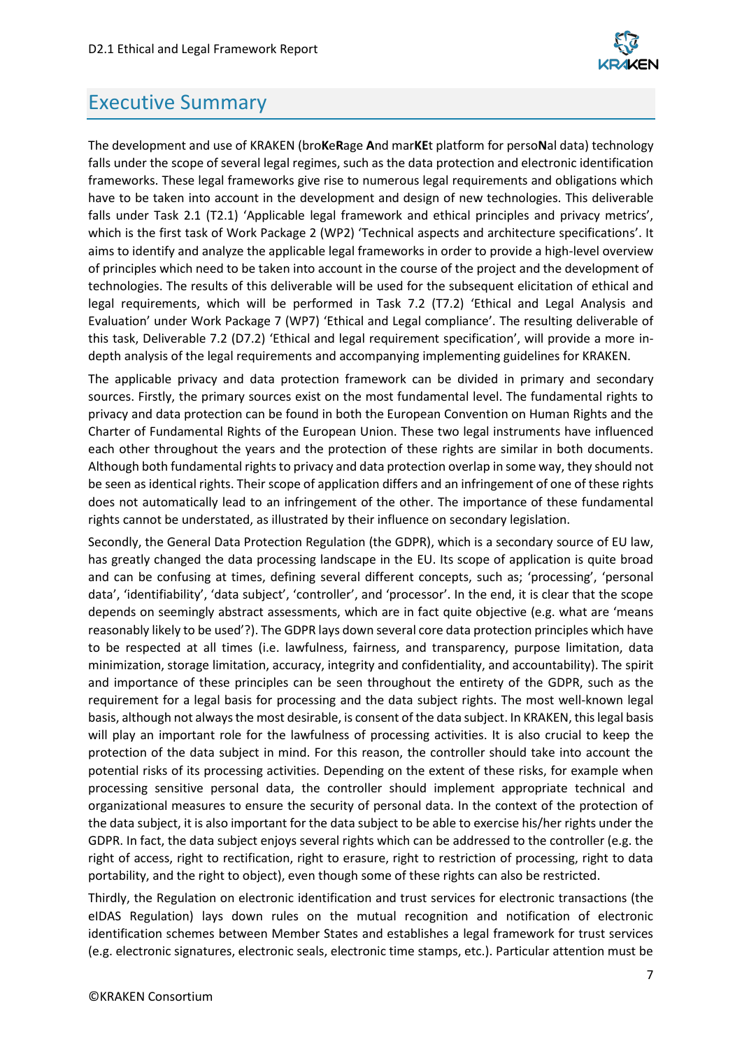# Executive Summary

The development and use of KRAKEN (bro**K**e**R**age **A**nd mar**KE**t platform for perso**N**al data) technology falls under the scope of several legal regimes, such as the data protection and electronic identification frameworks. These legal frameworks give rise to numerous legal requirements and obligations which have to be taken into account in the development and design of new technologies. This deliverable falls under Task 2.1 (T2.1) 'Applicable legal framework and ethical principles and privacy metrics', which is the first task of Work Package 2 (WP2) 'Technical aspects and architecture specifications'. It aims to identify and analyze the applicable legal frameworks in order to provide a high-level overview of principles which need to be taken into account in the course of the project and the development of technologies. The results of this deliverable will be used for the subsequent elicitation of ethical and legal requirements, which will be performed in Task 7.2 (T7.2) 'Ethical and Legal Analysis and Evaluation' under Work Package 7 (WP7) 'Ethical and Legal compliance'. The resulting deliverable of this task, Deliverable 7.2 (D7.2) 'Ethical and legal requirement specification', will provide a more in-depth analysis of the legal requirements and accompanying implementing guidelines for KRAKEN.

The applicable privacy and data protection framework can be divided in primary and secondary sources. Firstly, the primary sources exist on the most fundamental level. The fundamental rights to privacy and data protection can be found in both the European Convention on Human Rights and the Charter of Fundamental Rights of the European Union. These two legal instruments have influenced each other throughout the years and the protection of these rights are similar in both documents. Although both fundamental rights to privacy and data protection overlap in some way, they should not be seen as identical rights. Their scope of application differs and an infringement of one of these rights does not automatically lead to an infringement of the other. The importance of these fundamental rights cannot be understated, as illustrated by their influence on secondary legislation.

Secondly, the General Data Protection Regulation (the GDPR), which is a secondary source of EU law, has greatly changed the data processing landscape in the EU. Its scope of application is quite broad and can be confusing at times, defining several different concepts, such as; 'processing', 'personal data', 'identifiability', 'data subject', 'controller', and 'processor'. In the end, it is clear that the scope depends on seemingly abstract assessments, which are in fact quite objective (e.g. what are 'means reasonably likely to be used'?). The GDPR lays down several core data protection principles which have to be respected at all times (i.e. lawfulness, fairness, and transparency, purpose limitation, data minimization, storage limitation, accuracy, integrity and confidentiality, and accountability). The spirit and importance of these principles can be seen throughout the entirety of the GDPR, such as the requirement for a legal basis for processing and the data subject rights. The most well-known legal basis, although not always the most desirable, is consent of the data subject. In KRAKEN, this legal basis will play an important role for the lawfulness of processing activities. It is also crucial to keep the protection of the data subject in mind. For this reason, the controller should take into account the potential risks of its processing activities. Depending on the extent of these risks, for example when processing sensitive personal data, the controller should implement appropriate technical and organizational measures to ensure the security of personal data. In the context of the protection of the data subject, it is also important for the data subject to be able to exercise his/her rights under the GDPR. In fact, the data subject enjoys several rights which can be addressed to the controller (e.g. the right of access, right to rectification, right to erasure, right to restriction of processing, right to data portability, and the right to object), even though some of these rights can also be restricted.

Thirdly, the Regulation on electronic identification and trust services for electronic transactions (the eIDAS Regulation) lays down rules on the mutual recognition and notification of electronic identification schemes between Member States and establishes a legal framework for trust services (e.g. electronic signatures, electronic seals, electronic time stamps, etc.). Particular attention must be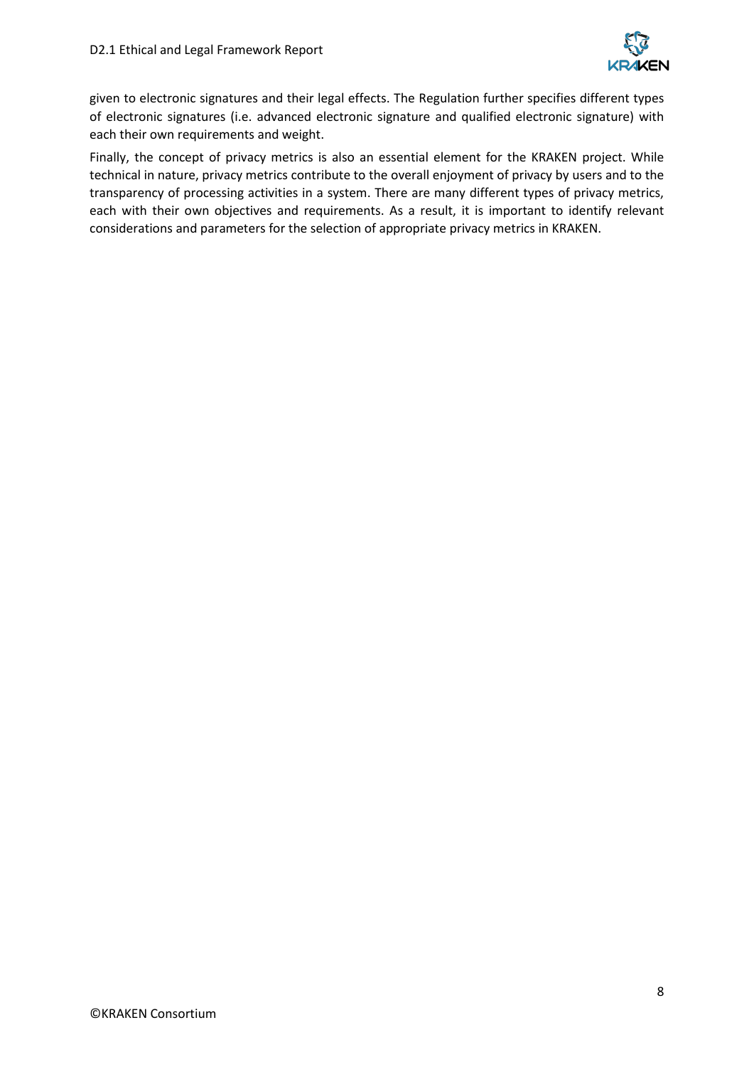given to electronic signatures and their legal effects. The Regulation further specifies different types of electronic signatures (i.e. advanced electronic signature and qualified electronic signature) with each their own requirements and weight.

Finally, the concept of privacy metrics is also an essential element for the KRAKEN project. While technical in nature, privacy metrics contribute to the overall enjoyment of privacy by users and to the transparency of processing activities in a system. There are many different types of privacy metrics, each with their own objectives and requirements. As a result, it is important to identify relevant considerations and parameters for the selection of appropriate privacy metrics in KRAKEN.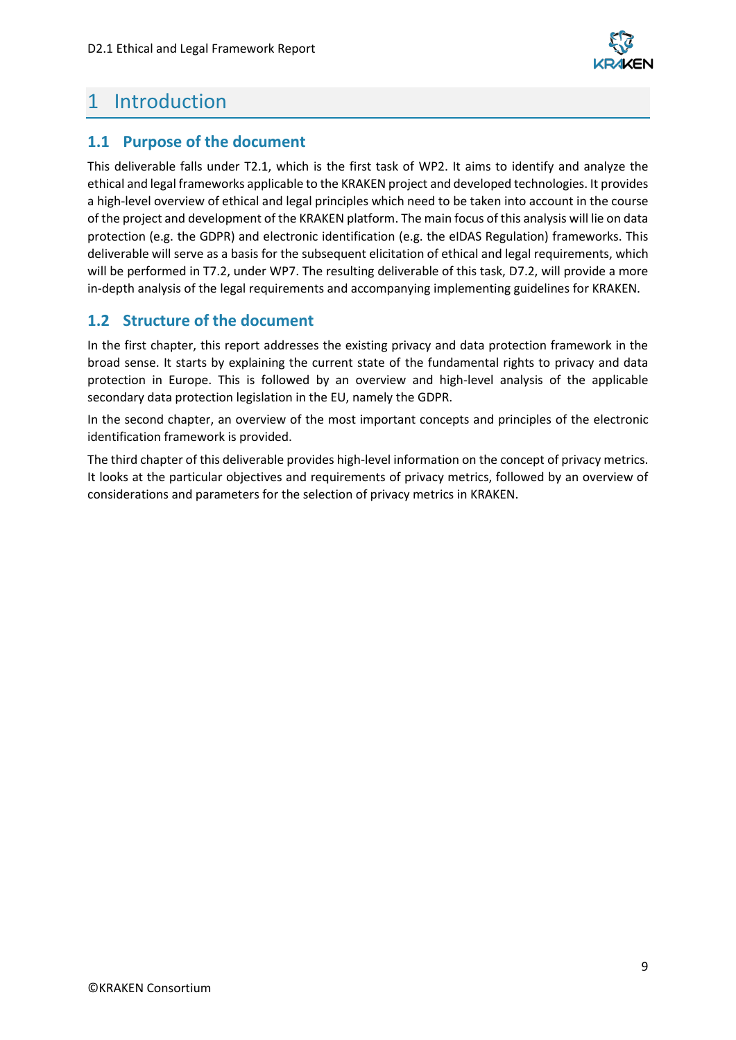# 1 Introduction

## 1.1 Purpose of the document

This deliverable falls under T2.1, which is the first task of WP2. It aims to identify and analyze the ethical and legal frameworks applicable to the KRAKEN project and developed technologies. It provides a high-level overview of ethical and legal principles which need to be taken into account in the course of the project and development of the KRAKEN platform. The main focus of this analysis will lie on data protection (e.g. the GDPR) and electronic identification (e.g. the eIDAS Regulation) frameworks. This deliverable will serve as a basis for the subsequent elicitation of ethical and legal requirements, which will be performed in T7.2, under WP7. The resulting deliverable of this task, D7.2, will provide a more in-depth analysis of the legal requirements and accompanying implementing guidelines for KRAKEN.

## 1.2 Structure of the document

In the first chapter, this report addresses the existing privacy and data protection framework in the broad sense. It starts by explaining the current state of the fundamental rights to privacy and data protection in Europe. This is followed by an overview and high-level analysis of the applicable secondary data protection legislation in the EU, namely the GDPR.

In the second chapter, an overview of the most important concepts and principles of the electronic identification framework is provided.

The third chapter of this deliverable provides high-level information on the concept of privacy metrics. It looks at the particular objectives and requirements of privacy metrics, followed by an overview of considerations and parameters for the selection of privacy metrics in KRAKEN.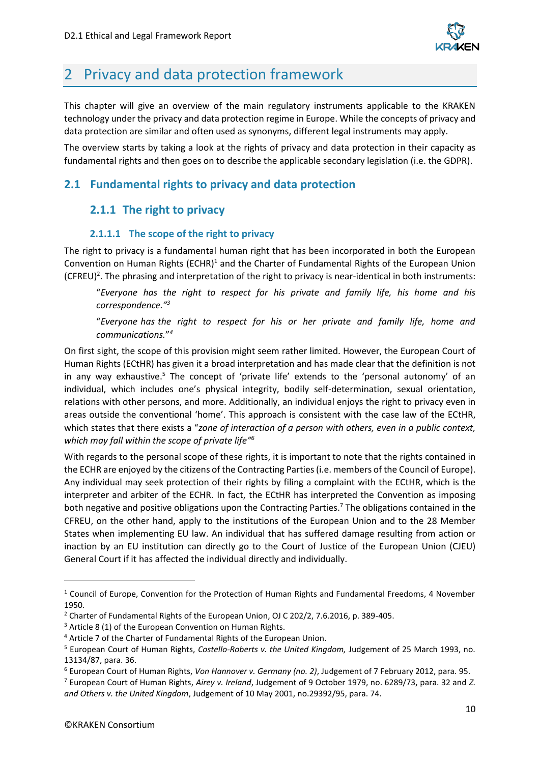# 2 Privacy and data protection framework

This chapter will give an overview of the main regulatory instruments applicable to the KRAKEN technology under the privacy and data protection regime in Europe. While the concepts of privacy and data protection are similar and often used as synonyms, different legal instruments may apply.

The overview starts by taking a look at the rights of privacy and data protection in their capacity as fundamental rights and then goes on to describe the applicable secondary legislation (i.e. the GDPR).

## 2.1 Fundamental rights to privacy and data protection

### 2.1.1 The right to privacy

#### 2.1.1.1 The scope of the right to privacy

The right to privacy is a fundamental human right that has been incorporated in both the European Convention on Human Rights (ECHR)[1] and the Charter of Fundamental Rights of the European Union (CFREU)[2]. The phrasing and interpretation of the right to privacy is near-identical in both instruments:

> "*Everyone has the right to respect for his private and family life, his home and his correspondence.*"[3]
>
> "*Everyone has the right to respect for his or her private and family life, home and communications.*"[4]

On first sight, the scope of this provision might seem rather limited. However, the European Court of Human Rights (ECtHR) has given it a broad interpretation and has made clear that the definition is not in any way exhaustive.[5] The concept of 'private life' extends to the 'personal autonomy' of an individual, which includes one's physical integrity, bodily self-determination, sexual orientation, relations with other persons, and more. Additionally, an individual enjoys the right to privacy even in areas outside the conventional 'home'. This approach is consistent with the case law of the ECtHR, which states that there exists a "*zone of interaction of a person with others, even in a public context, which may fall within the scope of private life*"[6]

With regards to the personal scope of these rights, it is important to note that the rights contained in the ECHR are enjoyed by the citizens of the Contracting Parties (i.e. members of the Council of Europe). Any individual may seek protection of their rights by filing a complaint with the ECtHR, which is the interpreter and arbiter of the ECHR. In fact, the ECtHR has interpreted the Convention as imposing both negative and positive obligations upon the Contracting Parties.[7] The obligations contained in the CFREU, on the other hand, apply to the institutions of the European Union and to the 28 Member States when implementing EU law. An individual that has suffered damage resulting from action or inaction by an EU institution can directly go to the Court of Justice of the European Union (CJEU) General Court if it has affected the individual directly and individually.

---

[1] Council of Europe, Convention for the Protection of Human Rights and Fundamental Freedoms, 4 November 1950.

[2] Charter of Fundamental Rights of the European Union, OJ C 202/2, 7.6.2016, p. 389-405.

[3] Article 8 (1) of the European Convention on Human Rights.

[4] Article 7 of the Charter of Fundamental Rights of the European Union.

[5] European Court of Human Rights, *Costello-Roberts v. the United Kingdom,* Judgement of 25 March 1993, no. 13134/87, para. 36.

[6] European Court of Human Rights, *Von Hannover v. Germany (no. 2)*, Judgement of 7 February 2012, para. 95.

[7] European Court of Human Rights, *Airey v. Ireland*, Judgement of 9 October 1979, no. 6289/73, para. 32 and *Z. and Others v. the United Kingdom*, Judgement of 10 May 2001, no.29392/95, para. 74.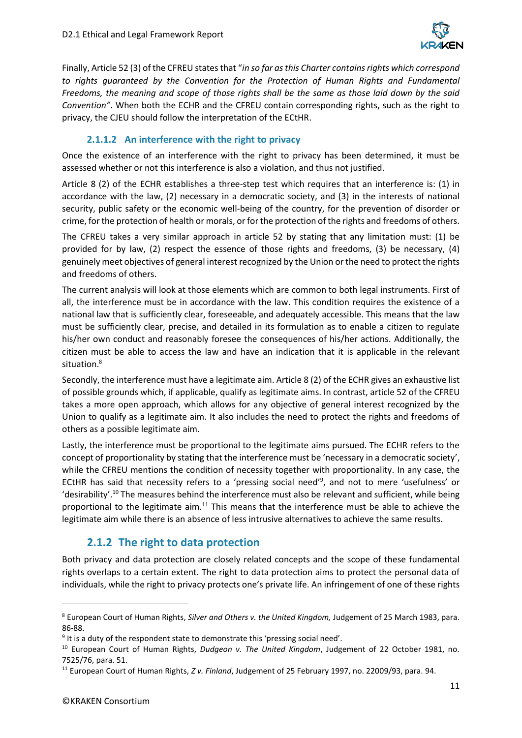Finally, Article 52 (3) of the CFREU states that "*in so far as this Charter contains rights which correspond to rights guaranteed by the Convention for the Protection of Human Rights and Fundamental Freedoms, the meaning and scope of those rights shall be the same as those laid down by the said Convention"*. When both the ECHR and the CFREU contain corresponding rights, such as the right to privacy, the CJEU should follow the interpretation of the ECtHR.

#### 2.1.1.2 An interference with the right to privacy

Once the existence of an interference with the right to privacy has been determined, it must be assessed whether or not this interference is also a violation, and thus not justified.

Article 8 (2) of the ECHR establishes a three-step test which requires that an interference is: (1) in accordance with the law, (2) necessary in a democratic society, and (3) in the interests of national security, public safety or the economic well-being of the country, for the prevention of disorder or crime, for the protection of health or morals, or for the protection of the rights and freedoms of others.

The CFREU takes a very similar approach in article 52 by stating that any limitation must: (1) be provided for by law, (2) respect the essence of those rights and freedoms, (3) be necessary, (4) genuinely meet objectives of general interest recognized by the Union or the need to protect the rights and freedoms of others.

The current analysis will look at those elements which are common to both legal instruments. First of all, the interference must be in accordance with the law. This condition requires the existence of a national law that is sufficiently clear, foreseeable, and adequately accessible. This means that the law must be sufficiently clear, precise, and detailed in its formulation as to enable a citizen to regulate his/her own conduct and reasonably foresee the consequences of his/her actions. Additionally, the citizen must be able to access the law and have an indication that it is applicable in the relevant situation.[8]

Secondly, the interference must have a legitimate aim. Article 8 (2) of the ECHR gives an exhaustive list of possible grounds which, if applicable, qualify as legitimate aims. In contrast, article 52 of the CFREU takes a more open approach, which allows for any objective of general interest recognized by the Union to qualify as a legitimate aim. It also includes the need to protect the rights and freedoms of others as a possible legitimate aim.

Lastly, the interference must be proportional to the legitimate aims pursued. The ECHR refers to the concept of proportionality by stating that the interference must be 'necessary in a democratic society', while the CFREU mentions the condition of necessity together with proportionality. In any case, the ECtHR has said that necessity refers to a 'pressing social need'[9], and not to mere 'usefulness' or 'desirability'.[10] The measures behind the interference must also be relevant and sufficient, while being proportional to the legitimate aim.[11] This means that the interference must be able to achieve the legitimate aim while there is an absence of less intrusive alternatives to achieve the same results.

### 2.1.2 The right to data protection

Both privacy and data protection are closely related concepts and the scope of these fundamental rights overlaps to a certain extent. The right to data protection aims to protect the personal data of individuals, while the right to privacy protects one's private life. An infringement of one of these rights

---

[8] European Court of Human Rights, *Silver and Others v. the United Kingdom,* Judgement of 25 March 1983, para. 86-88.

[9] It is a duty of the respondent state to demonstrate this 'pressing social need'.

[10] European Court of Human Rights, *Dudgeon v. The United Kingdom*, Judgement of 22 October 1981, no. 7525/76, para. 51.

[11] European Court of Human Rights, *Z v. Finland*, Judgement of 25 February 1997, no. 22009/93, para. 94.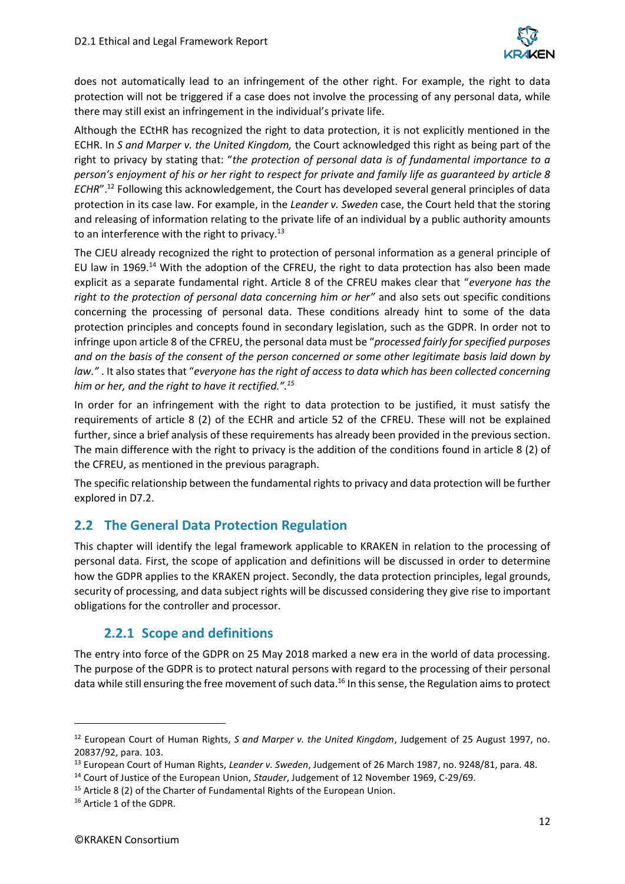does not automatically lead to an infringement of the other right. For example, the right to data protection will not be triggered if a case does not involve the processing of any personal data, while there may still exist an infringement in the individual's private life.

Although the ECtHR has recognized the right to data protection, it is not explicitly mentioned in the ECHR. In *S and Marper v. the United Kingdom,* the Court acknowledged this right as being part of the right to privacy by stating that: "*the protection of personal data is of fundamental importance to a person's enjoyment of his or her right to respect for private and family life as guaranteed by article 8 ECHR*".[12] Following this acknowledgement, the Court has developed several general principles of data protection in its case law. For example, in the *Leander v. Sweden* case, the Court held that the storing and releasing of information relating to the private life of an individual by a public authority amounts to an interference with the right to privacy.[13]

The CJEU already recognized the right to protection of personal information as a general principle of EU law in 1969.[14] With the adoption of the CFREU, the right to data protection has also been made explicit as a separate fundamental right. Article 8 of the CFREU makes clear that "*everyone has the right to the protection of personal data concerning him or her"* and also sets out specific conditions concerning the processing of personal data. These conditions already hint to some of the data protection principles and concepts found in secondary legislation, such as the GDPR. In order not to infringe upon article 8 of the CFREU, the personal data must be "*processed fairly for specified purposes and on the basis of the consent of the person concerned or some other legitimate basis laid down by law."* . It also states that "*everyone has the right of access to data which has been collected concerning him or her, and the right to have it rectified.".*[15]

In order for an infringement with the right to data protection to be justified, it must satisfy the requirements of article 8 (2) of the ECHR and article 52 of the CFREU. These will not be explained further, since a brief analysis of these requirements has already been provided in the previous section. The main difference with the right to privacy is the addition of the conditions found in article 8 (2) of the CFREU, as mentioned in the previous paragraph.

The specific relationship between the fundamental rights to privacy and data protection will be further explored in D7.2.

## 2.2 The General Data Protection Regulation

This chapter will identify the legal framework applicable to KRAKEN in relation to the processing of personal data. First, the scope of application and definitions will be discussed in order to determine how the GDPR applies to the KRAKEN project. Secondly, the data protection principles, legal grounds, security of processing, and data subject rights will be discussed considering they give rise to important obligations for the controller and processor.

### 2.2.1 Scope and definitions

The entry into force of the GDPR on 25 May 2018 marked a new era in the world of data processing. The purpose of the GDPR is to protect natural persons with regard to the processing of their personal data while still ensuring the free movement of such data.[16] In this sense, the Regulation aims to protect

---

[12] European Court of Human Rights, *S and Marper v. the United Kingdom*, Judgement of 25 August 1997, no. 20837/92, para. 103.

[13] European Court of Human Rights, *Leander v. Sweden*, Judgement of 26 March 1987, no. 9248/81, para. 48.

[14] Court of Justice of the European Union, *Stauder*, Judgement of 12 November 1969, C-29/69.

[15] Article 8 (2) of the Charter of Fundamental Rights of the European Union.

[16] Article 1 of the GDPR.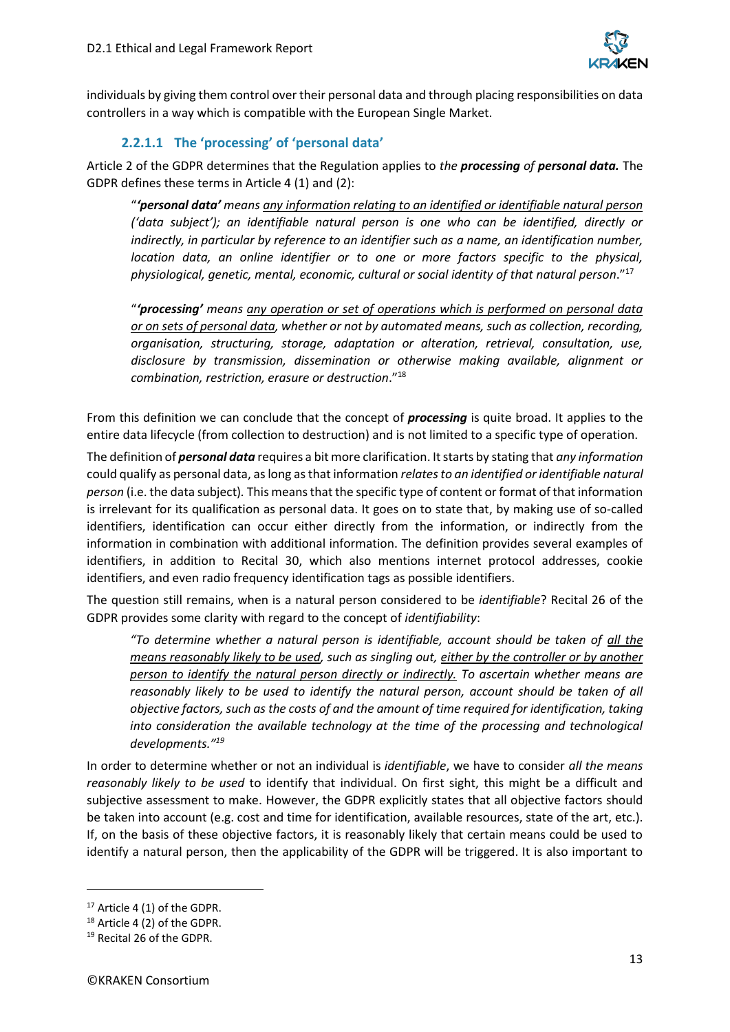individuals by giving them control over their personal data and through placing responsibilities on data controllers in a way which is compatible with the European Single Market.

#### 2.2.1.1 The 'processing' of 'personal data'

Article 2 of the GDPR determines that the Regulation applies to *the **processing** of **personal data.*** The GDPR defines these terms in Article 4 (1) and (2):

> "***'personal data'*** *means <u>any information relating to an identified or identifiable natural person</u> ('data subject'); an identifiable natural person is one who can be identified, directly or indirectly, in particular by reference to an identifier such as a name, an identification number, location data, an online identifier or to one or more factors specific to the physical, physiological, genetic, mental, economic, cultural or social identity of that natural person*."[17]
>
> "***'processing'*** *means <u>any operation or set of operations which is performed on personal data or on sets of personal data</u>, whether or not by automated means, such as collection, recording, organisation, structuring, storage, adaptation or alteration, retrieval, consultation, use, disclosure by transmission, dissemination or otherwise making available, alignment or combination, restriction, erasure or destruction*."[18]

From this definition we can conclude that the concept of ***processing*** is quite broad. It applies to the entire data lifecycle (from collection to destruction) and is not limited to a specific type of operation.

The definition of ***personal data*** requires a bit more clarification. It starts by stating that *any information* could qualify as personal data, as long as that information *relates to an identified or identifiable natural person* (i.e. the data subject). This means that the specific type of content or format of that information is irrelevant for its qualification as personal data. It goes on to state that, by making use of so-called identifiers, identification can occur either directly from the information, or indirectly from the information in combination with additional information. The definition provides several examples of identifiers, in addition to Recital 30, which also mentions internet protocol addresses, cookie identifiers, and even radio frequency identification tags as possible identifiers.

The question still remains, when is a natural person considered to be *identifiable*? Recital 26 of the GDPR provides some clarity with regard to the concept of *identifiability*:

> *"To determine whether a natural person is identifiable, account should be taken of <u>all the means reasonably likely to be used</u>, such as singling out, <u>either by the controller or by another person to identify the natural person directly or indirectly.</u> To ascertain whether means are reasonably likely to be used to identify the natural person, account should be taken of all objective factors, such as the costs of and the amount of time required for identification, taking into consideration the available technology at the time of the processing and technological developments."*[19]

In order to determine whether or not an individual is *identifiable*, we have to consider *all the means reasonably likely to be used* to identify that individual. On first sight, this might be a difficult and subjective assessment to make. However, the GDPR explicitly states that all objective factors should be taken into account (e.g. cost and time for identification, available resources, state of the art, etc.). If, on the basis of these objective factors, it is reasonably likely that certain means could be used to identify a natural person, then the applicability of the GDPR will be triggered. It is also important to

---

[17] Article 4 (1) of the GDPR.

[18] Article 4 (2) of the GDPR.

[19] Recital 26 of the GDPR.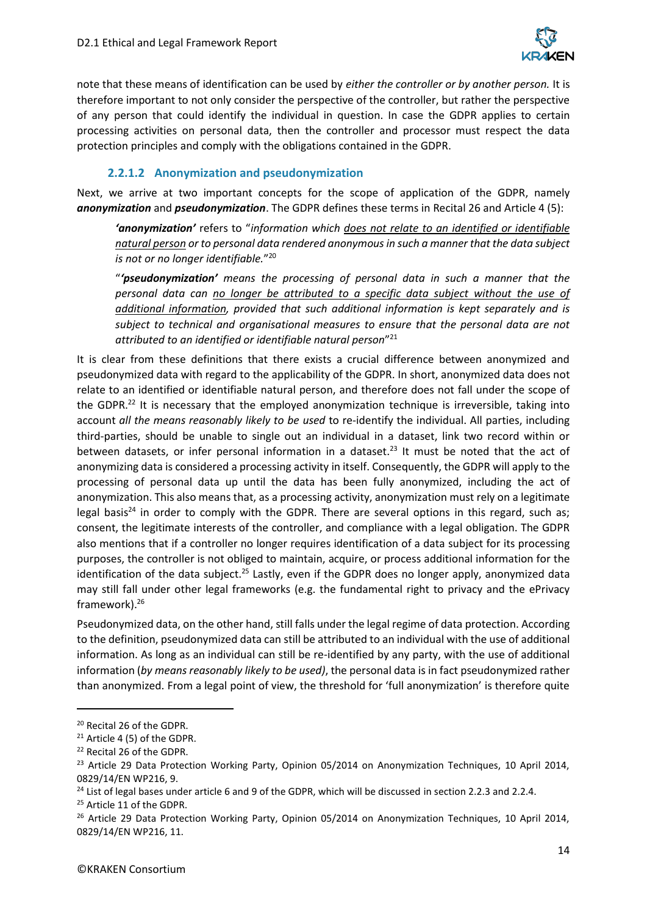note that these means of identification can be used by *either the controller or by another person.* It is therefore important to not only consider the perspective of the controller, but rather the perspective of any person that could identify the individual in question. In case the GDPR applies to certain processing activities on personal data, then the controller and processor must respect the data protection principles and comply with the obligations contained in the GDPR.

#### 2.2.1.2 Anonymization and pseudonymization

Next, we arrive at two important concepts for the scope of application of the GDPR, namely ***anonymization*** and ***pseudonymization***. The GDPR defines these terms in Recital 26 and Article 4 (5):

> ***'anonymization'*** refers to "*information which <u>does not relate to an identified or identifiable natural person</u> or to personal data rendered anonymous in such a manner that the data subject is not or no longer identifiable.*"[20]
>
> "***'pseudonymization'*** *means the processing of personal data in such a manner that the personal data can <u>no longer be attributed to a specific data subject without the use of additional information</u>, provided that such additional information is kept separately and is subject to technical and organisational measures to ensure that the personal data are not attributed to an identified or identifiable natural person*"[21]

It is clear from these definitions that there exists a crucial difference between anonymized and pseudonymized data with regard to the applicability of the GDPR. In short, anonymized data does not relate to an identified or identifiable natural person, and therefore does not fall under the scope of the GDPR.[22] It is necessary that the employed anonymization technique is irreversible, taking into account *all the means reasonably likely to be used* to re-identify the individual. All parties, including third-parties, should be unable to single out an individual in a dataset, link two record within or between datasets, or infer personal information in a dataset.[23] It must be noted that the act of anonymizing data is considered a processing activity in itself. Consequently, the GDPR will apply to the processing of personal data up until the data has been fully anonymized, including the act of anonymization. This also means that, as a processing activity, anonymization must rely on a legitimate legal basis[24] in order to comply with the GDPR. There are several options in this regard, such as; consent, the legitimate interests of the controller, and compliance with a legal obligation. The GDPR also mentions that if a controller no longer requires identification of a data subject for its processing purposes, the controller is not obliged to maintain, acquire, or process additional information for the identification of the data subject.[25] Lastly, even if the GDPR does no longer apply, anonymized data may still fall under other legal frameworks (e.g. the fundamental right to privacy and the ePrivacy framework).[26]

Pseudonymized data, on the other hand, still falls under the legal regime of data protection. According to the definition, pseudonymized data can still be attributed to an individual with the use of additional information. As long as an individual can still be re-identified by any party, with the use of additional information (*by means reasonably likely to be used)*, the personal data is in fact pseudonymized rather than anonymized. From a legal point of view, the threshold for 'full anonymization' is therefore quite

---

[20] Recital 26 of the GDPR.

[21] Article 4 (5) of the GDPR.

[22] Recital 26 of the GDPR.

[23] Article 29 Data Protection Working Party, Opinion 05/2014 on Anonymization Techniques, 10 April 2014, 0829/14/EN WP216, 9.

[24] List of legal bases under article 6 and 9 of the GDPR, which will be discussed in section 2.2.3 and 2.2.4.

[25] Article 11 of the GDPR.

[26] Article 29 Data Protection Working Party, Opinion 05/2014 on Anonymization Techniques, 10 April 2014, 0829/14/EN WP216, 11.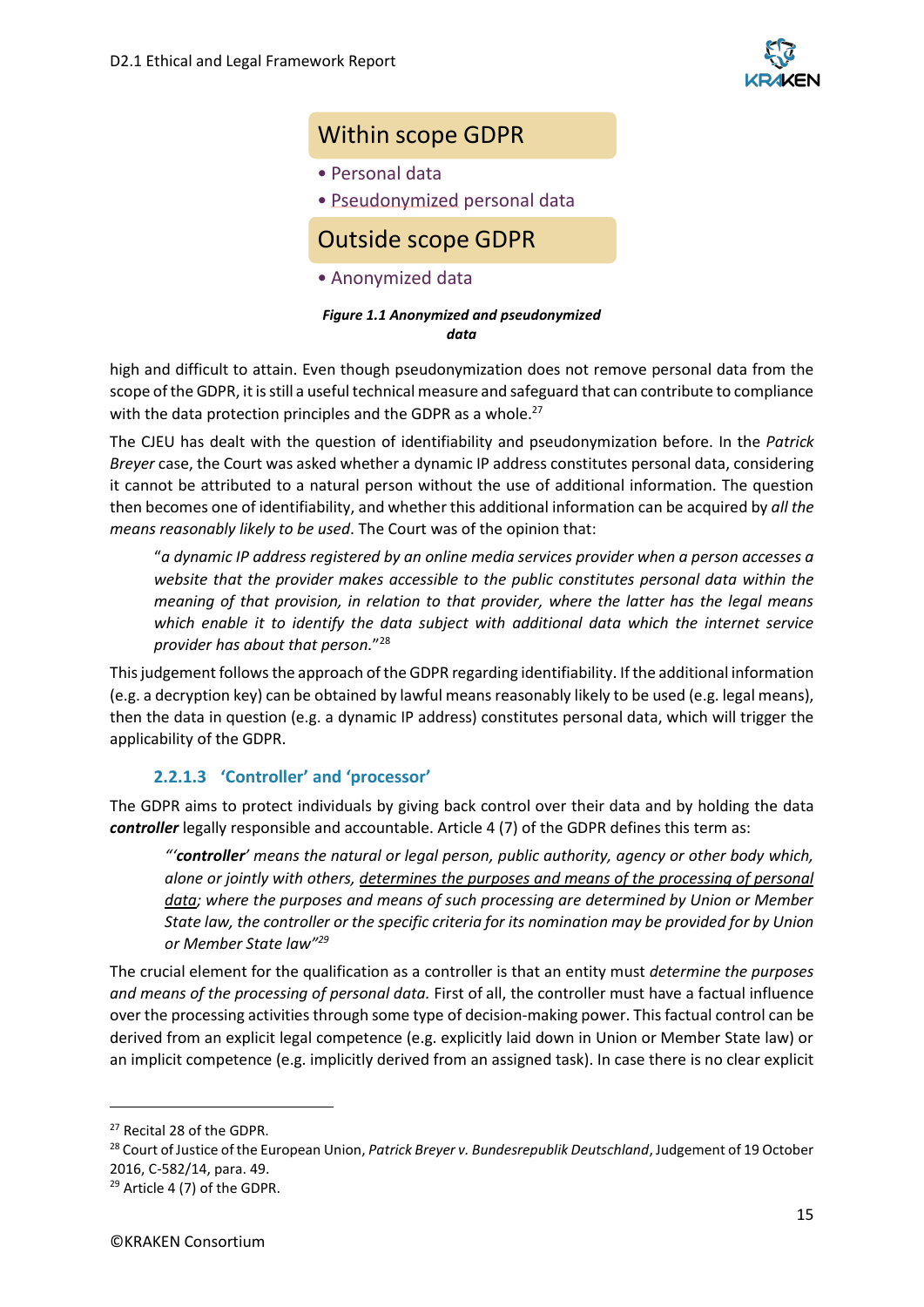**Within scope GDPR**

- Personal data
- Pseudonymized personal data

**Outside scope GDPR**

- Anonymized data

***Figure 1.1 Anonymized and pseudonymized data***

high and difficult to attain. Even though pseudonymization does not remove personal data from the scope of the GDPR, it is still a useful technical measure and safeguard that can contribute to compliance with the data protection principles and the GDPR as a whole.[27]

The CJEU has dealt with the question of identifiability and pseudonymization before. In the *Patrick Breyer* case, the Court was asked whether a dynamic IP address constitutes personal data, considering it cannot be attributed to a natural person without the use of additional information. The question then becomes one of identifiability, and whether this additional information can be acquired by *all the means reasonably likely to be used*. The Court was of the opinion that:

> "*a dynamic IP address registered by an online media services provider when a person accesses a website that the provider makes accessible to the public constitutes personal data within the meaning of that provision, in relation to that provider, where the latter has the legal means which enable it to identify the data subject with additional data which the internet service provider has about that person.*"[28]

This judgement follows the approach of the GDPR regarding identifiability. If the additional information (e.g. a decryption key) can be obtained by lawful means reasonably likely to be used (e.g. legal means), then the data in question (e.g. a dynamic IP address) constitutes personal data, which will trigger the applicability of the GDPR.

#### 2.2.1.3 'Controller' and 'processor'

The GDPR aims to protect individuals by giving back control over their data and by holding the data ***controller*** legally responsible and accountable. Article 4 (7) of the GDPR defines this term as:

> *"'**controller**' means the natural or legal person, public authority, agency or other body which, alone or jointly with others, <u>determines the purposes and means of the processing of personal data</u>; where the purposes and means of such processing are determined by Union or Member State law, the controller or the specific criteria for its nomination may be provided for by Union or Member State law"*[29]

The crucial element for the qualification as a controller is that an entity must *determine the purposes and means of the processing of personal data.* First of all, the controller must have a factual influence over the processing activities through some type of decision-making power. This factual control can be derived from an explicit legal competence (e.g. explicitly laid down in Union or Member State law) or an implicit competence (e.g. implicitly derived from an assigned task). In case there is no clear explicit

---

[27] Recital 28 of the GDPR.

[28] Court of Justice of the European Union, *Patrick Breyer v. Bundesrepublik Deutschland*, Judgement of 19 October 2016, C-582/14, para. 49.

[29] Article 4 (7) of the GDPR.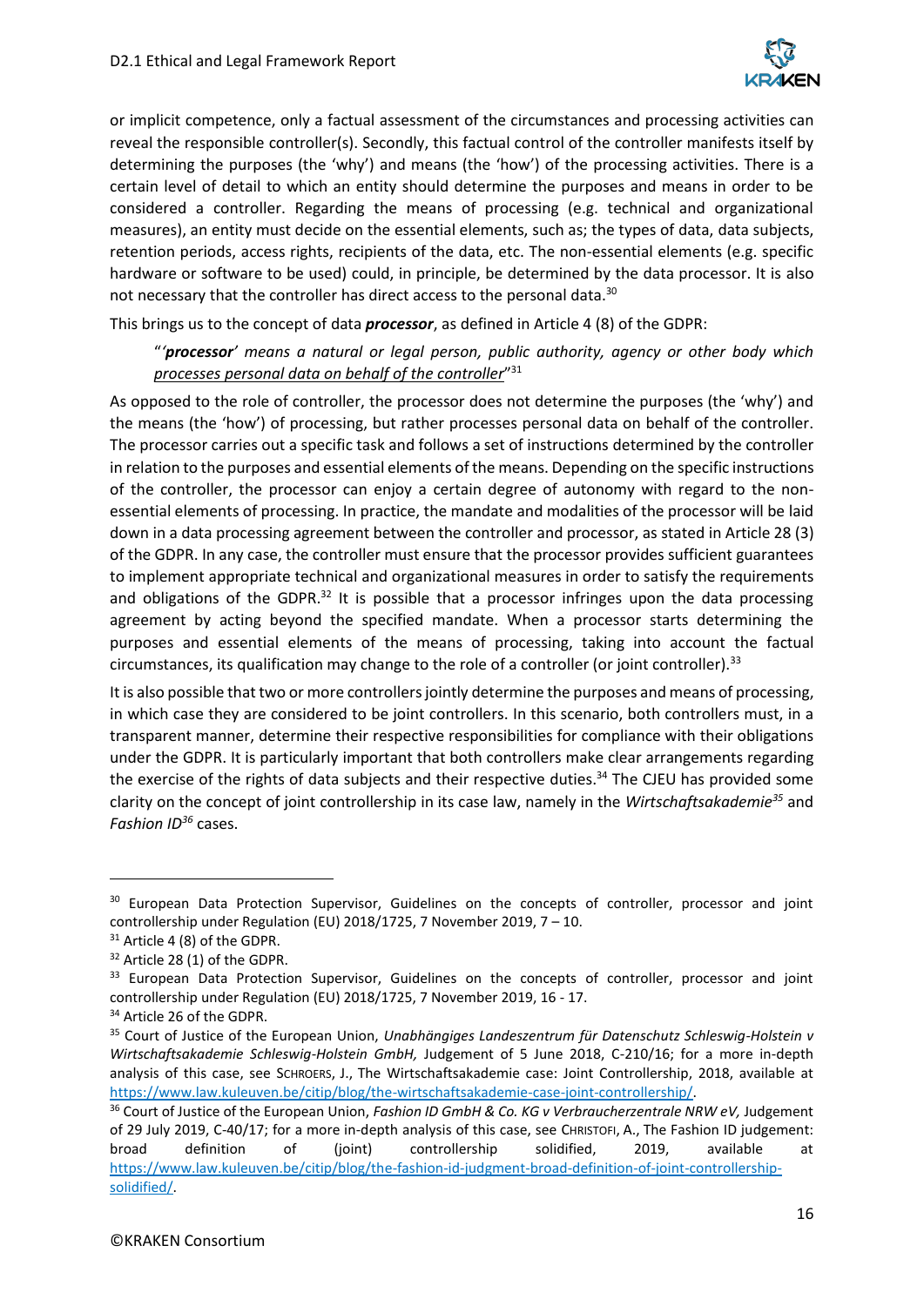or implicit competence, only a factual assessment of the circumstances and processing activities can reveal the responsible controller(s). Secondly, this factual control of the controller manifests itself by determining the purposes (the 'why') and means (the 'how') of the processing activities. There is a certain level of detail to which an entity should determine the purposes and means in order to be considered a controller. Regarding the means of processing (e.g. technical and organizational measures), an entity must decide on the essential elements, such as; the types of data, data subjects, retention periods, access rights, recipients of the data, etc. The non-essential elements (e.g. specific hardware or software to be used) could, in principle, be determined by the data processor. It is also not necessary that the controller has direct access to the personal data.[30]

This brings us to the concept of data ***processor***, as defined in Article 4 (8) of the GDPR:

> "'***processor***' *means a natural or legal person, public authority, agency or other body which* <u>*processes personal data on behalf of the controller*</u>"[31]

As opposed to the role of controller, the processor does not determine the purposes (the 'why') and the means (the 'how') of processing, but rather processes personal data on behalf of the controller. The processor carries out a specific task and follows a set of instructions determined by the controller in relation to the purposes and essential elements of the means. Depending on the specific instructions of the controller, the processor can enjoy a certain degree of autonomy with regard to the non-essential elements of processing. In practice, the mandate and modalities of the processor will be laid down in a data processing agreement between the controller and processor, as stated in Article 28 (3) of the GDPR. In any case, the controller must ensure that the processor provides sufficient guarantees to implement appropriate technical and organizational measures in order to satisfy the requirements and obligations of the GDPR.[32] It is possible that a processor infringes upon the data processing agreement by acting beyond the specified mandate. When a processor starts determining the purposes and essential elements of the means of processing, taking into account the factual circumstances, its qualification may change to the role of a controller (or joint controller).[33]

It is also possible that two or more controllers jointly determine the purposes and means of processing, in which case they are considered to be joint controllers. In this scenario, both controllers must, in a transparent manner, determine their respective responsibilities for compliance with their obligations under the GDPR. It is particularly important that both controllers make clear arrangements regarding the exercise of the rights of data subjects and their respective duties.[34] The CJEU has provided some clarity on the concept of joint controllership in its case law, namely in the *Wirtschaftsakademie*[35] and *Fashion ID*[36] cases.

---

[30] European Data Protection Supervisor, Guidelines on the concepts of controller, processor and joint controllership under Regulation (EU) 2018/1725, 7 November 2019, 7 – 10.

[31] Article 4 (8) of the GDPR.

[32] Article 28 (1) of the GDPR.

[33] European Data Protection Supervisor, Guidelines on the concepts of controller, processor and joint controllership under Regulation (EU) 2018/1725, 7 November 2019, 16 - 17.

[34] Article 26 of the GDPR.

[35] Court of Justice of the European Union, *Unabhängiges Landeszentrum für Datenschutz Schleswig-Holstein v Wirtschaftsakademie Schleswig-Holstein GmbH,* Judgement of 5 June 2018, C-210/16; for a more in-depth analysis of this case, see SCHROERS, J., The Wirtschaftsakademie case: Joint Controllership, 2018, available at https://www.law.kuleuven.be/citip/blog/the-wirtschaftsakademie-case-joint-controllership/.

[36] Court of Justice of the European Union, *Fashion ID GmbH & Co. KG v Verbraucherzentrale NRW eV,* Judgement of 29 July 2019, C-40/17; for a more in-depth analysis of this case, see CHRISTOFI, A., The Fashion ID judgement: broad definition of (joint) controllership solidified, 2019, available at https://www.law.kuleuven.be/citip/blog/the-fashion-id-judgment-broad-definition-of-joint-controllership-solidified/.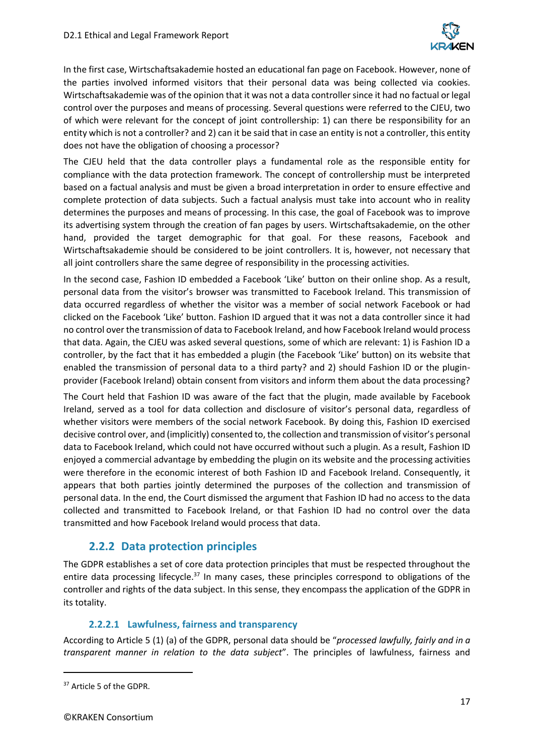In the first case, Wirtschaftsakademie hosted an educational fan page on Facebook. However, none of the parties involved informed visitors that their personal data was being collected via cookies. Wirtschaftsakademie was of the opinion that it was not a data controller since it had no factual or legal control over the purposes and means of processing. Several questions were referred to the CJEU, two of which were relevant for the concept of joint controllership: 1) can there be responsibility for an entity which is not a controller? and 2) can it be said that in case an entity is not a controller, this entity does not have the obligation of choosing a processor?

The CJEU held that the data controller plays a fundamental role as the responsible entity for compliance with the data protection framework. The concept of controllership must be interpreted based on a factual analysis and must be given a broad interpretation in order to ensure effective and complete protection of data subjects. Such a factual analysis must take into account who in reality determines the purposes and means of processing. In this case, the goal of Facebook was to improve its advertising system through the creation of fan pages by users. Wirtschaftsakademie, on the other hand, provided the target demographic for that goal. For these reasons, Facebook and Wirtschaftsakademie should be considered to be joint controllers. It is, however, not necessary that all joint controllers share the same degree of responsibility in the processing activities.

In the second case, Fashion ID embedded a Facebook 'Like' button on their online shop. As a result, personal data from the visitor's browser was transmitted to Facebook Ireland. This transmission of data occurred regardless of whether the visitor was a member of social network Facebook or had clicked on the Facebook 'Like' button. Fashion ID argued that it was not a data controller since it had no control over the transmission of data to Facebook Ireland, and how Facebook Ireland would process that data. Again, the CJEU was asked several questions, some of which are relevant: 1) is Fashion ID a controller, by the fact that it has embedded a plugin (the Facebook 'Like' button) on its website that enabled the transmission of personal data to a third party? and 2) should Fashion ID or the plugin-provider (Facebook Ireland) obtain consent from visitors and inform them about the data processing?

The Court held that Fashion ID was aware of the fact that the plugin, made available by Facebook Ireland, served as a tool for data collection and disclosure of visitor's personal data, regardless of whether visitors were members of the social network Facebook. By doing this, Fashion ID exercised decisive control over, and (implicitly) consented to, the collection and transmission of visitor's personal data to Facebook Ireland, which could not have occurred without such a plugin. As a result, Fashion ID enjoyed a commercial advantage by embedding the plugin on its website and the processing activities were therefore in the economic interest of both Fashion ID and Facebook Ireland. Consequently, it appears that both parties jointly determined the purposes of the collection and transmission of personal data. In the end, the Court dismissed the argument that Fashion ID had no access to the data collected and transmitted to Facebook Ireland, or that Fashion ID had no control over the data transmitted and how Facebook Ireland would process that data.

### 2.2.2 Data protection principles

The GDPR establishes a set of core data protection principles that must be respected throughout the entire data processing lifecycle.[37] In many cases, these principles correspond to obligations of the controller and rights of the data subject. In this sense, they encompass the application of the GDPR in its totality.

#### 2.2.2.1 Lawfulness, fairness and transparency

According to Article 5 (1) (a) of the GDPR, personal data should be "*processed lawfully, fairly and in a transparent manner in relation to the data subject*". The principles of lawfulness, fairness and

[37] Article 5 of the GDPR.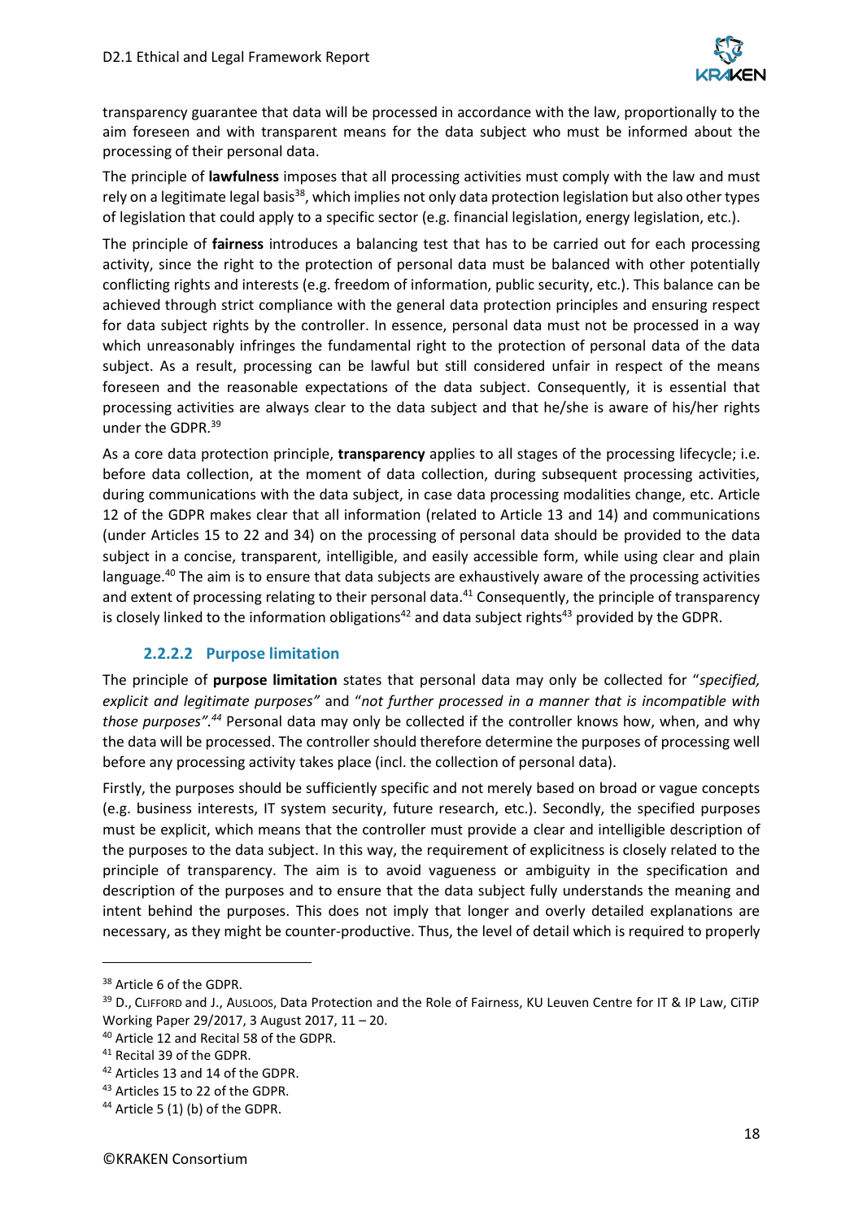transparency guarantee that data will be processed in accordance with the law, proportionally to the aim foreseen and with transparent means for the data subject who must be informed about the processing of their personal data.

The principle of **lawfulness** imposes that all processing activities must comply with the law and must rely on a legitimate legal basis[38], which implies not only data protection legislation but also other types of legislation that could apply to a specific sector (e.g. financial legislation, energy legislation, etc.).

The principle of **fairness** introduces a balancing test that has to be carried out for each processing activity, since the right to the protection of personal data must be balanced with other potentially conflicting rights and interests (e.g. freedom of information, public security, etc.). This balance can be achieved through strict compliance with the general data protection principles and ensuring respect for data subject rights by the controller. In essence, personal data must not be processed in a way which unreasonably infringes the fundamental right to the protection of personal data of the data subject. As a result, processing can be lawful but still considered unfair in respect of the means foreseen and the reasonable expectations of the data subject. Consequently, it is essential that processing activities are always clear to the data subject and that he/she is aware of his/her rights under the GDPR.[39]

As a core data protection principle, **transparency** applies to all stages of the processing lifecycle; i.e. before data collection, at the moment of data collection, during subsequent processing activities, during communications with the data subject, in case data processing modalities change, etc. Article 12 of the GDPR makes clear that all information (related to Article 13 and 14) and communications (under Articles 15 to 22 and 34) on the processing of personal data should be provided to the data subject in a concise, transparent, intelligible, and easily accessible form, while using clear and plain language.[40] The aim is to ensure that data subjects are exhaustively aware of the processing activities and extent of processing relating to their personal data.[41] Consequently, the principle of transparency is closely linked to the information obligations[42] and data subject rights[43] provided by the GDPR.

#### 2.2.2.2 Purpose limitation

The principle of **purpose limitation** states that personal data may only be collected for "*specified, explicit and legitimate purposes"* and "*not further processed in a manner that is incompatible with those purposes".[44]* Personal data may only be collected if the controller knows how, when, and why the data will be processed. The controller should therefore determine the purposes of processing well before any processing activity takes place (incl. the collection of personal data).

Firstly, the purposes should be sufficiently specific and not merely based on broad or vague concepts (e.g. business interests, IT system security, future research, etc.). Secondly, the specified purposes must be explicit, which means that the controller must provide a clear and intelligible description of the purposes to the data subject. In this way, the requirement of explicitness is closely related to the principle of transparency. The aim is to avoid vagueness or ambiguity in the specification and description of the purposes and to ensure that the data subject fully understands the meaning and intent behind the purposes. This does not imply that longer and overly detailed explanations are necessary, as they might be counter-productive. Thus, the level of detail which is required to properly

---

[38] Article 6 of the GDPR.

[39] D., CLIFFORD and J., AUSLOOS, Data Protection and the Role of Fairness, KU Leuven Centre for IT & IP Law, CiTiP Working Paper 29/2017, 3 August 2017, 11 – 20.

[40] Article 12 and Recital 58 of the GDPR.

[41] Recital 39 of the GDPR.

[42] Articles 13 and 14 of the GDPR.

[43] Articles 15 to 22 of the GDPR.

[44] Article 5 (1) (b) of the GDPR.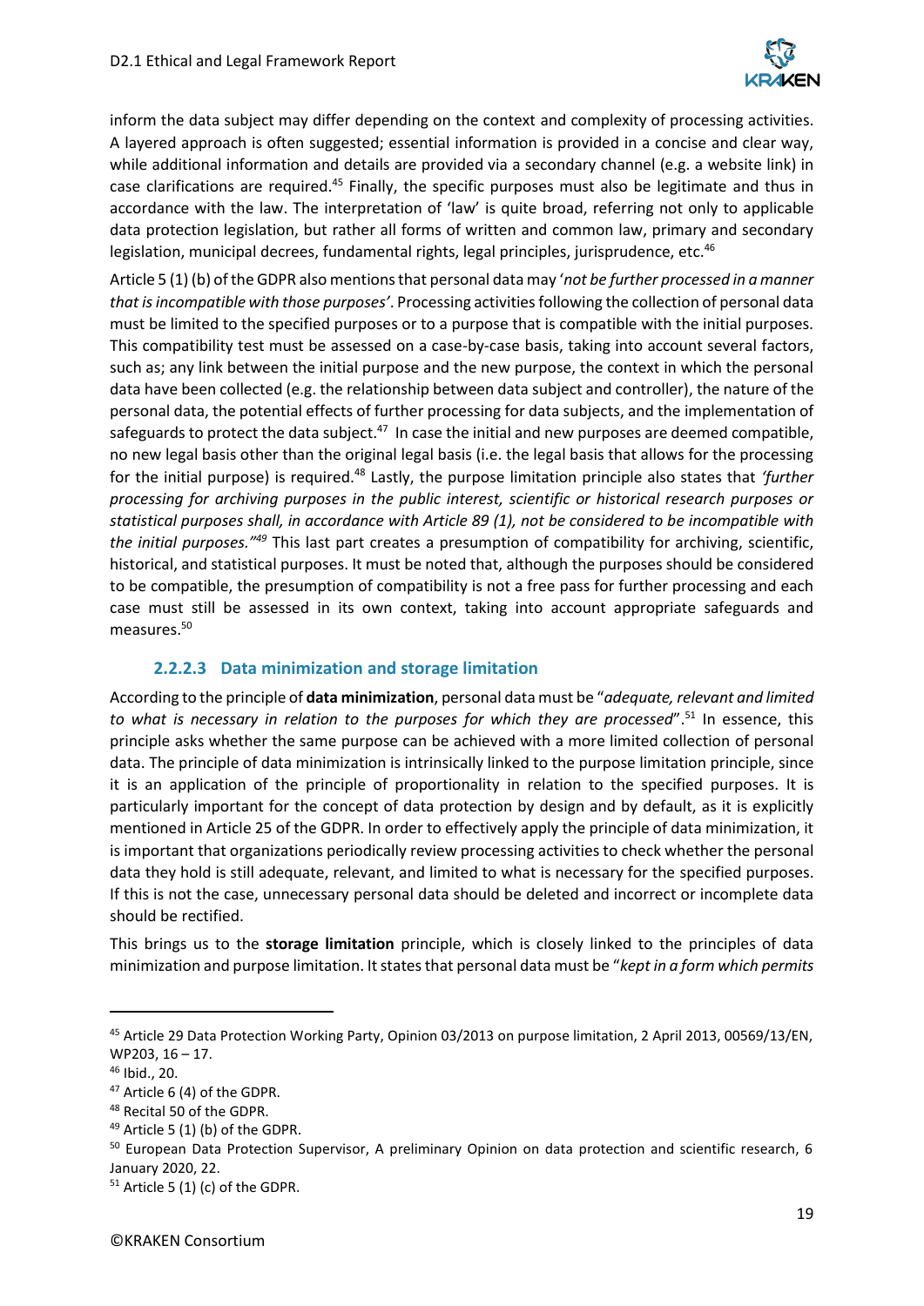inform the data subject may differ depending on the context and complexity of processing activities. A layered approach is often suggested; essential information is provided in a concise and clear way, while additional information and details are provided via a secondary channel (e.g. a website link) in case clarifications are required.[45] Finally, the specific purposes must also be legitimate and thus in accordance with the law. The interpretation of 'law' is quite broad, referring not only to applicable data protection legislation, but rather all forms of written and common law, primary and secondary legislation, municipal decrees, fundamental rights, legal principles, jurisprudence, etc.[46]

Article 5 (1) (b) of the GDPR also mentions that personal data may '*not be further processed in a manner that is incompatible with those purposes'*. Processing activities following the collection of personal data must be limited to the specified purposes or to a purpose that is compatible with the initial purposes. This compatibility test must be assessed on a case-by-case basis, taking into account several factors, such as; any link between the initial purpose and the new purpose, the context in which the personal data have been collected (e.g. the relationship between data subject and controller), the nature of the personal data, the potential effects of further processing for data subjects, and the implementation of safeguards to protect the data subject.[47] In case the initial and new purposes are deemed compatible, no new legal basis other than the original legal basis (i.e. the legal basis that allows for the processing for the initial purpose) is required.[48] Lastly, the purpose limitation principle also states that *'further processing for archiving purposes in the public interest, scientific or historical research purposes or statistical purposes shall, in accordance with Article 89 (1), not be considered to be incompatible with the initial purposes."*[49] This last part creates a presumption of compatibility for archiving, scientific, historical, and statistical purposes. It must be noted that, although the purposes should be considered to be compatible, the presumption of compatibility is not a free pass for further processing and each case must still be assessed in its own context, taking into account appropriate safeguards and measures.[50]

#### 2.2.2.3 Data minimization and storage limitation

According to the principle of **data minimization**, personal data must be "*adequate, relevant and limited to what is necessary in relation to the purposes for which they are processed*".[51] In essence, this principle asks whether the same purpose can be achieved with a more limited collection of personal data. The principle of data minimization is intrinsically linked to the purpose limitation principle, since it is an application of the principle of proportionality in relation to the specified purposes. It is particularly important for the concept of data protection by design and by default, as it is explicitly mentioned in Article 25 of the GDPR. In order to effectively apply the principle of data minimization, it is important that organizations periodically review processing activities to check whether the personal data they hold is still adequate, relevant, and limited to what is necessary for the specified purposes. If this is not the case, unnecessary personal data should be deleted and incorrect or incomplete data should be rectified.

This brings us to the **storage limitation** principle, which is closely linked to the principles of data minimization and purpose limitation. It states that personal data must be "*kept in a form which permits*

---

[45] Article 29 Data Protection Working Party, Opinion 03/2013 on purpose limitation, 2 April 2013, 00569/13/EN, WP203, 16 – 17.

[46] Ibid., 20.

[47] Article 6 (4) of the GDPR.

[48] Recital 50 of the GDPR.

[49] Article 5 (1) (b) of the GDPR.

[50] European Data Protection Supervisor, A preliminary Opinion on data protection and scientific research, 6 January 2020, 22.

[51] Article 5 (1) (c) of the GDPR.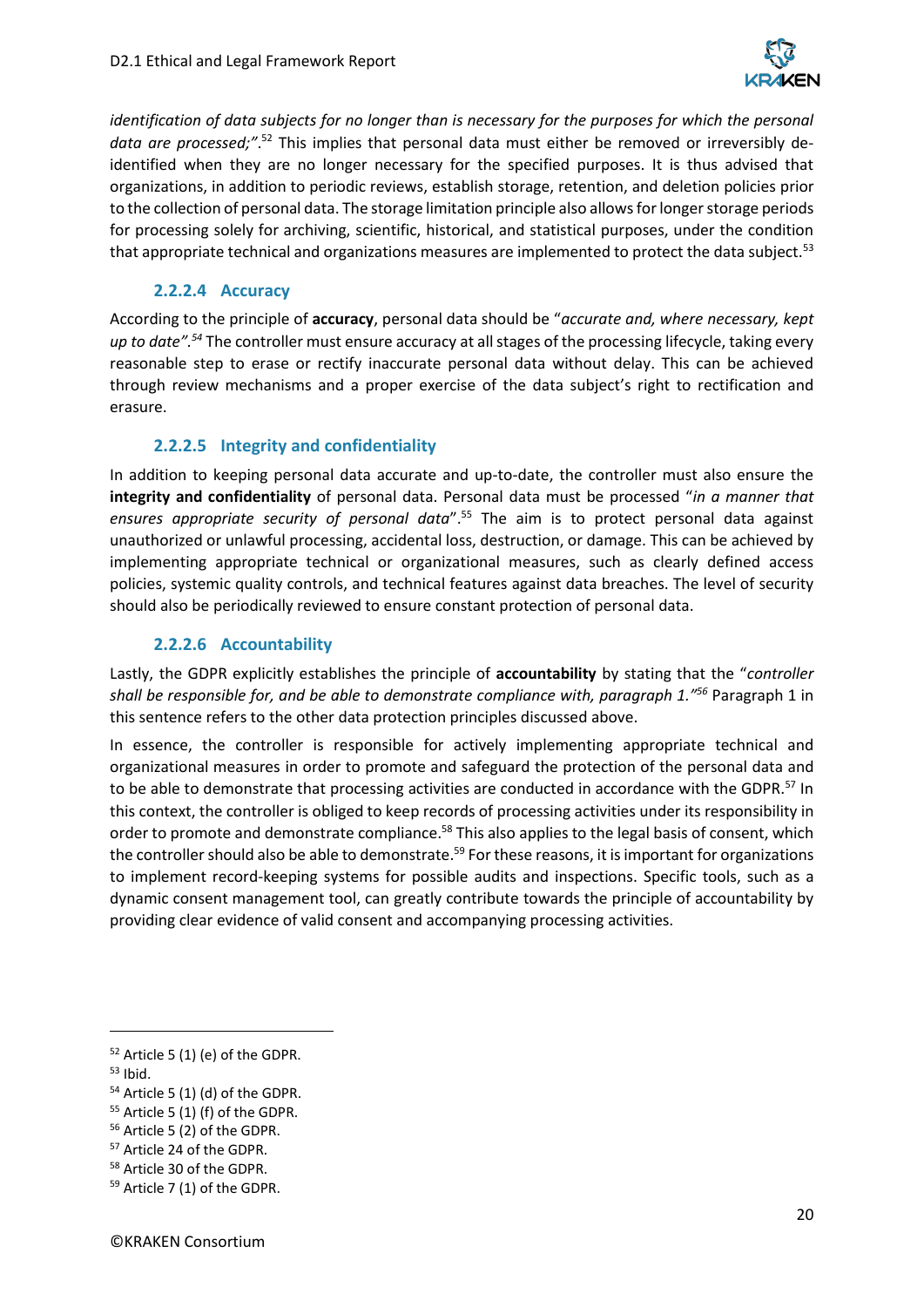*identification of data subjects for no longer than is necessary for the purposes for which the personal data are processed;"*.[52] This implies that personal data must either be removed or irreversibly de-identified when they are no longer necessary for the specified purposes. It is thus advised that organizations, in addition to periodic reviews, establish storage, retention, and deletion policies prior to the collection of personal data. The storage limitation principle also allows for longer storage periods for processing solely for archiving, scientific, historical, and statistical purposes, under the condition that appropriate technical and organizations measures are implemented to protect the data subject.[53]

#### 2.2.2.4 Accuracy

According to the principle of **accuracy**, personal data should be "*accurate and, where necessary, kept up to date".[54]* The controller must ensure accuracy at all stages of the processing lifecycle, taking every reasonable step to erase or rectify inaccurate personal data without delay. This can be achieved through review mechanisms and a proper exercise of the data subject's right to rectification and erasure.

#### 2.2.2.5 Integrity and confidentiality

In addition to keeping personal data accurate and up-to-date, the controller must also ensure the **integrity and confidentiality** of personal data. Personal data must be processed "*in a manner that ensures appropriate security of personal data*".[55] The aim is to protect personal data against unauthorized or unlawful processing, accidental loss, destruction, or damage. This can be achieved by implementing appropriate technical or organizational measures, such as clearly defined access policies, systemic quality controls, and technical features against data breaches. The level of security should also be periodically reviewed to ensure constant protection of personal data.

#### 2.2.2.6 Accountability

Lastly, the GDPR explicitly establishes the principle of **accountability** by stating that the "*controller shall be responsible for, and be able to demonstrate compliance with, paragraph 1."[56]* Paragraph 1 in this sentence refers to the other data protection principles discussed above.

In essence, the controller is responsible for actively implementing appropriate technical and organizational measures in order to promote and safeguard the protection of the personal data and to be able to demonstrate that processing activities are conducted in accordance with the GDPR.[57] In this context, the controller is obliged to keep records of processing activities under its responsibility in order to promote and demonstrate compliance.[58] This also applies to the legal basis of consent, which the controller should also be able to demonstrate.[59] For these reasons, it is important for organizations to implement record-keeping systems for possible audits and inspections. Specific tools, such as a dynamic consent management tool, can greatly contribute towards the principle of accountability by providing clear evidence of valid consent and accompanying processing activities.

---

[52] Article 5 (1) (e) of the GDPR.

[53] Ibid.

[54] Article 5 (1) (d) of the GDPR.

[55] Article 5 (1) (f) of the GDPR.

[56] Article 5 (2) of the GDPR.

[57] Article 24 of the GDPR.

[58] Article 30 of the GDPR.

[59] Article 7 (1) of the GDPR.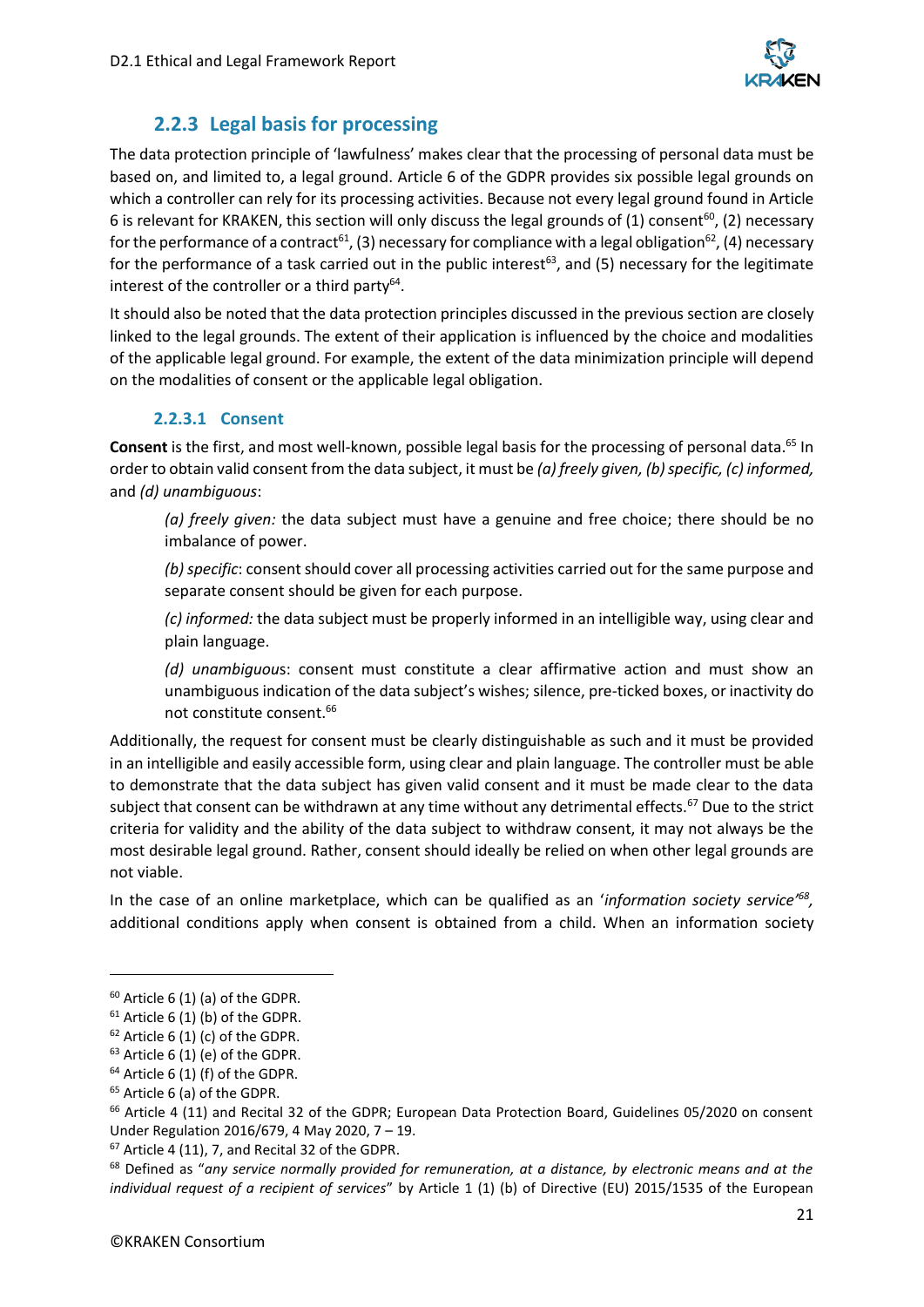### 2.2.3 Legal basis for processing

The data protection principle of 'lawfulness' makes clear that the processing of personal data must be based on, and limited to, a legal ground. Article 6 of the GDPR provides six possible legal grounds on which a controller can rely for its processing activities. Because not every legal ground found in Article 6 is relevant for KRAKEN, this section will only discuss the legal grounds of (1) consent[60], (2) necessary for the performance of a contract[61], (3) necessary for compliance with a legal obligation[62], (4) necessary for the performance of a task carried out in the public interest[63], and (5) necessary for the legitimate interest of the controller or a third party[64].

It should also be noted that the data protection principles discussed in the previous section are closely linked to the legal grounds. The extent of their application is influenced by the choice and modalities of the applicable legal ground. For example, the extent of the data minimization principle will depend on the modalities of consent or the applicable legal obligation.

#### 2.2.3.1 Consent

**Consent** is the first, and most well-known, possible legal basis for the processing of personal data.[65] In order to obtain valid consent from the data subject, it must be *(a) freely given, (b) specific, (c) informed,* and *(d) unambiguous*:

> *(a) freely given:* the data subject must have a genuine and free choice; there should be no imbalance of power.
>
> *(b) specific*: consent should cover all processing activities carried out for the same purpose and separate consent should be given for each purpose.
>
> *(c) informed:* the data subject must be properly informed in an intelligible way, using clear and plain language.
>
> *(d) unambiguous*: consent must constitute a clear affirmative action and must show an unambiguous indication of the data subject's wishes; silence, pre-ticked boxes, or inactivity do not constitute consent.[66]

Additionally, the request for consent must be clearly distinguishable as such and it must be provided in an intelligible and easily accessible form, using clear and plain language. The controller must be able to demonstrate that the data subject has given valid consent and it must be made clear to the data subject that consent can be withdrawn at any time without any detrimental effects.[67] Due to the strict criteria for validity and the ability of the data subject to withdraw consent, it may not always be the most desirable legal ground. Rather, consent should ideally be relied on when other legal grounds are not viable.

In the case of an online marketplace, which can be qualified as an '*information society service*'[68], additional conditions apply when consent is obtained from a child. When an information society

---

[60] Article 6 (1) (a) of the GDPR.

[61] Article 6 (1) (b) of the GDPR.

[62] Article 6 (1) (c) of the GDPR.

[63] Article 6 (1) (e) of the GDPR.

[64] Article 6 (1) (f) of the GDPR.

[65] Article 6 (a) of the GDPR.

[66] Article 4 (11) and Recital 32 of the GDPR; European Data Protection Board, Guidelines 05/2020 on consent Under Regulation 2016/679, 4 May 2020, 7 – 19.

[67] Article 4 (11), 7, and Recital 32 of the GDPR.

[68] Defined as "*any service normally provided for remuneration, at a distance, by electronic means and at the individual request of a recipient of services*" by Article 1 (1) (b) of Directive (EU) 2015/1535 of the European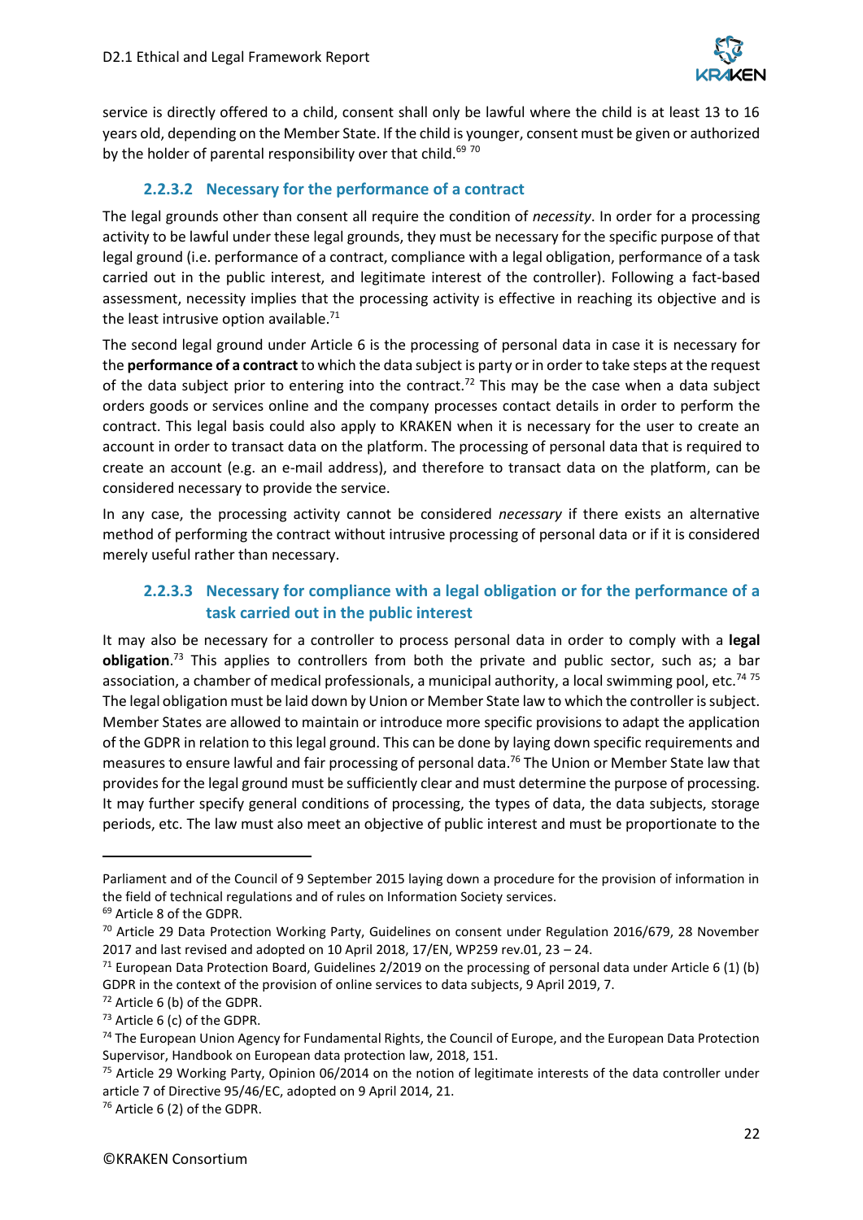service is directly offered to a child, consent shall only be lawful where the child is at least 13 to 16 years old, depending on the Member State. If the child is younger, consent must be given or authorized by the holder of parental responsibility over that child.[69] [70]

#### 2.2.3.2 Necessary for the performance of a contract

The legal grounds other than consent all require the condition of *necessity*. In order for a processing activity to be lawful under these legal grounds, they must be necessary for the specific purpose of that legal ground (i.e. performance of a contract, compliance with a legal obligation, performance of a task carried out in the public interest, and legitimate interest of the controller). Following a fact-based assessment, necessity implies that the processing activity is effective in reaching its objective and is the least intrusive option available.[71]

The second legal ground under Article 6 is the processing of personal data in case it is necessary for the **performance of a contract** to which the data subject is party or in order to take steps at the request of the data subject prior to entering into the contract.[72] This may be the case when a data subject orders goods or services online and the company processes contact details in order to perform the contract. This legal basis could also apply to KRAKEN when it is necessary for the user to create an account in order to transact data on the platform. The processing of personal data that is required to create an account (e.g. an e-mail address), and therefore to transact data on the platform, can be considered necessary to provide the service.

In any case, the processing activity cannot be considered *necessary* if there exists an alternative method of performing the contract without intrusive processing of personal data or if it is considered merely useful rather than necessary.

#### 2.2.3.3 Necessary for compliance with a legal obligation or for the performance of a task carried out in the public interest

It may also be necessary for a controller to process personal data in order to comply with a **legal obligation**.[73] This applies to controllers from both the private and public sector, such as; a bar association, a chamber of medical professionals, a municipal authority, a local swimming pool, etc.[74] [75] The legal obligation must be laid down by Union or Member State law to which the controller is subject. Member States are allowed to maintain or introduce more specific provisions to adapt the application of the GDPR in relation to this legal ground. This can be done by laying down specific requirements and measures to ensure lawful and fair processing of personal data.[76] The Union or Member State law that provides for the legal ground must be sufficiently clear and must determine the purpose of processing. It may further specify general conditions of processing, the types of data, the data subjects, storage periods, etc. The law must also meet an objective of public interest and must be proportionate to the

---

Parliament and of the Council of 9 September 2015 laying down a procedure for the provision of information in the field of technical regulations and of rules on Information Society services.

[69] Article 8 of the GDPR.

[70] Article 29 Data Protection Working Party, Guidelines on consent under Regulation 2016/679, 28 November 2017 and last revised and adopted on 10 April 2018, 17/EN, WP259 rev.01, 23 – 24.

[71] European Data Protection Board, Guidelines 2/2019 on the processing of personal data under Article 6 (1) (b) GDPR in the context of the provision of online services to data subjects, 9 April 2019, 7.

[72] Article 6 (b) of the GDPR.

[73] Article 6 (c) of the GDPR.

[74] The European Union Agency for Fundamental Rights, the Council of Europe, and the European Data Protection Supervisor, Handbook on European data protection law, 2018, 151.

[75] Article 29 Working Party, Opinion 06/2014 on the notion of legitimate interests of the data controller under article 7 of Directive 95/46/EC, adopted on 9 April 2014, 21.

[76] Article 6 (2) of the GDPR.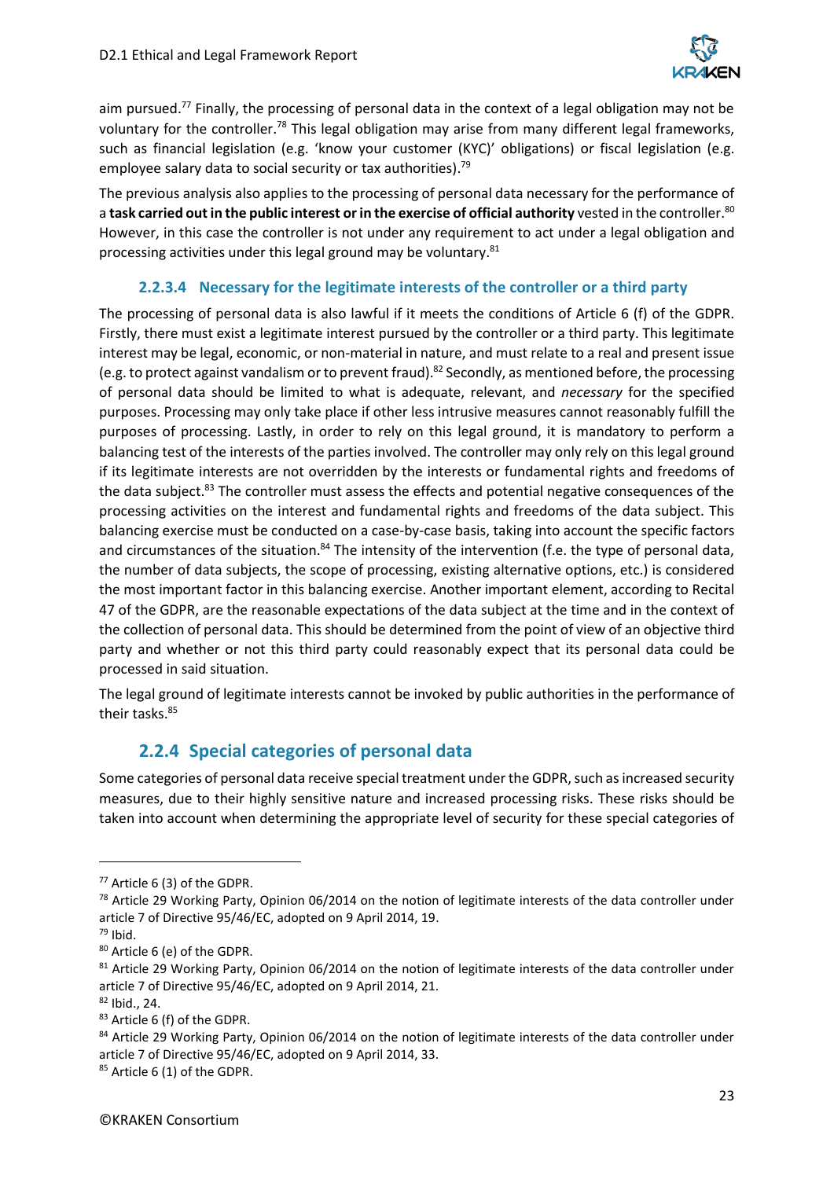aim pursued.[77] Finally, the processing of personal data in the context of a legal obligation may not be voluntary for the controller.[78] This legal obligation may arise from many different legal frameworks, such as financial legislation (e.g. 'know your customer (KYC)' obligations) or fiscal legislation (e.g. employee salary data to social security or tax authorities).[79]

The previous analysis also applies to the processing of personal data necessary for the performance of a **task carried out in the public interest or in the exercise of official authority** vested in the controller.[80] However, in this case the controller is not under any requirement to act under a legal obligation and processing activities under this legal ground may be voluntary.[81]

#### 2.2.3.4 Necessary for the legitimate interests of the controller or a third party

The processing of personal data is also lawful if it meets the conditions of Article 6 (f) of the GDPR. Firstly, there must exist a legitimate interest pursued by the controller or a third party. This legitimate interest may be legal, economic, or non-material in nature, and must relate to a real and present issue (e.g. to protect against vandalism or to prevent fraud).[82] Secondly, as mentioned before, the processing of personal data should be limited to what is adequate, relevant, and *necessary* for the specified purposes. Processing may only take place if other less intrusive measures cannot reasonably fulfill the purposes of processing. Lastly, in order to rely on this legal ground, it is mandatory to perform a balancing test of the interests of the parties involved. The controller may only rely on this legal ground if its legitimate interests are not overridden by the interests or fundamental rights and freedoms of the data subject.[83] The controller must assess the effects and potential negative consequences of the processing activities on the interest and fundamental rights and freedoms of the data subject. This balancing exercise must be conducted on a case-by-case basis, taking into account the specific factors and circumstances of the situation.[84] The intensity of the intervention (f.e. the type of personal data, the number of data subjects, the scope of processing, existing alternative options, etc.) is considered the most important factor in this balancing exercise. Another important element, according to Recital 47 of the GDPR, are the reasonable expectations of the data subject at the time and in the context of the collection of personal data. This should be determined from the point of view of an objective third party and whether or not this third party could reasonably expect that its personal data could be processed in said situation.

The legal ground of legitimate interests cannot be invoked by public authorities in the performance of their tasks.[85]

### 2.2.4 Special categories of personal data

Some categories of personal data receive special treatment under the GDPR, such as increased security measures, due to their highly sensitive nature and increased processing risks. These risks should be taken into account when determining the appropriate level of security for these special categories of

---

[77] Article 6 (3) of the GDPR.

[78] Article 29 Working Party, Opinion 06/2014 on the notion of legitimate interests of the data controller under article 7 of Directive 95/46/EC, adopted on 9 April 2014, 19.

[79] Ibid.

[80] Article 6 (e) of the GDPR.

[81] Article 29 Working Party, Opinion 06/2014 on the notion of legitimate interests of the data controller under article 7 of Directive 95/46/EC, adopted on 9 April 2014, 21.

[82] Ibid., 24.

[83] Article 6 (f) of the GDPR.

[84] Article 29 Working Party, Opinion 06/2014 on the notion of legitimate interests of the data controller under article 7 of Directive 95/46/EC, adopted on 9 April 2014, 33.

[85] Article 6 (1) of the GDPR.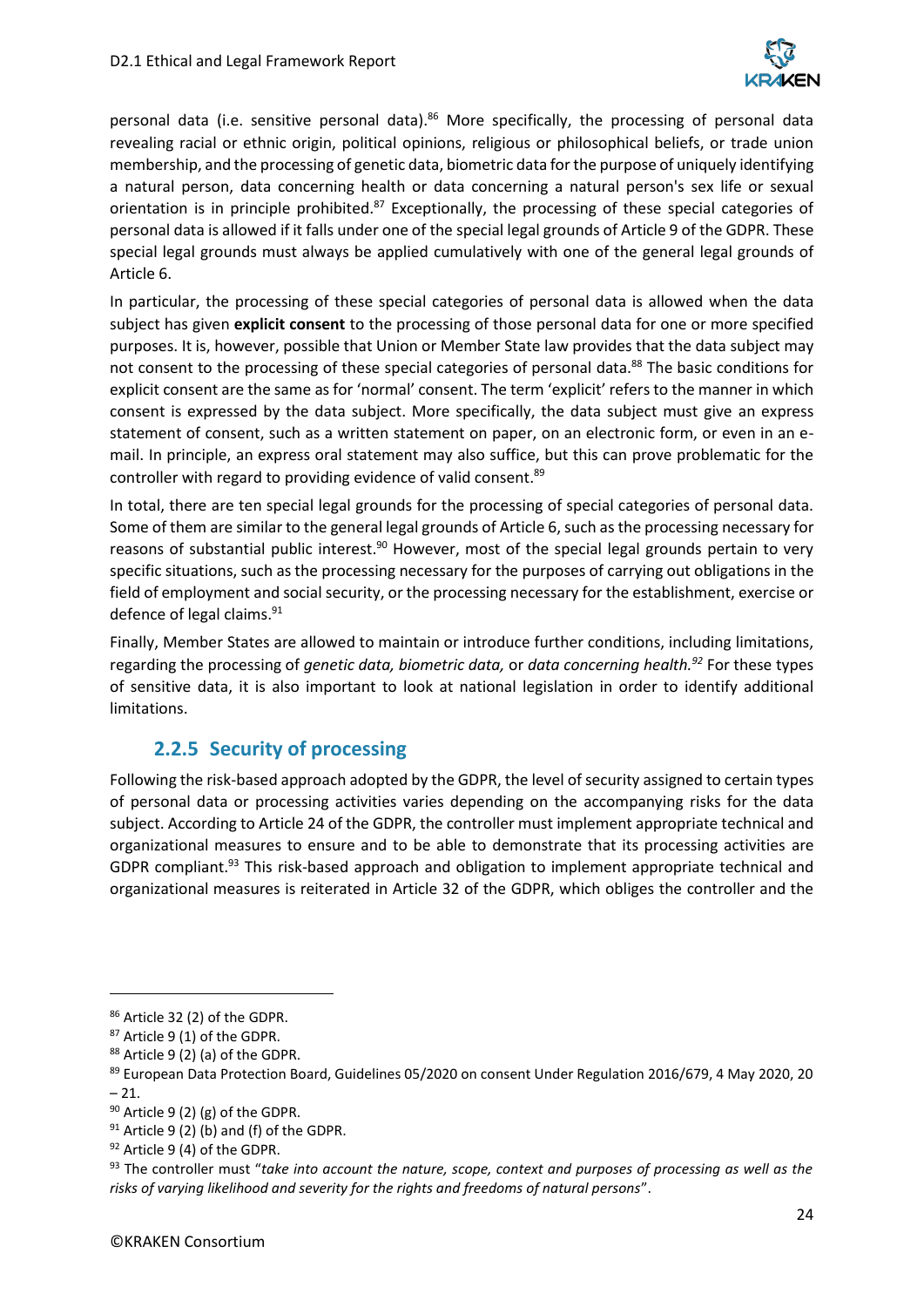personal data (i.e. sensitive personal data).[86] More specifically, the processing of personal data revealing racial or ethnic origin, political opinions, religious or philosophical beliefs, or trade union membership, and the processing of genetic data, biometric data for the purpose of uniquely identifying a natural person, data concerning health or data concerning a natural person's sex life or sexual orientation is in principle prohibited.[87] Exceptionally, the processing of these special categories of personal data is allowed if it falls under one of the special legal grounds of Article 9 of the GDPR. These special legal grounds must always be applied cumulatively with one of the general legal grounds of Article 6.

In particular, the processing of these special categories of personal data is allowed when the data subject has given **explicit consent** to the processing of those personal data for one or more specified purposes. It is, however, possible that Union or Member State law provides that the data subject may not consent to the processing of these special categories of personal data.[88] The basic conditions for explicit consent are the same as for 'normal' consent. The term 'explicit' refers to the manner in which consent is expressed by the data subject. More specifically, the data subject must give an express statement of consent, such as a written statement on paper, on an electronic form, or even in an e-mail. In principle, an express oral statement may also suffice, but this can prove problematic for the controller with regard to providing evidence of valid consent.[89]

In total, there are ten special legal grounds for the processing of special categories of personal data. Some of them are similar to the general legal grounds of Article 6, such as the processing necessary for reasons of substantial public interest.[90] However, most of the special legal grounds pertain to very specific situations, such as the processing necessary for the purposes of carrying out obligations in the field of employment and social security, or the processing necessary for the establishment, exercise or defence of legal claims.[91]

Finally, Member States are allowed to maintain or introduce further conditions, including limitations, regarding the processing of *genetic data, biometric data,* or *data concerning health.*[92] For these types of sensitive data, it is also important to look at national legislation in order to identify additional limitations.

### 2.2.5 Security of processing

Following the risk-based approach adopted by the GDPR, the level of security assigned to certain types of personal data or processing activities varies depending on the accompanying risks for the data subject. According to Article 24 of the GDPR, the controller must implement appropriate technical and organizational measures to ensure and to be able to demonstrate that its processing activities are GDPR compliant.[93] This risk-based approach and obligation to implement appropriate technical and organizational measures is reiterated in Article 32 of the GDPR, which obliges the controller and the

---

[86] Article 32 (2) of the GDPR.

[87] Article 9 (1) of the GDPR.

[88] Article 9 (2) (a) of the GDPR.

[89] European Data Protection Board, Guidelines 05/2020 on consent Under Regulation 2016/679, 4 May 2020, 20 – 21.

[90] Article 9 (2) (g) of the GDPR.

[91] Article 9 (2) (b) and (f) of the GDPR.

[92] Article 9 (4) of the GDPR.

[93] The controller must "*take into account the nature, scope, context and purposes of processing as well as the risks of varying likelihood and severity for the rights and freedoms of natural persons*".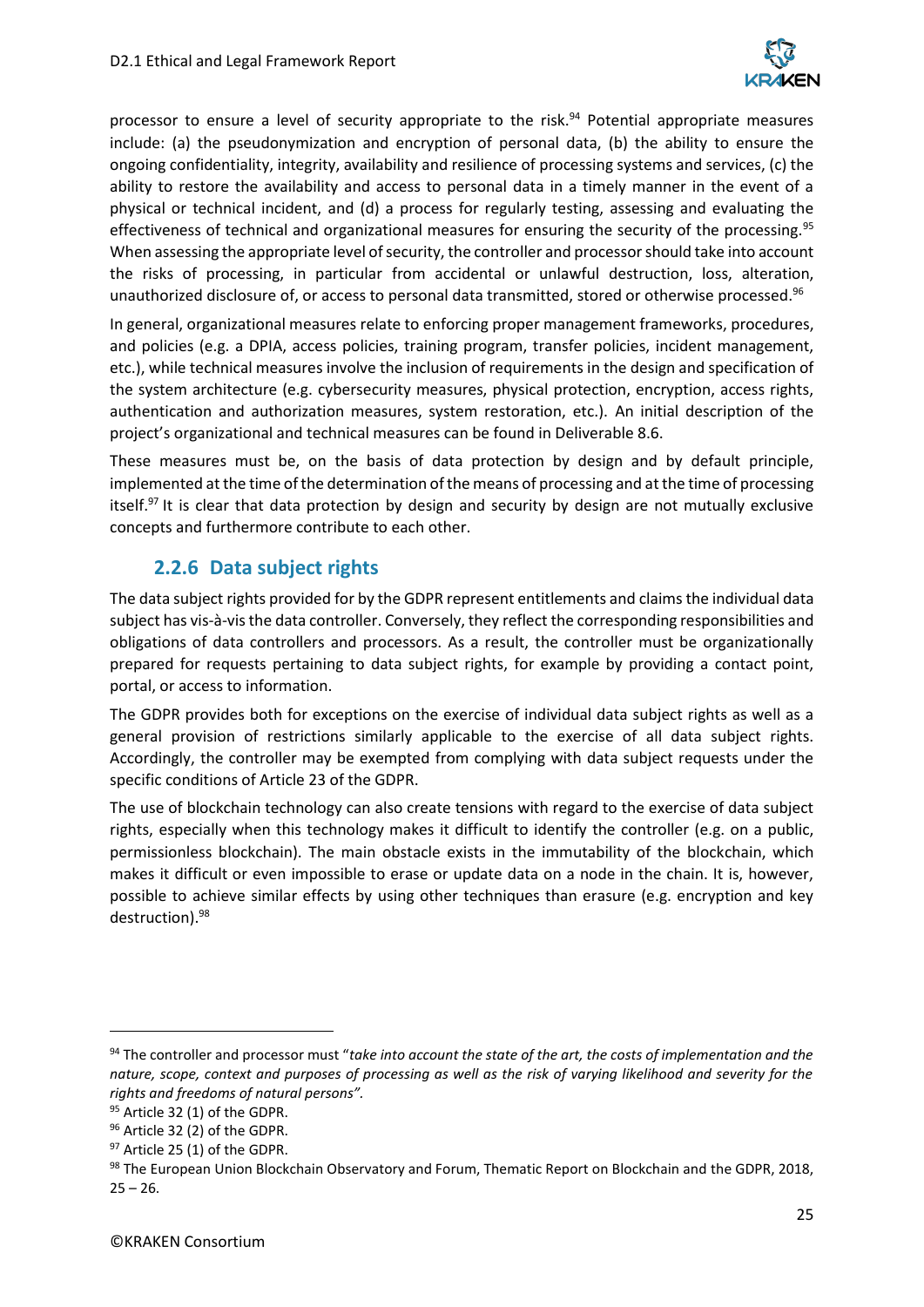processor to ensure a level of security appropriate to the risk.[94] Potential appropriate measures include: (a) the pseudonymization and encryption of personal data, (b) the ability to ensure the ongoing confidentiality, integrity, availability and resilience of processing systems and services, (c) the ability to restore the availability and access to personal data in a timely manner in the event of a physical or technical incident, and (d) a process for regularly testing, assessing and evaluating the effectiveness of technical and organizational measures for ensuring the security of the processing.[95] When assessing the appropriate level of security, the controller and processor should take into account the risks of processing, in particular from accidental or unlawful destruction, loss, alteration, unauthorized disclosure of, or access to personal data transmitted, stored or otherwise processed.[96]

In general, organizational measures relate to enforcing proper management frameworks, procedures, and policies (e.g. a DPIA, access policies, training program, transfer policies, incident management, etc.), while technical measures involve the inclusion of requirements in the design and specification of the system architecture (e.g. cybersecurity measures, physical protection, encryption, access rights, authentication and authorization measures, system restoration, etc.). An initial description of the project's organizational and technical measures can be found in Deliverable 8.6.

These measures must be, on the basis of data protection by design and by default principle, implemented at the time of the determination of the means of processing and at the time of processing itself.[97] It is clear that data protection by design and security by design are not mutually exclusive concepts and furthermore contribute to each other.

### 2.2.6 Data subject rights

The data subject rights provided for by the GDPR represent entitlements and claims the individual data subject has vis-à-vis the data controller. Conversely, they reflect the corresponding responsibilities and obligations of data controllers and processors. As a result, the controller must be organizationally prepared for requests pertaining to data subject rights, for example by providing a contact point, portal, or access to information.

The GDPR provides both for exceptions on the exercise of individual data subject rights as well as a general provision of restrictions similarly applicable to the exercise of all data subject rights. Accordingly, the controller may be exempted from complying with data subject requests under the specific conditions of Article 23 of the GDPR.

The use of blockchain technology can also create tensions with regard to the exercise of data subject rights, especially when this technology makes it difficult to identify the controller (e.g. on a public, permissionless blockchain). The main obstacle exists in the immutability of the blockchain, which makes it difficult or even impossible to erase or update data on a node in the chain. It is, however, possible to achieve similar effects by using other techniques than erasure (e.g. encryption and key destruction).[98]

---

[94] The controller and processor must "*take into account the state of the art, the costs of implementation and the nature, scope, context and purposes of processing as well as the risk of varying likelihood and severity for the rights and freedoms of natural persons"*.

[95] Article 32 (1) of the GDPR.

[96] Article 32 (2) of the GDPR.

[97] Article 25 (1) of the GDPR.

[98] The European Union Blockchain Observatory and Forum, Thematic Report on Blockchain and the GDPR, 2018, 25 – 26.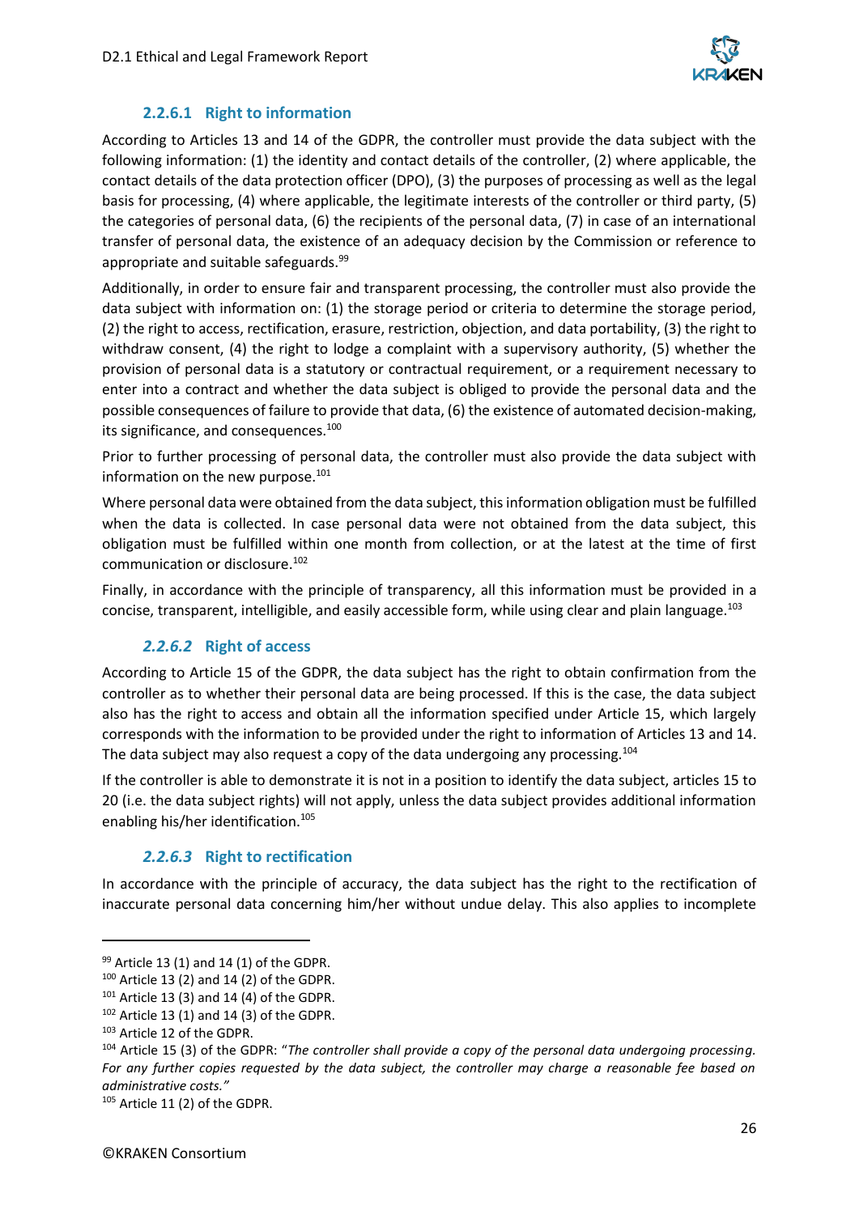#### 2.2.6.1 Right to information

According to Articles 13 and 14 of the GDPR, the controller must provide the data subject with the following information: (1) the identity and contact details of the controller, (2) where applicable, the contact details of the data protection officer (DPO), (3) the purposes of processing as well as the legal basis for processing, (4) where applicable, the legitimate interests of the controller or third party, (5) the categories of personal data, (6) the recipients of the personal data, (7) in case of an international transfer of personal data, the existence of an adequacy decision by the Commission or reference to appropriate and suitable safeguards.[99]

Additionally, in order to ensure fair and transparent processing, the controller must also provide the data subject with information on: (1) the storage period or criteria to determine the storage period, (2) the right to access, rectification, erasure, restriction, objection, and data portability, (3) the right to withdraw consent, (4) the right to lodge a complaint with a supervisory authority, (5) whether the provision of personal data is a statutory or contractual requirement, or a requirement necessary to enter into a contract and whether the data subject is obliged to provide the personal data and the possible consequences of failure to provide that data, (6) the existence of automated decision-making, its significance, and consequences.[100]

Prior to further processing of personal data, the controller must also provide the data subject with information on the new purpose.[101]

Where personal data were obtained from the data subject, this information obligation must be fulfilled when the data is collected. In case personal data were not obtained from the data subject, this obligation must be fulfilled within one month from collection, or at the latest at the time of first communication or disclosure.[102]

Finally, in accordance with the principle of transparency, all this information must be provided in a concise, transparent, intelligible, and easily accessible form, while using clear and plain language.[103]

#### *2.2.6.2* Right of access

According to Article 15 of the GDPR, the data subject has the right to obtain confirmation from the controller as to whether their personal data are being processed. If this is the case, the data subject also has the right to access and obtain all the information specified under Article 15, which largely corresponds with the information to be provided under the right to information of Articles 13 and 14. The data subject may also request a copy of the data undergoing any processing.[104]

If the controller is able to demonstrate it is not in a position to identify the data subject, articles 15 to 20 (i.e. the data subject rights) will not apply, unless the data subject provides additional information enabling his/her identification.[105]

#### *2.2.6.3* Right to rectification

In accordance with the principle of accuracy, the data subject has the right to the rectification of inaccurate personal data concerning him/her without undue delay. This also applies to incomplete

---

[99] Article 13 (1) and 14 (1) of the GDPR.

[100] Article 13 (2) and 14 (2) of the GDPR.

[101] Article 13 (3) and 14 (4) of the GDPR.

[102] Article 13 (1) and 14 (3) of the GDPR.

[103] Article 12 of the GDPR.

[104] Article 15 (3) of the GDPR: "*The controller shall provide a copy of the personal data undergoing processing. For any further copies requested by the data subject, the controller may charge a reasonable fee based on administrative costs.*"

[105] Article 11 (2) of the GDPR.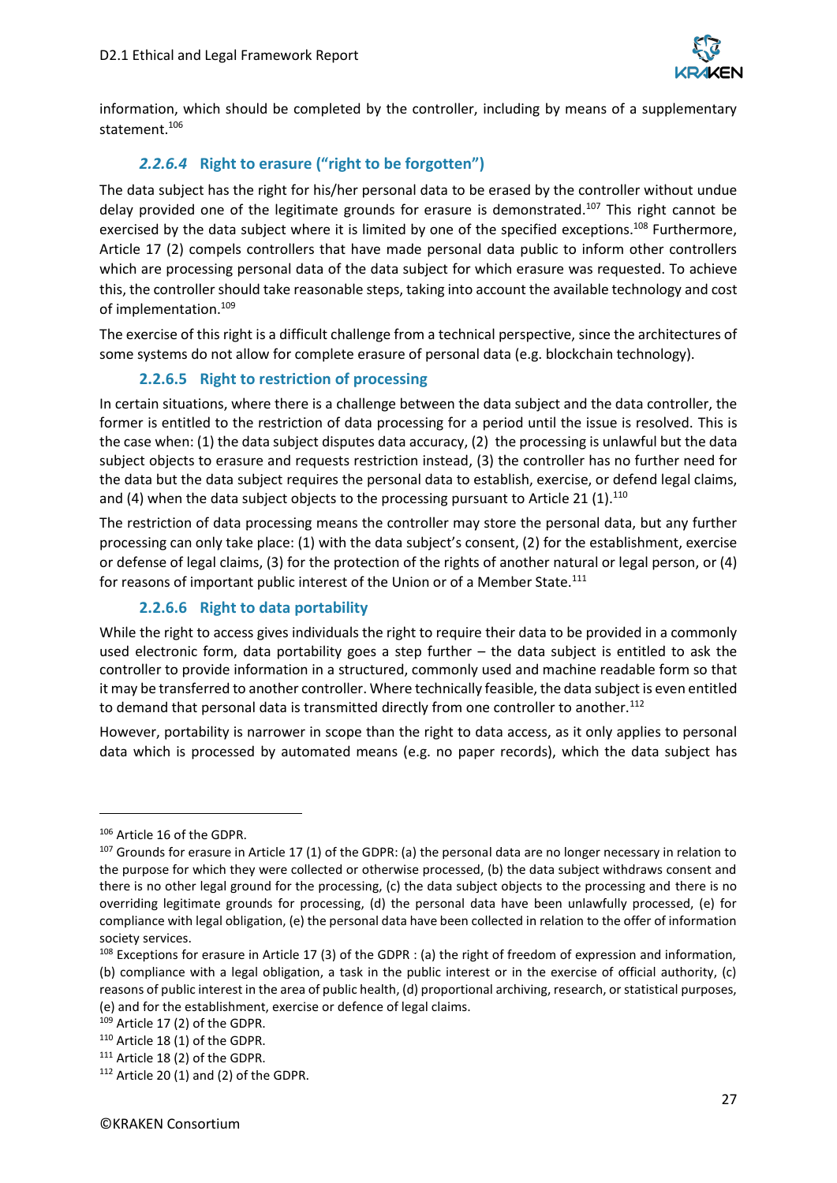information, which should be completed by the controller, including by means of a supplementary statement.[106]

#### *2.2.6.4* Right to erasure ("right to be forgotten")

The data subject has the right for his/her personal data to be erased by the controller without undue delay provided one of the legitimate grounds for erasure is demonstrated.[107] This right cannot be exercised by the data subject where it is limited by one of the specified exceptions.[108] Furthermore, Article 17 (2) compels controllers that have made personal data public to inform other controllers which are processing personal data of the data subject for which erasure was requested. To achieve this, the controller should take reasonable steps, taking into account the available technology and cost of implementation.[109]

The exercise of this right is a difficult challenge from a technical perspective, since the architectures of some systems do not allow for complete erasure of personal data (e.g. blockchain technology).

#### 2.2.6.5 Right to restriction of processing

In certain situations, where there is a challenge between the data subject and the data controller, the former is entitled to the restriction of data processing for a period until the issue is resolved. This is the case when: (1) the data subject disputes data accuracy, (2) the processing is unlawful but the data subject objects to erasure and requests restriction instead, (3) the controller has no further need for the data but the data subject requires the personal data to establish, exercise, or defend legal claims, and (4) when the data subject objects to the processing pursuant to Article 21 (1).[110]

The restriction of data processing means the controller may store the personal data, but any further processing can only take place: (1) with the data subject's consent, (2) for the establishment, exercise or defense of legal claims, (3) for the protection of the rights of another natural or legal person, or (4) for reasons of important public interest of the Union or of a Member State.[111]

#### 2.2.6.6 Right to data portability

While the right to access gives individuals the right to require their data to be provided in a commonly used electronic form, data portability goes a step further – the data subject is entitled to ask the controller to provide information in a structured, commonly used and machine readable form so that it may be transferred to another controller. Where technically feasible, the data subject is even entitled to demand that personal data is transmitted directly from one controller to another.[112]

However, portability is narrower in scope than the right to data access, as it only applies to personal data which is processed by automated means (e.g. no paper records), which the data subject has

---

[106] Article 16 of the GDPR.

[107] Grounds for erasure in Article 17 (1) of the GDPR: (a) the personal data are no longer necessary in relation to the purpose for which they were collected or otherwise processed, (b) the data subject withdraws consent and there is no other legal ground for the processing, (c) the data subject objects to the processing and there is no overriding legitimate grounds for processing, (d) the personal data have been unlawfully processed, (e) for compliance with legal obligation, (e) the personal data have been collected in relation to the offer of information society services.

[108] Exceptions for erasure in Article 17 (3) of the GDPR : (a) the right of freedom of expression and information, (b) compliance with a legal obligation, a task in the public interest or in the exercise of official authority, (c) reasons of public interest in the area of public health, (d) proportional archiving, research, or statistical purposes, (e) and for the establishment, exercise or defence of legal claims.

[109] Article 17 (2) of the GDPR.

[110] Article 18 (1) of the GDPR.

[111] Article 18 (2) of the GDPR.

[112] Article 20 (1) and (2) of the GDPR.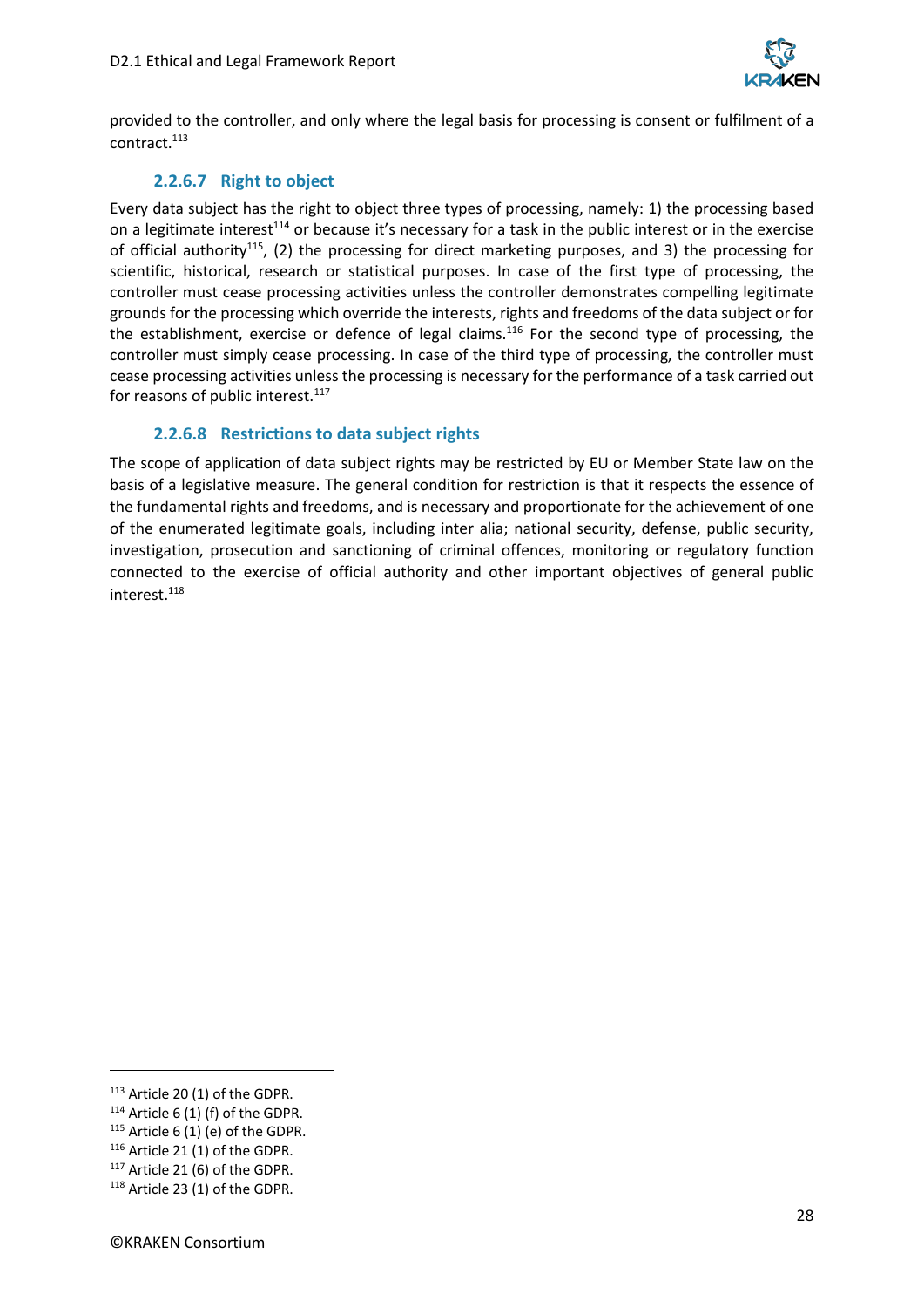provided to the controller, and only where the legal basis for processing is consent or fulfilment of a contract.[113]

#### 2.2.6.7 Right to object

Every data subject has the right to object three types of processing, namely: 1) the processing based on a legitimate interest[114] or because it's necessary for a task in the public interest or in the exercise of official authority[115], (2) the processing for direct marketing purposes, and 3) the processing for scientific, historical, research or statistical purposes. In case of the first type of processing, the controller must cease processing activities unless the controller demonstrates compelling legitimate grounds for the processing which override the interests, rights and freedoms of the data subject or for the establishment, exercise or defence of legal claims.[116] For the second type of processing, the controller must simply cease processing. In case of the third type of processing, the controller must cease processing activities unless the processing is necessary for the performance of a task carried out for reasons of public interest.[117]

#### 2.2.6.8 Restrictions to data subject rights

The scope of application of data subject rights may be restricted by EU or Member State law on the basis of a legislative measure. The general condition for restriction is that it respects the essence of the fundamental rights and freedoms, and is necessary and proportionate for the achievement of one of the enumerated legitimate goals, including inter alia; national security, defense, public security, investigation, prosecution and sanctioning of criminal offences, monitoring or regulatory function connected to the exercise of official authority and other important objectives of general public interest.[118]

---

[113] Article 20 (1) of the GDPR.
[114] Article 6 (1) (f) of the GDPR.
[115] Article 6 (1) (e) of the GDPR.
[116] Article 21 (1) of the GDPR.
[117] Article 21 (6) of the GDPR.
[118] Article 23 (1) of the GDPR.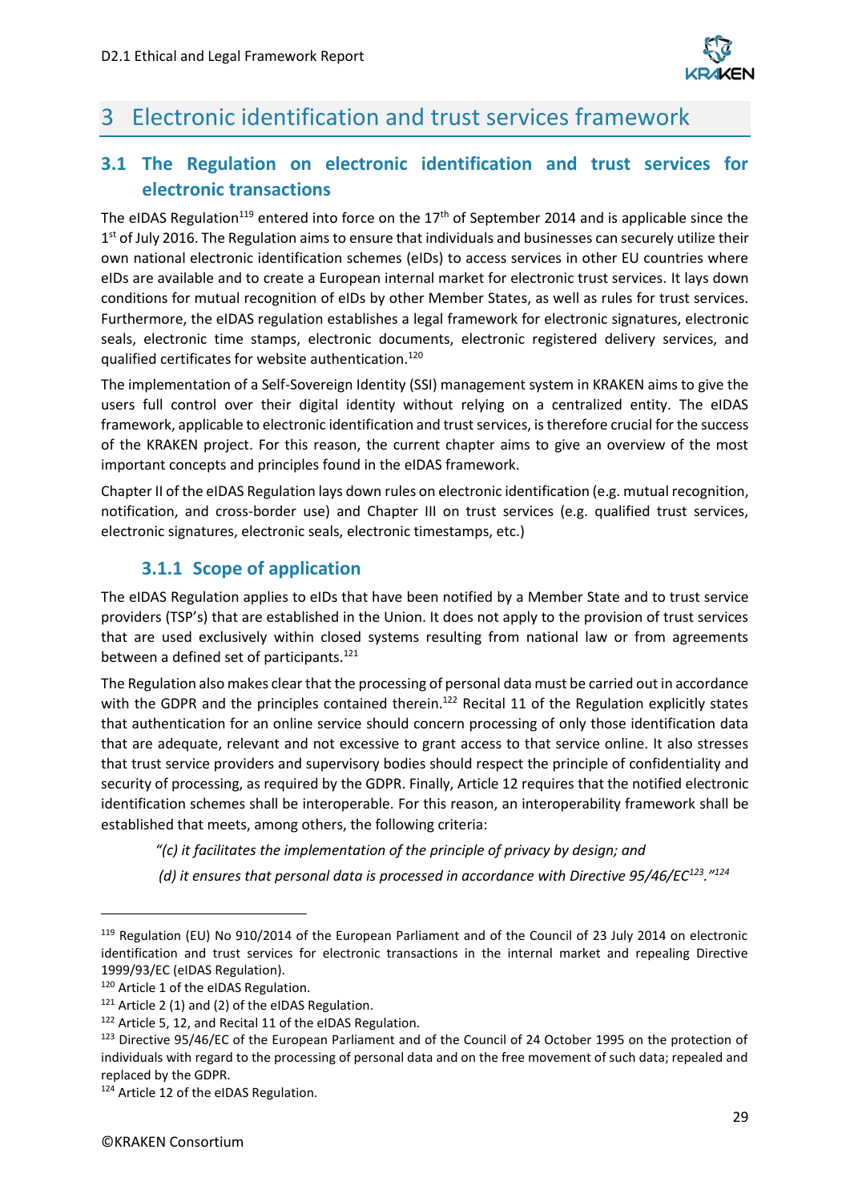# 3 Electronic identification and trust services framework

## 3.1 The Regulation on electronic identification and trust services for electronic transactions

The eIDAS Regulation[119] entered into force on the 17th of September 2014 and is applicable since the 1st of July 2016. The Regulation aims to ensure that individuals and businesses can securely utilize their own national electronic identification schemes (eIDs) to access services in other EU countries where eIDs are available and to create a European internal market for electronic trust services. It lays down conditions for mutual recognition of eIDs by other Member States, as well as rules for trust services. Furthermore, the eIDAS regulation establishes a legal framework for electronic signatures, electronic seals, electronic time stamps, electronic documents, electronic registered delivery services, and qualified certificates for website authentication.[120]

The implementation of a Self-Sovereign Identity (SSI) management system in KRAKEN aims to give the users full control over their digital identity without relying on a centralized entity. The eIDAS framework, applicable to electronic identification and trust services, is therefore crucial for the success of the KRAKEN project. For this reason, the current chapter aims to give an overview of the most important concepts and principles found in the eIDAS framework.

Chapter II of the eIDAS Regulation lays down rules on electronic identification (e.g. mutual recognition, notification, and cross-border use) and Chapter III on trust services (e.g. qualified trust services, electronic signatures, electronic seals, electronic timestamps, etc.)

### 3.1.1 Scope of application

The eIDAS Regulation applies to eIDs that have been notified by a Member State and to trust service providers (TSP's) that are established in the Union. It does not apply to the provision of trust services that are used exclusively within closed systems resulting from national law or from agreements between a defined set of participants.[121]

The Regulation also makes clear that the processing of personal data must be carried out in accordance with the GDPR and the principles contained therein.[122] Recital 11 of the Regulation explicitly states that authentication for an online service should concern processing of only those identification data that are adequate, relevant and not excessive to grant access to that service online. It also stresses that trust service providers and supervisory bodies should respect the principle of confidentiality and security of processing, as required by the GDPR. Finally, Article 12 requires that the notified electronic identification schemes shall be interoperable. For this reason, an interoperability framework shall be established that meets, among others, the following criteria:

> *"(c) it facilitates the implementation of the principle of privacy by design; and*
>
> *(d) it ensures that personal data is processed in accordance with Directive 95/46/EC[123]."[124]*

---

[119] Regulation (EU) No 910/2014 of the European Parliament and of the Council of 23 July 2014 on electronic identification and trust services for electronic transactions in the internal market and repealing Directive 1999/93/EC (eIDAS Regulation).

[120] Article 1 of the eIDAS Regulation.

[121] Article 2 (1) and (2) of the eIDAS Regulation.

[122] Article 5, 12, and Recital 11 of the eIDAS Regulation.

[123] Directive 95/46/EC of the European Parliament and of the Council of 24 October 1995 on the protection of individuals with regard to the processing of personal data and on the free movement of such data; repealed and replaced by the GDPR.

[124] Article 12 of the eIDAS Regulation.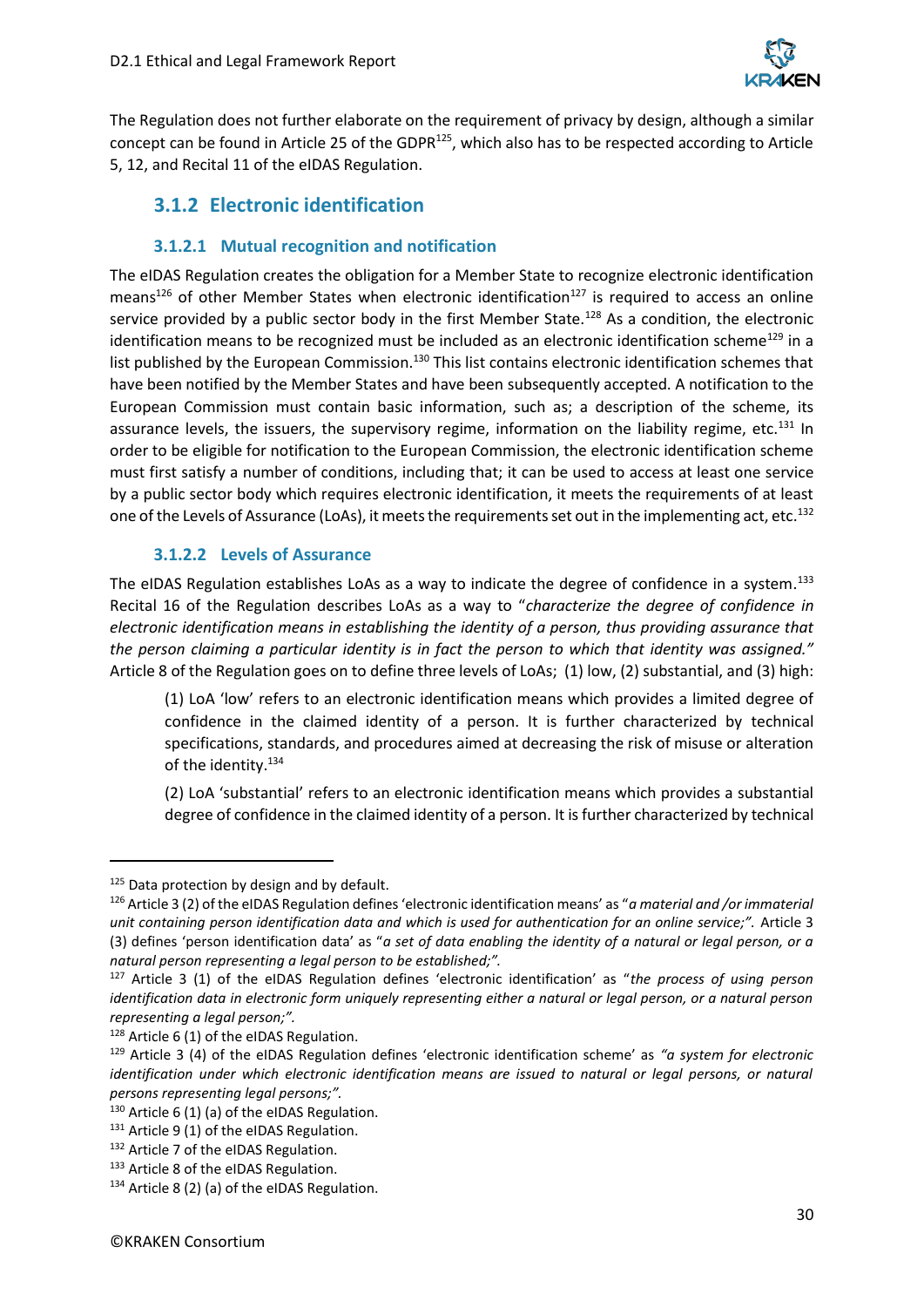The Regulation does not further elaborate on the requirement of privacy by design, although a similar concept can be found in Article 25 of the GDPR[125], which also has to be respected according to Article 5, 12, and Recital 11 of the eIDAS Regulation.

### 3.1.2 Electronic identification

#### 3.1.2.1 Mutual recognition and notification

The eIDAS Regulation creates the obligation for a Member State to recognize electronic identification means[126] of other Member States when electronic identification[127] is required to access an online service provided by a public sector body in the first Member State.[128] As a condition, the electronic identification means to be recognized must be included as an electronic identification scheme[129] in a list published by the European Commission.[130] This list contains electronic identification schemes that have been notified by the Member States and have been subsequently accepted. A notification to the European Commission must contain basic information, such as; a description of the scheme, its assurance levels, the issuers, the supervisory regime, information on the liability regime, etc.[131] In order to be eligible for notification to the European Commission, the electronic identification scheme must first satisfy a number of conditions, including that; it can be used to access at least one service by a public sector body which requires electronic identification, it meets the requirements of at least one of the Levels of Assurance (LoAs), it meets the requirements set out in the implementing act, etc.[132]

#### 3.1.2.2 Levels of Assurance

The eIDAS Regulation establishes LoAs as a way to indicate the degree of confidence in a system.[133] Recital 16 of the Regulation describes LoAs as a way to "*characterize the degree of confidence in electronic identification means in establishing the identity of a person, thus providing assurance that the person claiming a particular identity is in fact the person to which that identity was assigned."* Article 8 of the Regulation goes on to define three levels of LoAs; (1) low, (2) substantial, and (3) high:

> (1) LoA 'low' refers to an electronic identification means which provides a limited degree of confidence in the claimed identity of a person. It is further characterized by technical specifications, standards, and procedures aimed at decreasing the risk of misuse or alteration of the identity.[134]
>
> (2) LoA 'substantial' refers to an electronic identification means which provides a substantial degree of confidence in the claimed identity of a person. It is further characterized by technical

---

[125] Data protection by design and by default.

[126] Article 3 (2) of the eIDAS Regulation defines 'electronic identification means' as "*a material and /or immaterial unit containing person identification data and which is used for authentication for an online service;".* Article 3 (3) defines 'person identification data' as "*a set of data enabling the identity of a natural or legal person, or a natural person representing a legal person to be established;".*

[127] Article 3 (1) of the eIDAS Regulation defines 'electronic identification' as "*the process of using person identification data in electronic form uniquely representing either a natural or legal person, or a natural person representing a legal person;".*

[128] Article 6 (1) of the eIDAS Regulation.

[129] Article 3 (4) of the eIDAS Regulation defines 'electronic identification scheme' as *"a system for electronic identification under which electronic identification means are issued to natural or legal persons, or natural persons representing legal persons;".*

[130] Article 6 (1) (a) of the eIDAS Regulation.

[131] Article 9 (1) of the eIDAS Regulation.

[132] Article 7 of the eIDAS Regulation.

[133] Article 8 of the eIDAS Regulation.

[134] Article 8 (2) (a) of the eIDAS Regulation.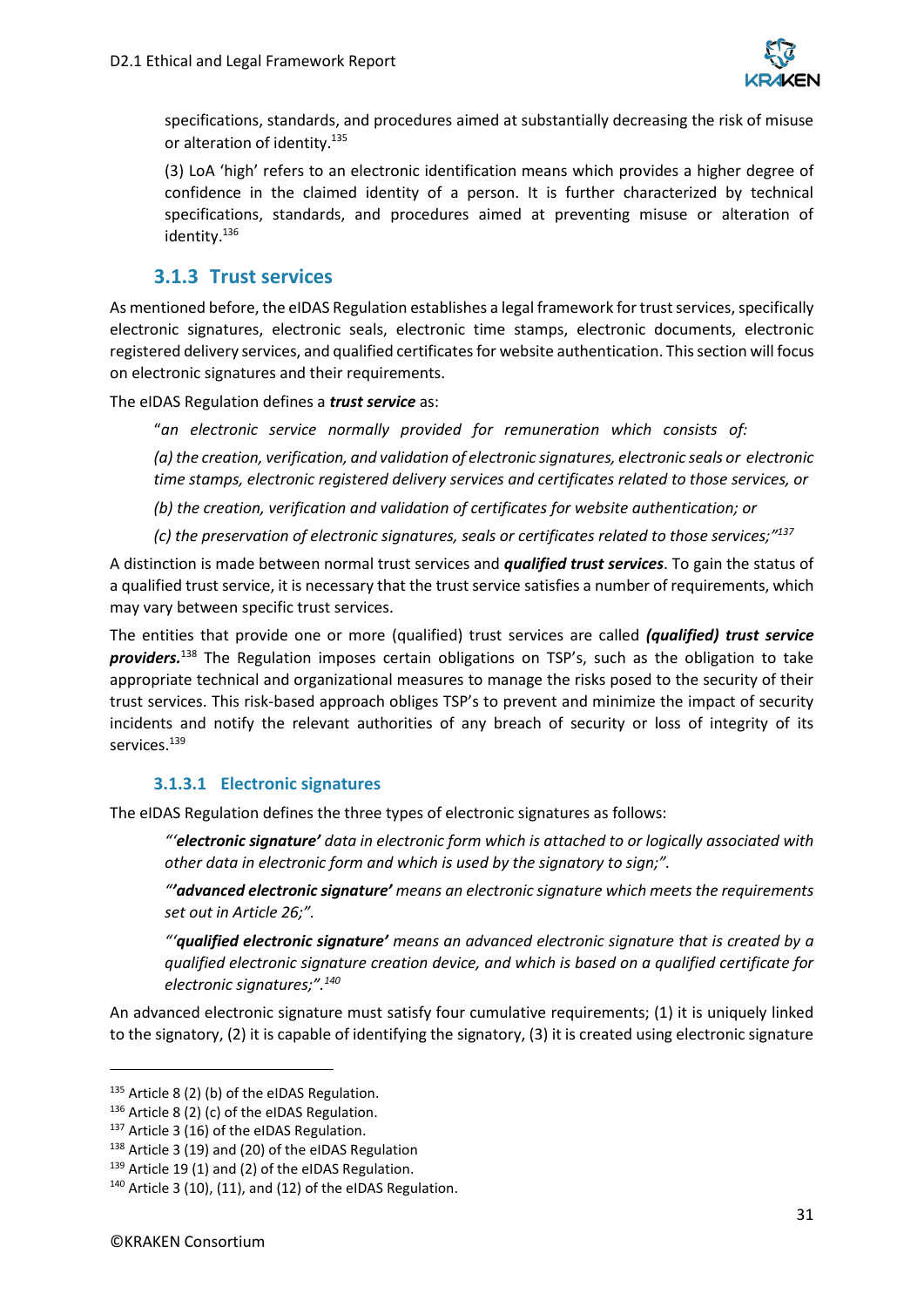specifications, standards, and procedures aimed at substantially decreasing the risk of misuse or alteration of identity.[135]

(3) LoA 'high' refers to an electronic identification means which provides a higher degree of confidence in the claimed identity of a person. It is further characterized by technical specifications, standards, and procedures aimed at preventing misuse or alteration of identity.[136]

### 3.1.3 Trust services

As mentioned before, the eIDAS Regulation establishes a legal framework for trust services, specifically electronic signatures, electronic seals, electronic time stamps, electronic documents, electronic registered delivery services, and qualified certificates for website authentication. This section will focus on electronic signatures and their requirements.

The eIDAS Regulation defines a ***trust service*** as:

> "*an electronic service normally provided for remuneration which consists of:*
>
> *(a) the creation, verification, and validation of electronic signatures, electronic seals or electronic time stamps, electronic registered delivery services and certificates related to those services, or*
>
> *(b) the creation, verification and validation of certificates for website authentication; or*
>
> *(c) the preservation of electronic signatures, seals or certificates related to those services;"*[137]

A distinction is made between normal trust services and ***qualified trust services***. To gain the status of a qualified trust service, it is necessary that the trust service satisfies a number of requirements, which may vary between specific trust services.

The entities that provide one or more (qualified) trust services are called ***(qualified) trust service providers.***[138] The Regulation imposes certain obligations on TSP's, such as the obligation to take appropriate technical and organizational measures to manage the risks posed to the security of their trust services. This risk-based approach obliges TSP's to prevent and minimize the impact of security incidents and notify the relevant authorities of any breach of security or loss of integrity of its services.[139]

#### 3.1.3.1 Electronic signatures

The eIDAS Regulation defines the three types of electronic signatures as follows:

> *"'**electronic signature'** data in electronic form which is attached to or logically associated with other data in electronic form and which is used by the signatory to sign;".*
>
> *"'**advanced electronic signature'** means an electronic signature which meets the requirements set out in Article 26;".*
>
> *"'**qualified electronic signature'** means an advanced electronic signature that is created by a qualified electronic signature creation device, and which is based on a qualified certificate for electronic signatures;".*[140]

An advanced electronic signature must satisfy four cumulative requirements; (1) it is uniquely linked to the signatory, (2) it is capable of identifying the signatory, (3) it is created using electronic signature

---

[135] Article 8 (2) (b) of the eIDAS Regulation.

[136] Article 8 (2) (c) of the eIDAS Regulation.

[137] Article 3 (16) of the eIDAS Regulation.

[138] Article 3 (19) and (20) of the eIDAS Regulation

[139] Article 19 (1) and (2) of the eIDAS Regulation.

[140] Article 3 (10), (11), and (12) of the eIDAS Regulation.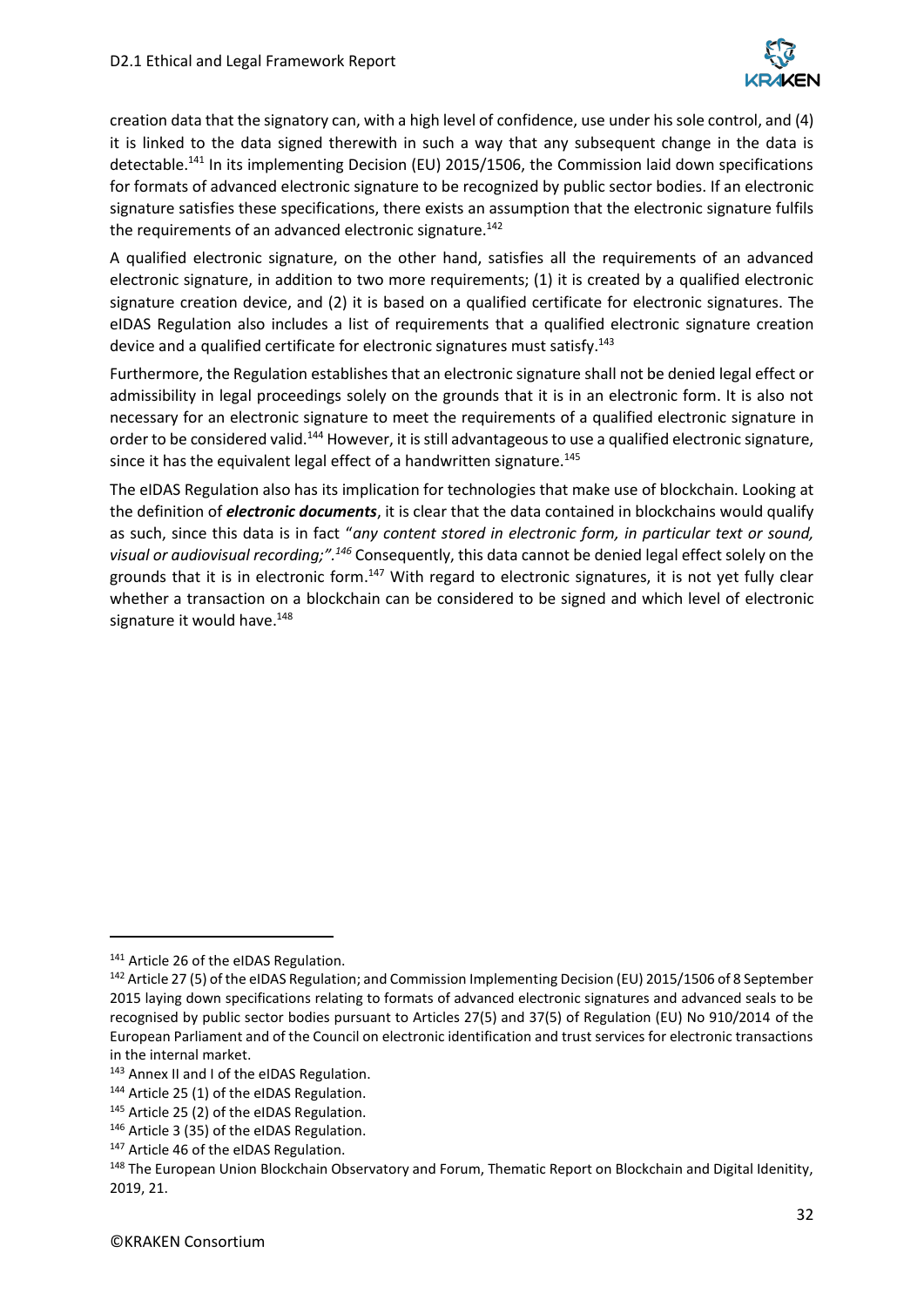creation data that the signatory can, with a high level of confidence, use under his sole control, and (4) it is linked to the data signed therewith in such a way that any subsequent change in the data is detectable.[141] In its implementing Decision (EU) 2015/1506, the Commission laid down specifications for formats of advanced electronic signature to be recognized by public sector bodies. If an electronic signature satisfies these specifications, there exists an assumption that the electronic signature fulfils the requirements of an advanced electronic signature.[142]

A qualified electronic signature, on the other hand, satisfies all the requirements of an advanced electronic signature, in addition to two more requirements; (1) it is created by a qualified electronic signature creation device, and (2) it is based on a qualified certificate for electronic signatures. The eIDAS Regulation also includes a list of requirements that a qualified electronic signature creation device and a qualified certificate for electronic signatures must satisfy.[143]

Furthermore, the Regulation establishes that an electronic signature shall not be denied legal effect or admissibility in legal proceedings solely on the grounds that it is in an electronic form. It is also not necessary for an electronic signature to meet the requirements of a qualified electronic signature in order to be considered valid.[144] However, it is still advantageous to use a qualified electronic signature, since it has the equivalent legal effect of a handwritten signature.[145]

The eIDAS Regulation also has its implication for technologies that make use of blockchain. Looking at the definition of ***electronic documents***, it is clear that the data contained in blockchains would qualify as such, since this data is in fact "*any content stored in electronic form, in particular text or sound, visual or audiovisual recording;".[146]* Consequently, this data cannot be denied legal effect solely on the grounds that it is in electronic form.[147] With regard to electronic signatures, it is not yet fully clear whether a transaction on a blockchain can be considered to be signed and which level of electronic signature it would have.[148]

---

[141] Article 26 of the eIDAS Regulation.

[142] Article 27 (5) of the eIDAS Regulation; and Commission Implementing Decision (EU) 2015/1506 of 8 September 2015 laying down specifications relating to formats of advanced electronic signatures and advanced seals to be recognised by public sector bodies pursuant to Articles 27(5) and 37(5) of Regulation (EU) No 910/2014 of the European Parliament and of the Council on electronic identification and trust services for electronic transactions in the internal market.

[143] Annex II and I of the eIDAS Regulation.

[144] Article 25 (1) of the eIDAS Regulation.

[145] Article 25 (2) of the eIDAS Regulation.

[146] Article 3 (35) of the eIDAS Regulation.

[147] Article 46 of the eIDAS Regulation.

[148] The European Union Blockchain Observatory and Forum, Thematic Report on Blockchain and Digital Idenitity, 2019, 21.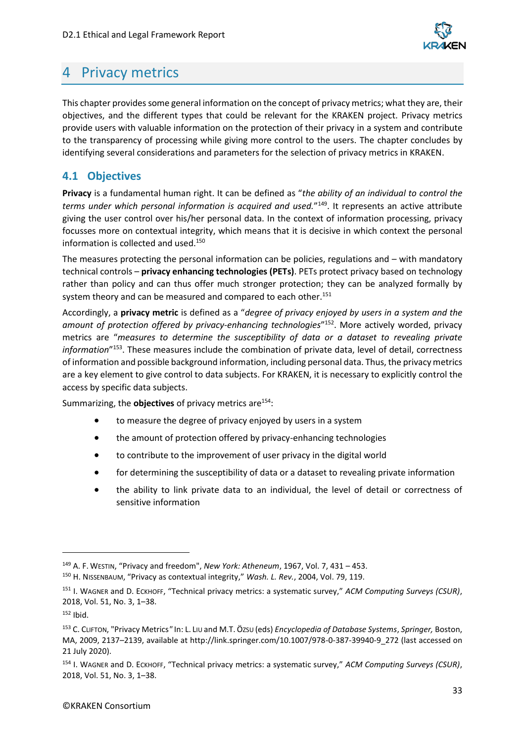# 4 Privacy metrics

This chapter provides some general information on the concept of privacy metrics; what they are, their objectives, and the different types that could be relevant for the KRAKEN project. Privacy metrics provide users with valuable information on the protection of their privacy in a system and contribute to the transparency of processing while giving more control to the users. The chapter concludes by identifying several considerations and parameters for the selection of privacy metrics in KRAKEN.

## 4.1 Objectives

**Privacy** is a fundamental human right. It can be defined as "*the ability of an individual to control the terms under which personal information is acquired and used.*"[149]. It represents an active attribute giving the user control over his/her personal data. In the context of information processing, privacy focusses more on contextual integrity, which means that it is decisive in which context the personal information is collected and used.[150]

The measures protecting the personal information can be policies, regulations and – with mandatory technical controls – **privacy enhancing technologies (PETs)**. PETs protect privacy based on technology rather than policy and can thus offer much stronger protection; they can be analyzed formally by system theory and can be measured and compared to each other.[151]

Accordingly, a **privacy metric** is defined as a "*degree of privacy enjoyed by users in a system and the amount of protection offered by privacy-enhancing technologies*"[152]. More actively worded, privacy metrics are "*measures to determine the susceptibility of data or a dataset to revealing private information*"[153]. These measures include the combination of private data, level of detail, correctness of information and possible background information, including personal data. Thus, the privacy metrics are a key element to give control to data subjects. For KRAKEN, it is necessary to explicitly control the access by specific data subjects.

Summarizing, the **objectives** of privacy metrics are[154]:

- to measure the degree of privacy enjoyed by users in a system
- the amount of protection offered by privacy-enhancing technologies
- to contribute to the improvement of user privacy in the digital world
- for determining the susceptibility of data or a dataset to revealing private information
- the ability to link private data to an individual, the level of detail or correctness of sensitive information

---

[149] A. F. Westin, "Privacy and freedom", *New York: Atheneum*, 1967, Vol. 7, 431 – 453.

[150] H. Nissenbaum, "Privacy as contextual integrity," *Wash. L. Rev.*, 2004, Vol. 79, 119.

[151] I. Wagner and D. Eckhoff, "Technical privacy metrics: a systematic survey," *ACM Computing Surveys (CSUR)*, 2018, Vol. 51, No. 3, 1–38.

[152] Ibid.

[153] C. Clifton, "Privacy Metrics" In: L. Liu and M.T. Özsu (eds) *Encyclopedia of Database Systems*, *Springer,* Boston, MA, 2009, 2137–2139, available at http://link.springer.com/10.1007/978-0-387-39940-9_272 (last accessed on 21 July 2020).

[154] I. Wagner and D. Eckhoff, "Technical privacy metrics: a systematic survey," *ACM Computing Surveys (CSUR)*, 2018, Vol. 51, No. 3, 1–38.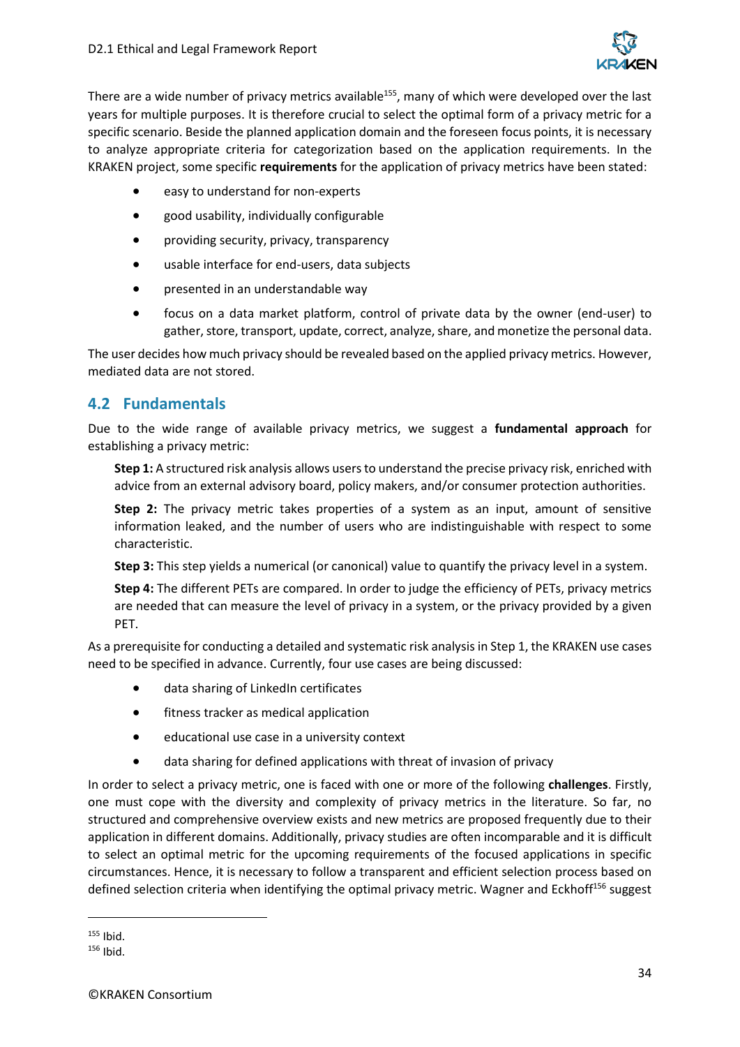There are a wide number of privacy metrics available[155], many of which were developed over the last years for multiple purposes. It is therefore crucial to select the optimal form of a privacy metric for a specific scenario. Beside the planned application domain and the foreseen focus points, it is necessary to analyze appropriate criteria for categorization based on the application requirements. In the KRAKEN project, some specific **requirements** for the application of privacy metrics have been stated:

- easy to understand for non-experts
- good usability, individually configurable
- providing security, privacy, transparency
- usable interface for end-users, data subjects
- presented in an understandable way
- focus on a data market platform, control of private data by the owner (end-user) to gather, store, transport, update, correct, analyze, share, and monetize the personal data.

The user decides how much privacy should be revealed based on the applied privacy metrics. However, mediated data are not stored.

## 4.2 Fundamentals

Due to the wide range of available privacy metrics, we suggest a **fundamental approach** for establishing a privacy metric:

**Step 1:** A structured risk analysis allows users to understand the precise privacy risk, enriched with advice from an external advisory board, policy makers, and/or consumer protection authorities.

**Step 2:** The privacy metric takes properties of a system as an input, amount of sensitive information leaked, and the number of users who are indistinguishable with respect to some characteristic.

**Step 3:** This step yields a numerical (or canonical) value to quantify the privacy level in a system.

**Step 4:** The different PETs are compared. In order to judge the efficiency of PETs, privacy metrics are needed that can measure the level of privacy in a system, or the privacy provided by a given PET.

As a prerequisite for conducting a detailed and systematic risk analysis in Step 1, the KRAKEN use cases need to be specified in advance. Currently, four use cases are being discussed:

- data sharing of LinkedIn certificates
- fitness tracker as medical application
- educational use case in a university context
- data sharing for defined applications with threat of invasion of privacy

In order to select a privacy metric, one is faced with one or more of the following **challenges**. Firstly, one must cope with the diversity and complexity of privacy metrics in the literature. So far, no structured and comprehensive overview exists and new metrics are proposed frequently due to their application in different domains. Additionally, privacy studies are often incomparable and it is difficult to select an optimal metric for the upcoming requirements of the focused applications in specific circumstances. Hence, it is necessary to follow a transparent and efficient selection process based on defined selection criteria when identifying the optimal privacy metric. Wagner and Eckhoff[156] suggest

[155] Ibid.

[156] Ibid.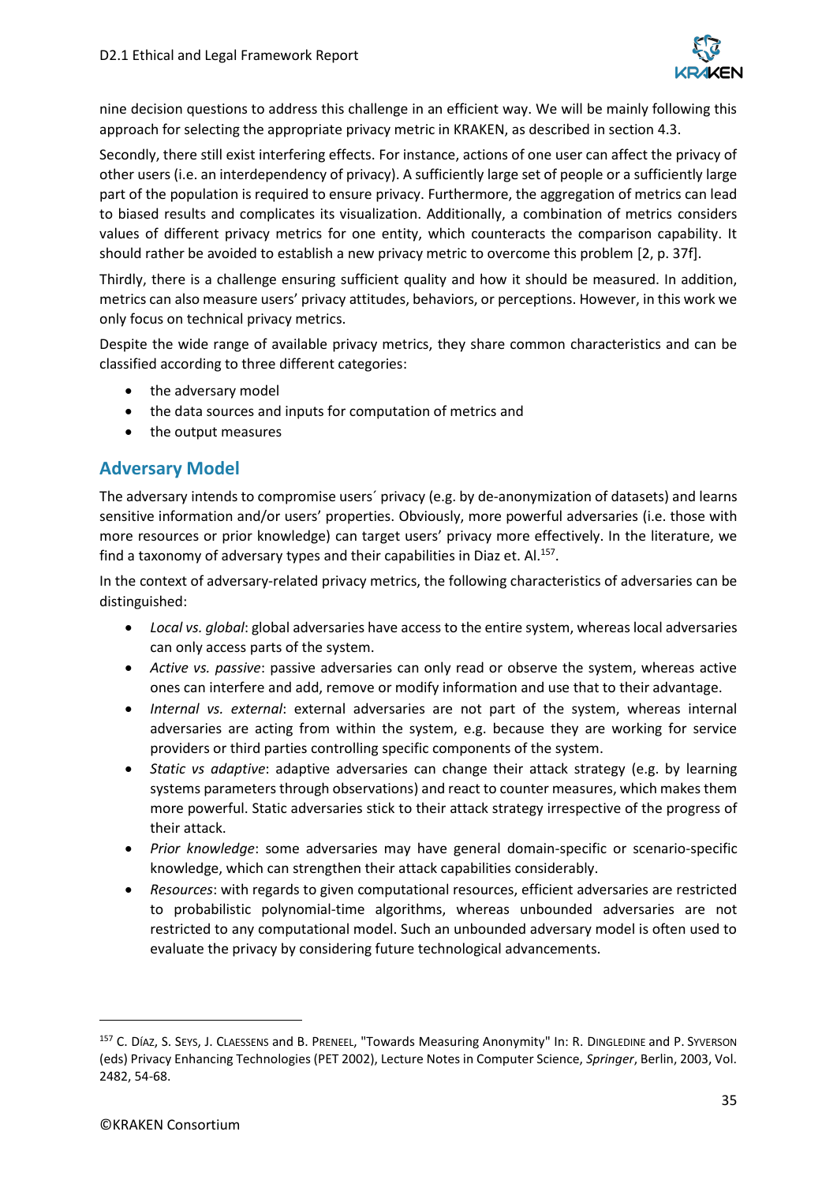nine decision questions to address this challenge in an efficient way. We will be mainly following this approach for selecting the appropriate privacy metric in KRAKEN, as described in section 4.3.

Secondly, there still exist interfering effects. For instance, actions of one user can affect the privacy of other users (i.e. an interdependency of privacy). A sufficiently large set of people or a sufficiently large part of the population is required to ensure privacy. Furthermore, the aggregation of metrics can lead to biased results and complicates its visualization. Additionally, a combination of metrics considers values of different privacy metrics for one entity, which counteracts the comparison capability. It should rather be avoided to establish a new privacy metric to overcome this problem [2, p. 37f].

Thirdly, there is a challenge ensuring sufficient quality and how it should be measured. In addition, metrics can also measure users' privacy attitudes, behaviors, or perceptions. However, in this work we only focus on technical privacy metrics.

Despite the wide range of available privacy metrics, they share common characteristics and can be classified according to three different categories:

- the adversary model
- the data sources and inputs for computation of metrics and
- the output measures

## Adversary Model

The adversary intends to compromise users´ privacy (e.g. by de-anonymization of datasets) and learns sensitive information and/or users' properties. Obviously, more powerful adversaries (i.e. those with more resources or prior knowledge) can target users' privacy more effectively. In the literature, we find a taxonomy of adversary types and their capabilities in Diaz et. Al.[157].

In the context of adversary-related privacy metrics, the following characteristics of adversaries can be distinguished:

- *Local vs. global*: global adversaries have access to the entire system, whereas local adversaries can only access parts of the system.
- *Active vs. passive*: passive adversaries can only read or observe the system, whereas active ones can interfere and add, remove or modify information and use that to their advantage.
- *Internal vs. external*: external adversaries are not part of the system, whereas internal adversaries are acting from within the system, e.g. because they are working for service providers or third parties controlling specific components of the system.
- *Static vs adaptive*: adaptive adversaries can change their attack strategy (e.g. by learning systems parameters through observations) and react to counter measures, which makes them more powerful. Static adversaries stick to their attack strategy irrespective of the progress of their attack.
- *Prior knowledge*: some adversaries may have general domain-specific or scenario-specific knowledge, which can strengthen their attack capabilities considerably.
- *Resources*: with regards to given computational resources, efficient adversaries are restricted to probabilistic polynomial-time algorithms, whereas unbounded adversaries are not restricted to any computational model. Such an unbounded adversary model is often used to evaluate the privacy by considering future technological advancements.

---

[157] C. DÍAZ, S. SEYS, J. CLAESSENS and B. PRENEEL, "Towards Measuring Anonymity" In: R. DINGLEDINE and P. SYVERSON (eds) Privacy Enhancing Technologies (PET 2002), Lecture Notes in Computer Science, *Springer*, Berlin, 2003, Vol. 2482, 54-68.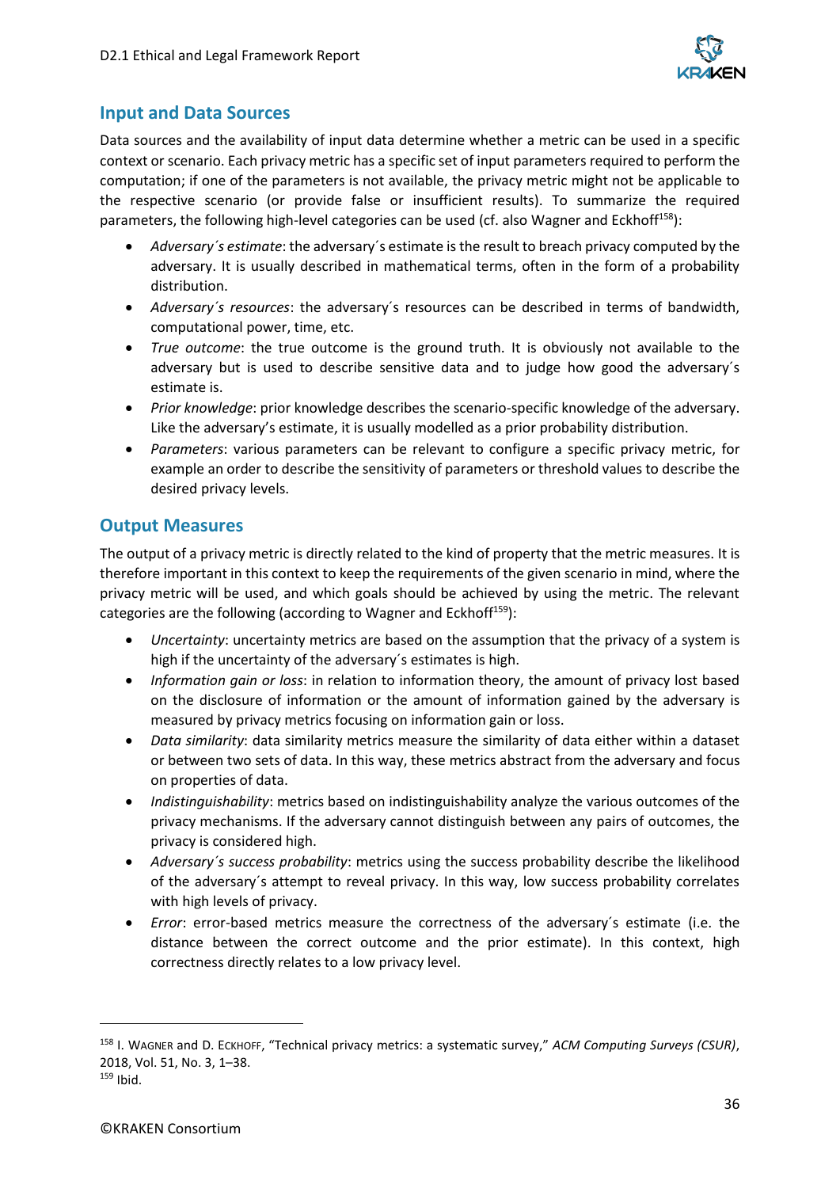## Input and Data Sources

Data sources and the availability of input data determine whether a metric can be used in a specific context or scenario. Each privacy metric has a specific set of input parameters required to perform the computation; if one of the parameters is not available, the privacy metric might not be applicable to the respective scenario (or provide false or insufficient results). To summarize the required parameters, the following high-level categories can be used (cf. also Wagner and Eckhoff[158]):

- *Adversary´s estimate*: the adversary´s estimate is the result to breach privacy computed by the adversary. It is usually described in mathematical terms, often in the form of a probability distribution.
- *Adversary´s resources*: the adversary´s resources can be described in terms of bandwidth, computational power, time, etc.
- *True outcome*: the true outcome is the ground truth. It is obviously not available to the adversary but is used to describe sensitive data and to judge how good the adversary´s estimate is.
- *Prior knowledge*: prior knowledge describes the scenario-specific knowledge of the adversary. Like the adversary's estimate, it is usually modelled as a prior probability distribution.
- *Parameters*: various parameters can be relevant to configure a specific privacy metric, for example an order to describe the sensitivity of parameters or threshold values to describe the desired privacy levels.

## Output Measures

The output of a privacy metric is directly related to the kind of property that the metric measures. It is therefore important in this context to keep the requirements of the given scenario in mind, where the privacy metric will be used, and which goals should be achieved by using the metric. The relevant categories are the following (according to Wagner and Eckhoff[159]):

- *Uncertainty*: uncertainty metrics are based on the assumption that the privacy of a system is high if the uncertainty of the adversary´s estimates is high.
- *Information gain or loss*: in relation to information theory, the amount of privacy lost based on the disclosure of information or the amount of information gained by the adversary is measured by privacy metrics focusing on information gain or loss.
- *Data similarity*: data similarity metrics measure the similarity of data either within a dataset or between two sets of data. In this way, these metrics abstract from the adversary and focus on properties of data.
- *Indistinguishability*: metrics based on indistinguishability analyze the various outcomes of the privacy mechanisms. If the adversary cannot distinguish between any pairs of outcomes, the privacy is considered high.
- *Adversary´s success probability*: metrics using the success probability describe the likelihood of the adversary´s attempt to reveal privacy. In this way, low success probability correlates with high levels of privacy.
- *Error*: error-based metrics measure the correctness of the adversary´s estimate (i.e. the distance between the correct outcome and the prior estimate). In this context, high correctness directly relates to a low privacy level.

---

[158] I. Wagner and D. Eckhoff, "Technical privacy metrics: a systematic survey," *ACM Computing Surveys (CSUR)*, 2018, Vol. 51, No. 3, 1–38.

[159] Ibid.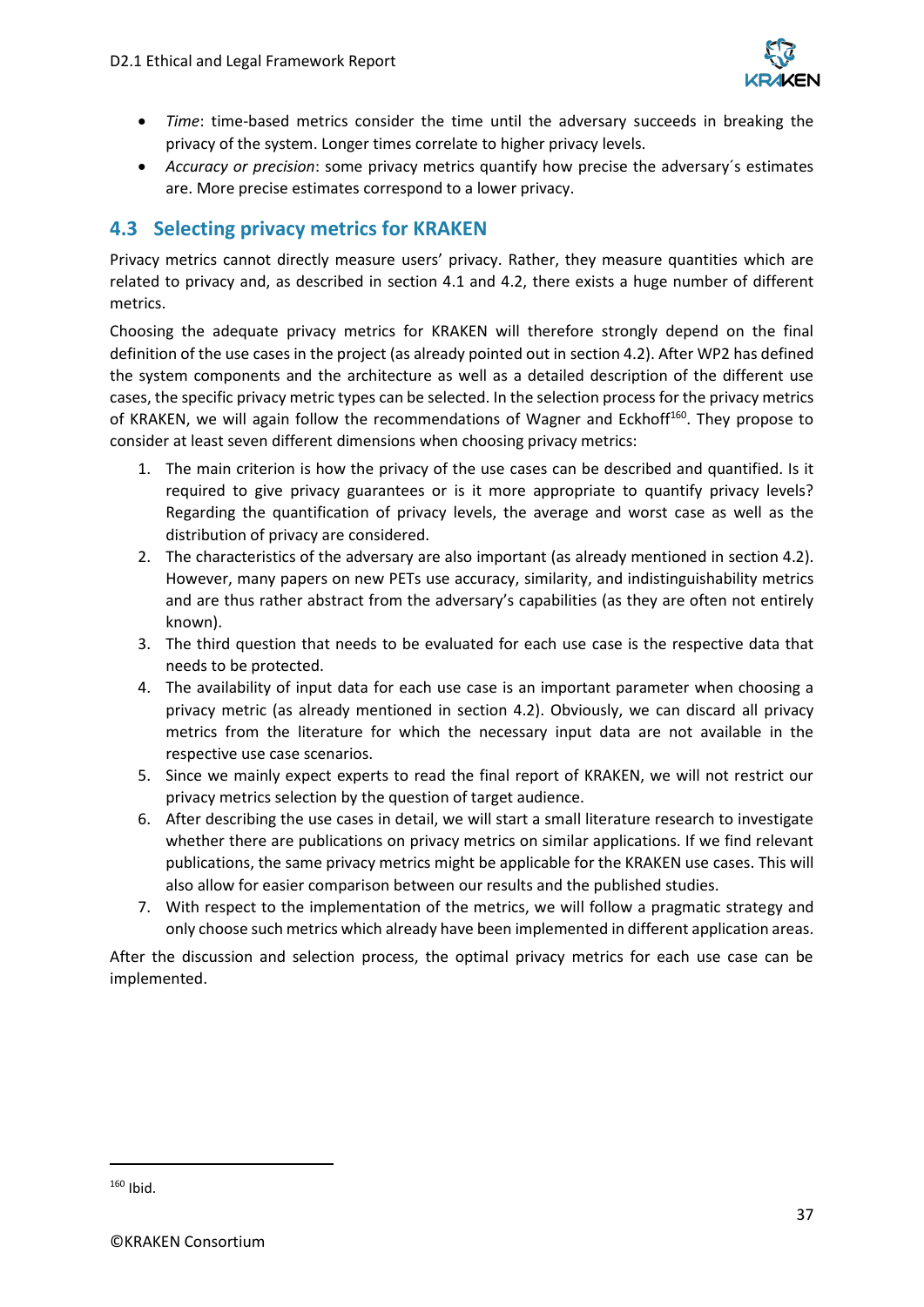- *Time*: time-based metrics consider the time until the adversary succeeds in breaking the privacy of the system. Longer times correlate to higher privacy levels.
- *Accuracy or precision*: some privacy metrics quantify how precise the adversary´s estimates are. More precise estimates correspond to a lower privacy.

## 4.3 Selecting privacy metrics for KRAKEN

Privacy metrics cannot directly measure users' privacy. Rather, they measure quantities which are related to privacy and, as described in section 4.1 and 4.2, there exists a huge number of different metrics.

Choosing the adequate privacy metrics for KRAKEN will therefore strongly depend on the final definition of the use cases in the project (as already pointed out in section 4.2). After WP2 has defined the system components and the architecture as well as a detailed description of the different use cases, the specific privacy metric types can be selected. In the selection process for the privacy metrics of KRAKEN, we will again follow the recommendations of Wagner and Eckhoff[160]. They propose to consider at least seven different dimensions when choosing privacy metrics:

1. The main criterion is how the privacy of the use cases can be described and quantified. Is it required to give privacy guarantees or is it more appropriate to quantify privacy levels? Regarding the quantification of privacy levels, the average and worst case as well as the distribution of privacy are considered.
2. The characteristics of the adversary are also important (as already mentioned in section 4.2). However, many papers on new PETs use accuracy, similarity, and indistinguishability metrics and are thus rather abstract from the adversary's capabilities (as they are often not entirely known).
3. The third question that needs to be evaluated for each use case is the respective data that needs to be protected.
4. The availability of input data for each use case is an important parameter when choosing a privacy metric (as already mentioned in section 4.2). Obviously, we can discard all privacy metrics from the literature for which the necessary input data are not available in the respective use case scenarios.
5. Since we mainly expect experts to read the final report of KRAKEN, we will not restrict our privacy metrics selection by the question of target audience.
6. After describing the use cases in detail, we will start a small literature research to investigate whether there are publications on privacy metrics on similar applications. If we find relevant publications, the same privacy metrics might be applicable for the KRAKEN use cases. This will also allow for easier comparison between our results and the published studies.
7. With respect to the implementation of the metrics, we will follow a pragmatic strategy and only choose such metrics which already have been implemented in different application areas.

After the discussion and selection process, the optimal privacy metrics for each use case can be implemented.

---

[160] Ibid.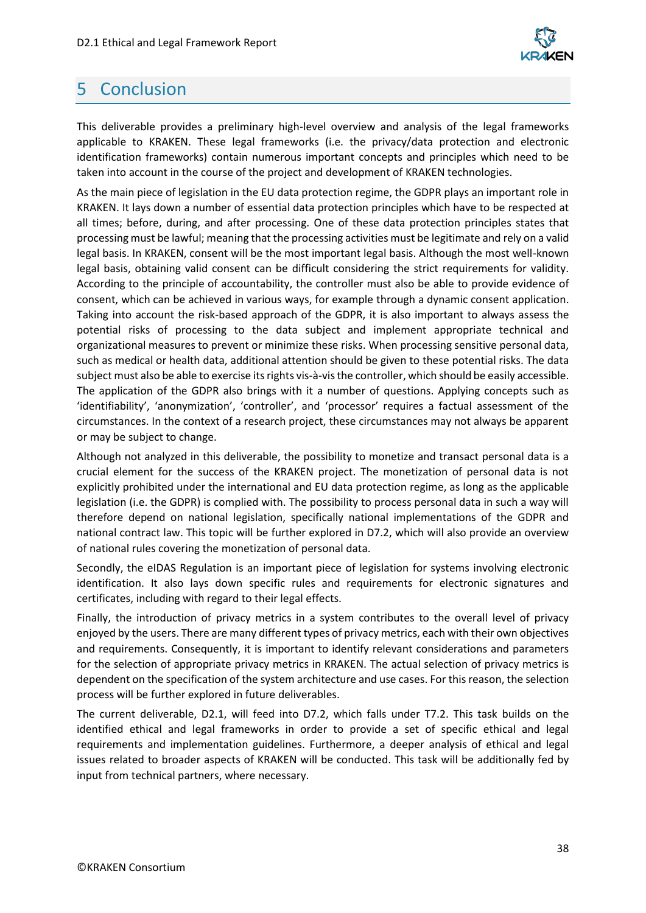# 5 Conclusion

This deliverable provides a preliminary high-level overview and analysis of the legal frameworks applicable to KRAKEN. These legal frameworks (i.e. the privacy/data protection and electronic identification frameworks) contain numerous important concepts and principles which need to be taken into account in the course of the project and development of KRAKEN technologies.

As the main piece of legislation in the EU data protection regime, the GDPR plays an important role in KRAKEN. It lays down a number of essential data protection principles which have to be respected at all times; before, during, and after processing. One of these data protection principles states that processing must be lawful; meaning that the processing activities must be legitimate and rely on a valid legal basis. In KRAKEN, consent will be the most important legal basis. Although the most well-known legal basis, obtaining valid consent can be difficult considering the strict requirements for validity. According to the principle of accountability, the controller must also be able to provide evidence of consent, which can be achieved in various ways, for example through a dynamic consent application. Taking into account the risk-based approach of the GDPR, it is also important to always assess the potential risks of processing to the data subject and implement appropriate technical and organizational measures to prevent or minimize these risks. When processing sensitive personal data, such as medical or health data, additional attention should be given to these potential risks. The data subject must also be able to exercise its rights vis-à-vis the controller, which should be easily accessible. The application of the GDPR also brings with it a number of questions. Applying concepts such as 'identifiability', 'anonymization', 'controller', and 'processor' requires a factual assessment of the circumstances. In the context of a research project, these circumstances may not always be apparent or may be subject to change.

Although not analyzed in this deliverable, the possibility to monetize and transact personal data is a crucial element for the success of the KRAKEN project. The monetization of personal data is not explicitly prohibited under the international and EU data protection regime, as long as the applicable legislation (i.e. the GDPR) is complied with. The possibility to process personal data in such a way will therefore depend on national legislation, specifically national implementations of the GDPR and national contract law. This topic will be further explored in D7.2, which will also provide an overview of national rules covering the monetization of personal data.

Secondly, the eIDAS Regulation is an important piece of legislation for systems involving electronic identification. It also lays down specific rules and requirements for electronic signatures and certificates, including with regard to their legal effects.

Finally, the introduction of privacy metrics in a system contributes to the overall level of privacy enjoyed by the users. There are many different types of privacy metrics, each with their own objectives and requirements. Consequently, it is important to identify relevant considerations and parameters for the selection of appropriate privacy metrics in KRAKEN. The actual selection of privacy metrics is dependent on the specification of the system architecture and use cases. For this reason, the selection process will be further explored in future deliverables.

The current deliverable, D2.1, will feed into D7.2, which falls under T7.2. This task builds on the identified ethical and legal frameworks in order to provide a set of specific ethical and legal requirements and implementation guidelines. Furthermore, a deeper analysis of ethical and legal issues related to broader aspects of KRAKEN will be conducted. This task will be additionally fed by input from technical partners, where necessary.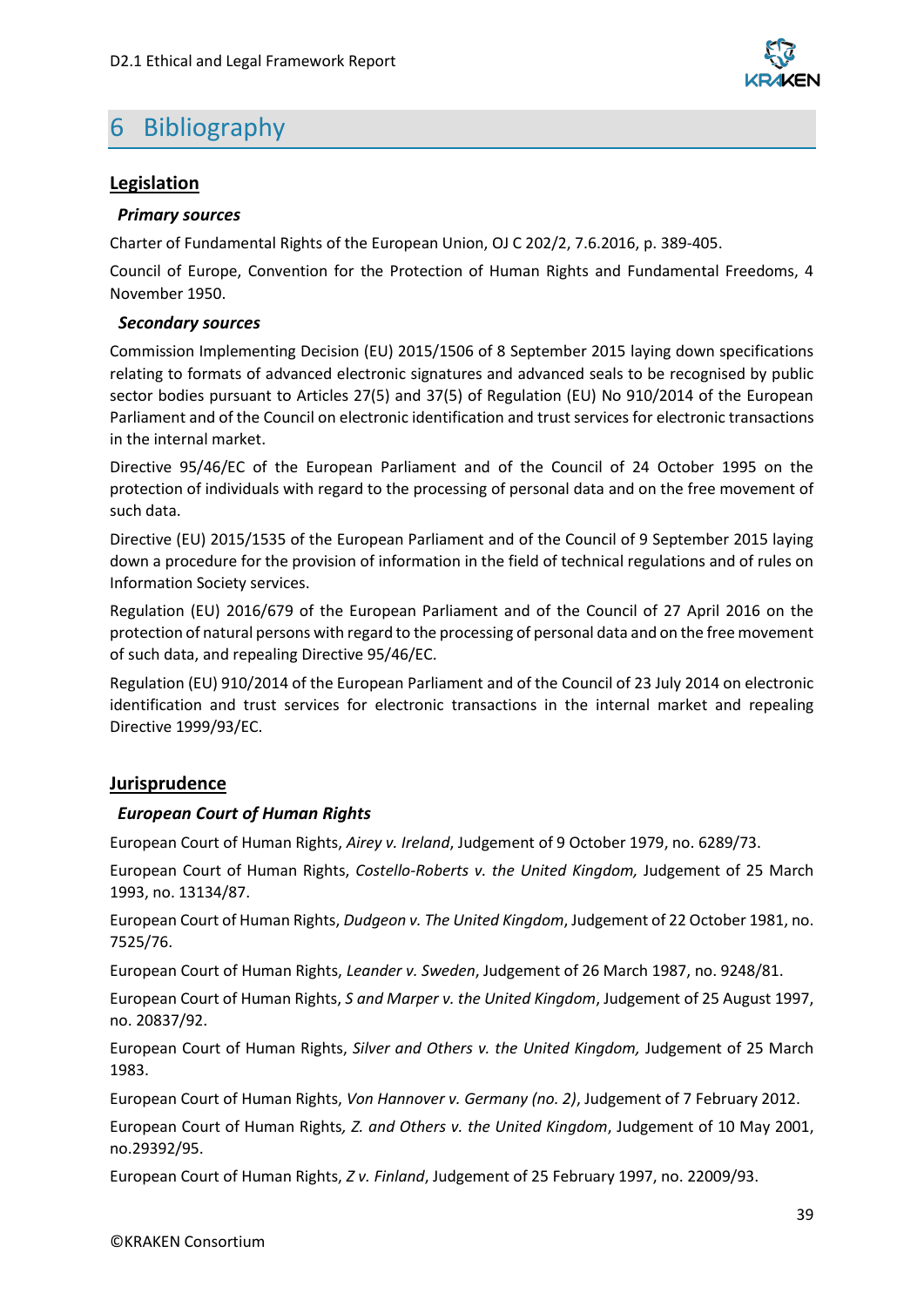# 6 Bibliography

## Legislation

### *Primary sources*

Charter of Fundamental Rights of the European Union, OJ C 202/2, 7.6.2016, p. 389-405.

Council of Europe, Convention for the Protection of Human Rights and Fundamental Freedoms, 4 November 1950.

### *Secondary sources*

Commission Implementing Decision (EU) 2015/1506 of 8 September 2015 laying down specifications relating to formats of advanced electronic signatures and advanced seals to be recognised by public sector bodies pursuant to Articles 27(5) and 37(5) of Regulation (EU) No 910/2014 of the European Parliament and of the Council on electronic identification and trust services for electronic transactions in the internal market.

Directive 95/46/EC of the European Parliament and of the Council of 24 October 1995 on the protection of individuals with regard to the processing of personal data and on the free movement of such data.

Directive (EU) 2015/1535 of the European Parliament and of the Council of 9 September 2015 laying down a procedure for the provision of information in the field of technical regulations and of rules on Information Society services.

Regulation (EU) 2016/679 of the European Parliament and of the Council of 27 April 2016 on the protection of natural persons with regard to the processing of personal data and on the free movement of such data, and repealing Directive 95/46/EC.

Regulation (EU) 910/2014 of the European Parliament and of the Council of 23 July 2014 on electronic identification and trust services for electronic transactions in the internal market and repealing Directive 1999/93/EC.

## Jurisprudence

### *European Court of Human Rights*

European Court of Human Rights, *Airey v. Ireland*, Judgement of 9 October 1979, no. 6289/73.

European Court of Human Rights, *Costello-Roberts v. the United Kingdom,* Judgement of 25 March 1993, no. 13134/87.

European Court of Human Rights, *Dudgeon v. The United Kingdom*, Judgement of 22 October 1981, no. 7525/76.

European Court of Human Rights, *Leander v. Sweden*, Judgement of 26 March 1987, no. 9248/81.

European Court of Human Rights, *S and Marper v. the United Kingdom*, Judgement of 25 August 1997, no. 20837/92.

European Court of Human Rights, *Silver and Others v. the United Kingdom,* Judgement of 25 March 1983.

European Court of Human Rights, *Von Hannover v. Germany (no. 2)*, Judgement of 7 February 2012.

European Court of Human Rights*, Z. and Others v. the United Kingdom*, Judgement of 10 May 2001, no.29392/95.

European Court of Human Rights, *Z v. Finland*, Judgement of 25 February 1997, no. 22009/93.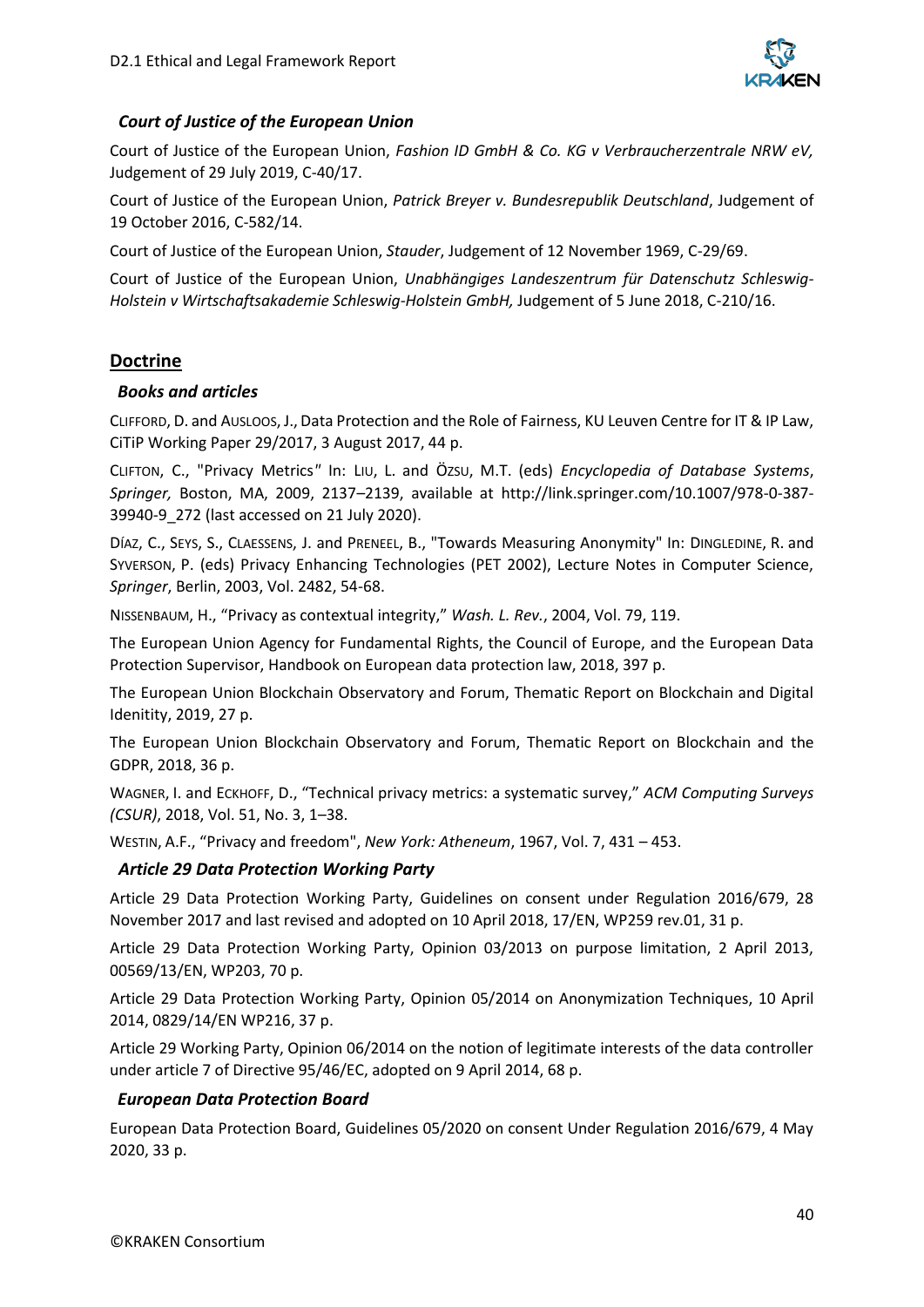### *Court of Justice of the European Union*

Court of Justice of the European Union, *Fashion ID GmbH & Co. KG v Verbraucherzentrale NRW eV,* Judgement of 29 July 2019, C-40/17.

Court of Justice of the European Union, *Patrick Breyer v. Bundesrepublik Deutschland*, Judgement of 19 October 2016, C-582/14.

Court of Justice of the European Union, *Stauder*, Judgement of 12 November 1969, C-29/69.

Court of Justice of the European Union, *Unabhängiges Landeszentrum für Datenschutz Schleswig-Holstein v Wirtschaftsakademie Schleswig-Holstein GmbH,* Judgement of 5 June 2018, C-210/16.

## Doctrine

### *Books and articles*

CLIFFORD, D. and AUSLOOS, J., Data Protection and the Role of Fairness, KU Leuven Centre for IT & IP Law, CiTiP Working Paper 29/2017, 3 August 2017, 44 p.

CLIFTON, C., "Privacy Metrics" In: LIU, L. and ÖZSU, M.T. (eds) *Encyclopedia of Database Systems*, *Springer,* Boston, MA, 2009, 2137–2139, available at http://link.springer.com/10.1007/978-0-387-39940-9_272 (last accessed on 21 July 2020).

DÍAZ, C., SEYS, S., CLAESSENS, J. and PRENEEL, B., "Towards Measuring Anonymity" In: DINGLEDINE, R. and SYVERSON, P. (eds) Privacy Enhancing Technologies (PET 2002), Lecture Notes in Computer Science, *Springer*, Berlin, 2003, Vol. 2482, 54-68.

NISSENBAUM, H., "Privacy as contextual integrity," *Wash. L. Rev.*, 2004, Vol. 79, 119.

The European Union Agency for Fundamental Rights, the Council of Europe, and the European Data Protection Supervisor, Handbook on European data protection law, 2018, 397 p.

The European Union Blockchain Observatory and Forum, Thematic Report on Blockchain and Digital Idenitity, 2019, 27 p.

The European Union Blockchain Observatory and Forum, Thematic Report on Blockchain and the GDPR, 2018, 36 p.

WAGNER, I. and ECKHOFF, D., "Technical privacy metrics: a systematic survey," *ACM Computing Surveys (CSUR)*, 2018, Vol. 51, No. 3, 1–38.

WESTIN, A.F., "Privacy and freedom", *New York: Atheneum*, 1967, Vol. 7, 431 – 453.

### *Article 29 Data Protection Working Party*

Article 29 Data Protection Working Party, Guidelines on consent under Regulation 2016/679, 28 November 2017 and last revised and adopted on 10 April 2018, 17/EN, WP259 rev.01, 31 p.

Article 29 Data Protection Working Party, Opinion 03/2013 on purpose limitation, 2 April 2013, 00569/13/EN, WP203, 70 p.

Article 29 Data Protection Working Party, Opinion 05/2014 on Anonymization Techniques, 10 April 2014, 0829/14/EN WP216, 37 p.

Article 29 Working Party, Opinion 06/2014 on the notion of legitimate interests of the data controller under article 7 of Directive 95/46/EC, adopted on 9 April 2014, 68 p.

### *European Data Protection Board*

European Data Protection Board, Guidelines 05/2020 on consent Under Regulation 2016/679, 4 May 2020, 33 p.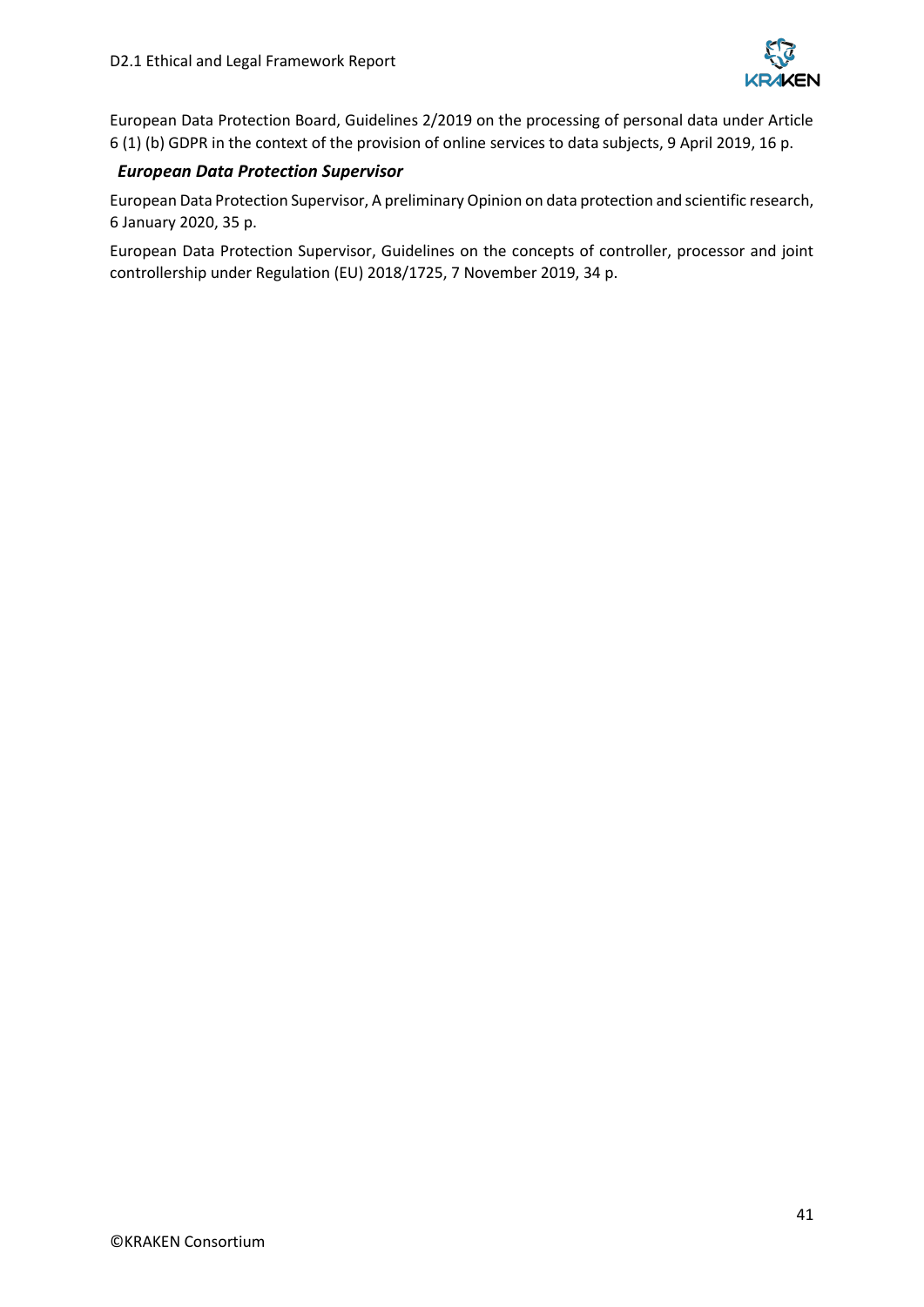European Data Protection Board, Guidelines 2/2019 on the processing of personal data under Article 6 (1) (b) GDPR in the context of the provision of online services to data subjects, 9 April 2019, 16 p.

***European Data Protection Supervisor***

European Data Protection Supervisor, A preliminary Opinion on data protection and scientific research, 6 January 2020, 35 p.

European Data Protection Supervisor, Guidelines on the concepts of controller, processor and joint controllership under Regulation (EU) 2018/1725, 7 November 2019, 34 p.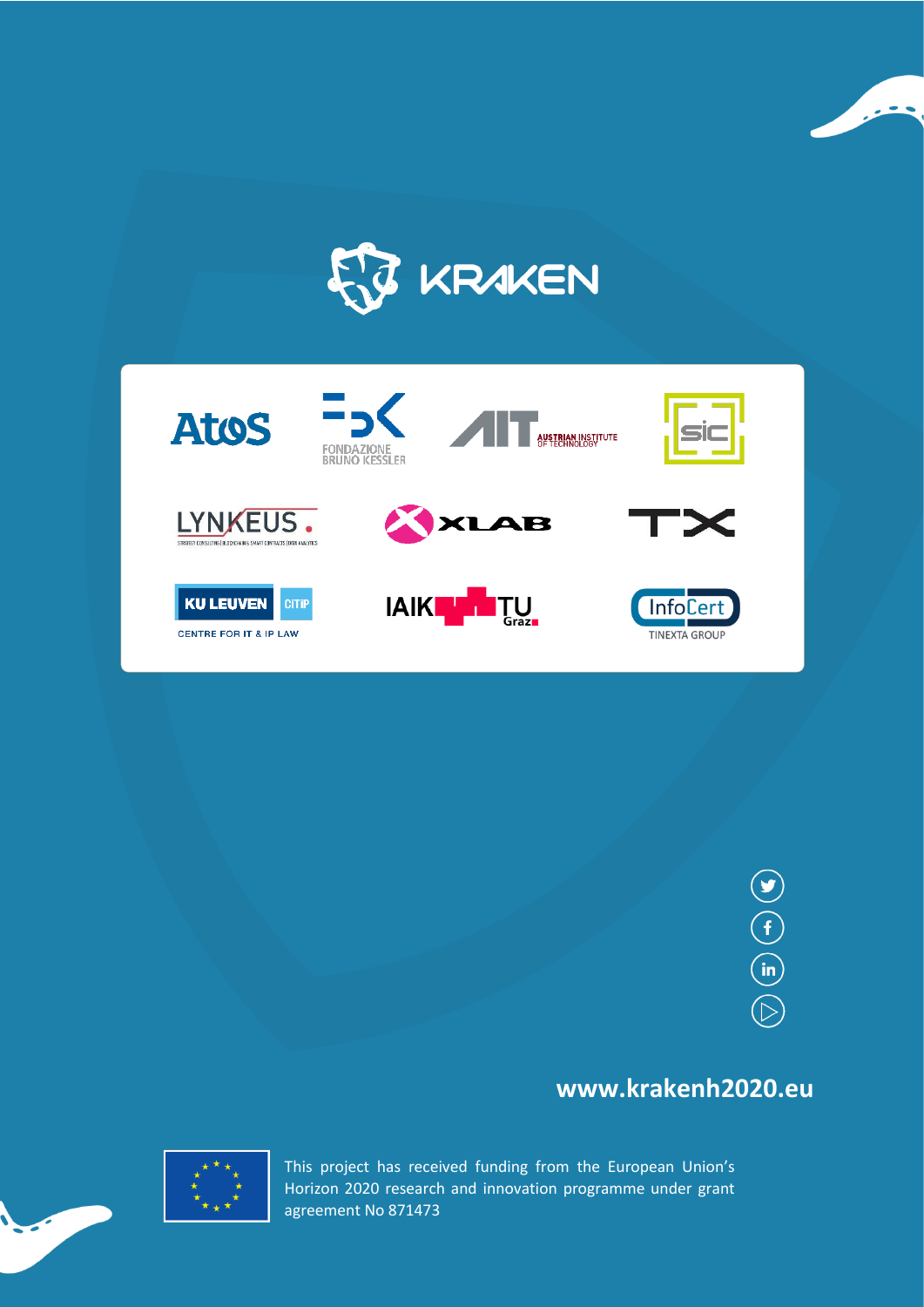KRAKEN

Atos

FONDAZIONE BRUNO KESSLER

AIT AUSTRIAN INSTITUTE OF TECHNOLOGY

sic

LYNKEUS.

XLAB

TX

KU LEUVEN CITIP

CENTRE FOR IT & IP LAW

IAIK TU Graz

InfoCert

TINEXTA GROUP

**www.krakenh2020.eu**

This project has received funding from the European Union's Horizon 2020 research and innovation programme under grant agreement No 871473